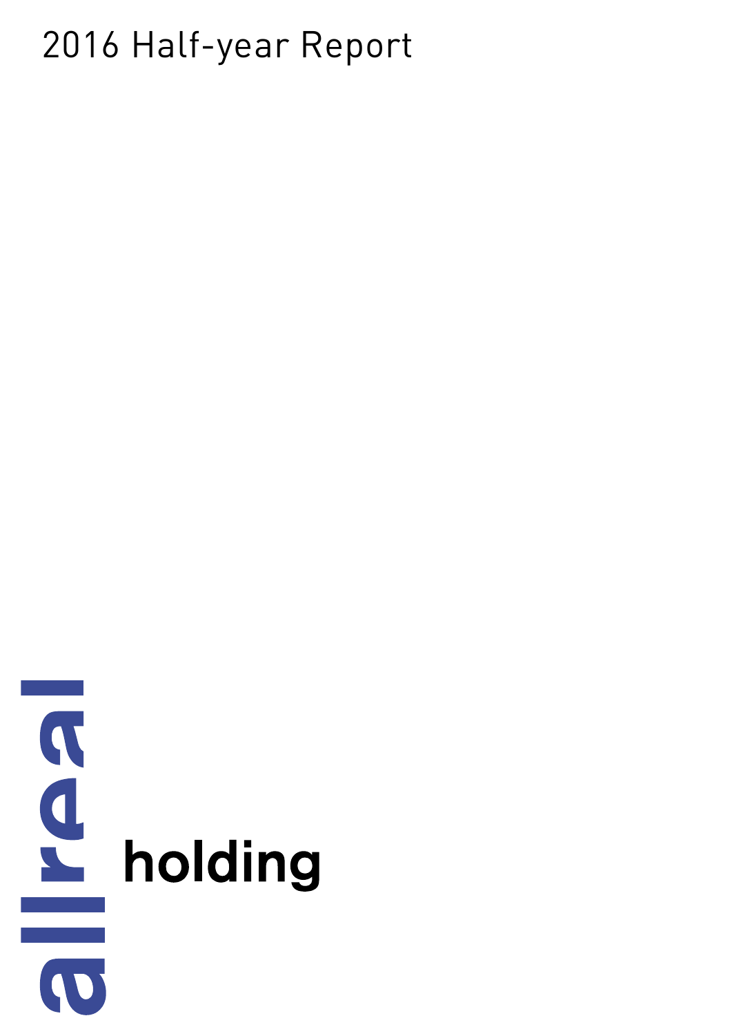# 2016 Half-year Report

allreal holding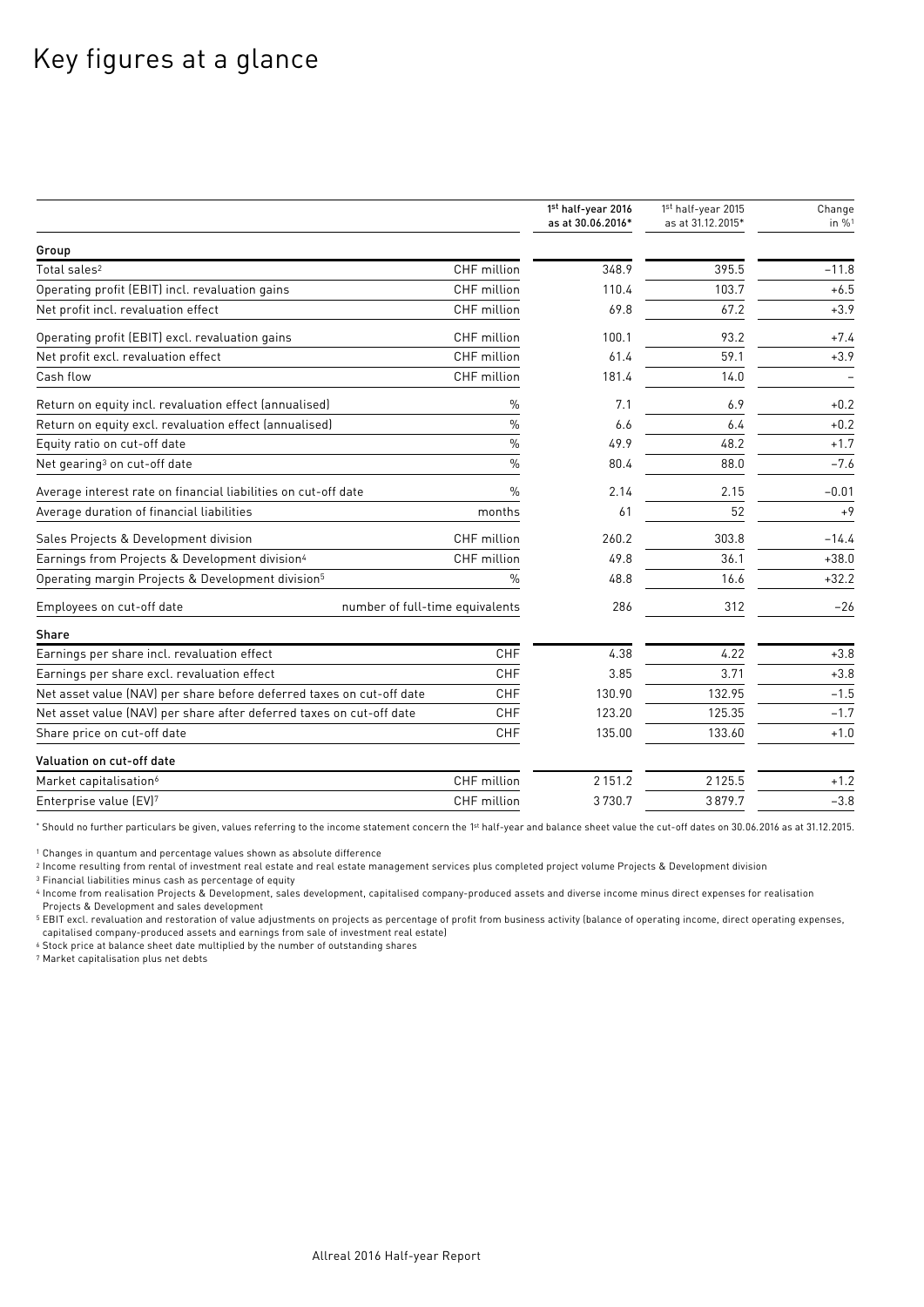# Key figures at a glance

| | | 1st half-year 2016 as at 30.06.2016* | 1st half-year 2015 as at 31.12.2015* | Change in %[1] |
|---|---|---|---|---|
| **Group** | | | | |
| Total sales[2] | CHF million | 348.9 | 395.5 | –11.8 |
| Operating profit (EBIT) incl. revaluation gains | CHF million | 110.4 | 103.7 | +6.5 |
| Net profit incl. revaluation effect | CHF million | 69.8 | 67.2 | +3.9 |
| Operating profit (EBIT) excl. revaluation gains | CHF million | 100.1 | 93.2 | +7.4 |
| Net profit excl. revaluation effect | CHF million | 61.4 | 59.1 | +3.9 |
| Cash flow | CHF million | 181.4 | 14.0 | – |
| Return on equity incl. revaluation effect (annualised) | % | 7.1 | 6.9 | +0.2 |
| Return on equity excl. revaluation effect (annualised) | % | 6.6 | 6.4 | +0.2 |
| Equity ratio on cut-off date | % | 49.9 | 48.2 | +1.7 |
| Net gearing[3] on cut-off date | % | 80.4 | 88.0 | –7.6 |
| Average interest rate on financial liabilities on cut-off date | % | 2.14 | 2.15 | –0.01 |
| Average duration of financial liabilities | months | 61 | 52 | +9 |
| Sales Projects & Development division | CHF million | 260.2 | 303.8 | –14.4 |
| Earnings from Projects & Development division[4] | CHF million | 49.8 | 36.1 | +38.0 |
| Operating margin Projects & Development division[5] | % | 48.8 | 16.6 | +32.2 |
| Employees on cut-off date | number of full-time equivalents | 286 | 312 | –26 |
| **Share** | | | | |
| Earnings per share incl. revaluation effect | CHF | 4.38 | 4.22 | +3.8 |
| Earnings per share excl. revaluation effect | CHF | 3.85 | 3.71 | +3.8 |
| Net asset value (NAV) per share before deferred taxes on cut-off date | CHF | 130.90 | 132.95 | –1.5 |
| Net asset value (NAV) per share after deferred taxes on cut-off date | CHF | 123.20 | 125.35 | –1.7 |
| Share price on cut-off date | CHF | 135.00 | 133.60 | +1.0 |
| **Valuation on cut-off date** | | | | |
| Market capitalisation[6] | CHF million | 2 151.2 | 2 125.5 | +1.2 |
| Enterprise value (EV)[7] | CHF million | 3 730.7 | 3 879.7 | –3.8 |

* Should no further particulars be given, values referring to the income statement concern the 1st half-year and balance sheet value the cut-off dates on 30.06.2016 as at 31.12.2015.

[1] Changes in quantum and percentage values shown as absolute difference

[2] Income resulting from rental of investment real estate and real estate management services plus completed project volume Projects & Development division

[3] Financial liabilities minus cash as percentage of equity

[4] Income from realisation Projects & Development, sales development, capitalised company-produced assets and diverse income minus direct expenses for realisation Projects & Development and sales development

[5] EBIT excl. revaluation and restoration of value adjustments on projects as percentage of profit from business activity (balance of operating income, direct operating expenses, capitalised company-produced assets and earnings from sale of investment real estate)

[6] Stock price at balance sheet date multiplied by the number of outstanding shares

[7] Market capitalisation plus net debts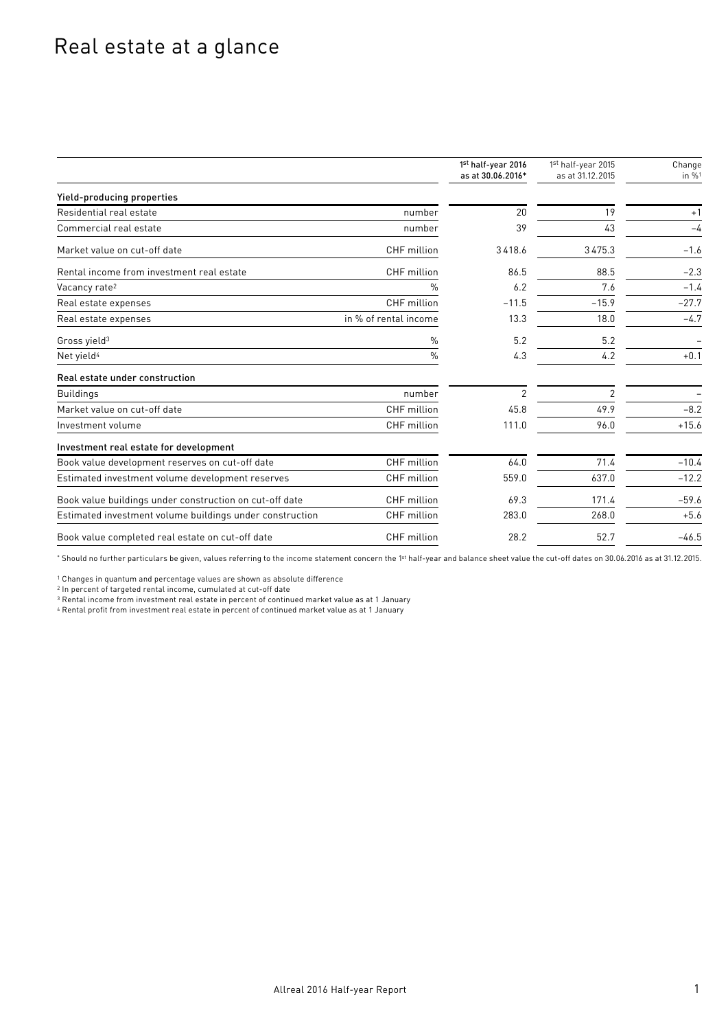# Real estate at a glance

| | | 1st half-year 2016 as at 30.06.2016* | 1st half-year 2015 as at 31.12.2015 | Change in %[1] |
|---|---|---|---|---|
| **Yield-producing properties** | | | | |
| Residential real estate | number | 20 | 19 | +1 |
| Commercial real estate | number | 39 | 43 | –4 |
| Market value on cut-off date | CHF million | 3418.6 | 3475.3 | –1.6 |
| Rental income from investment real estate | CHF million | 86.5 | 88.5 | –2.3 |
| Vacancy rate[2] | % | 6.2 | 7.6 | –1.4 |
| Real estate expenses | CHF million | –11.5 | –15.9 | –27.7 |
| Real estate expenses | in % of rental income | 13.3 | 18.0 | –4.7 |
| Gross yield[3] | % | 5.2 | 5.2 | – |
| Net yield[4] | % | 4.3 | 4.2 | +0.1 |
| **Real estate under construction** | | | | |
| Buildings | number | 2 | 2 | – |
| Market value on cut-off date | CHF million | 45.8 | 49.9 | –8.2 |
| Investment volume | CHF million | 111.0 | 96.0 | +15.6 |
| **Investment real estate for development** | | | | |
| Book value development reserves on cut-off date | CHF million | 64.0 | 71.4 | –10.4 |
| Estimated investment volume development reserves | CHF million | 559.0 | 637.0 | –12.2 |
| Book value buildings under construction on cut-off date | CHF million | 69.3 | 171.4 | –59.6 |
| Estimated investment volume buildings under construction | CHF million | 283.0 | 268.0 | +5.6 |
| Book value completed real estate on cut-off date | CHF million | 28.2 | 52.7 | –46.5 |

\* Should no further particulars be given, values referring to the income statement concern the 1st half-year and balance sheet value the cut-off dates on 30.06.2016 as at 31.12.2015.

[1] Changes in quantum and percentage values are shown as absolute difference
[2] In percent of targeted rental income, cumulated at cut-off date
[3] Rental income from investment real estate in percent of continued market value as at 1 January
[4] Rental profit from investment real estate in percent of continued market value as at 1 January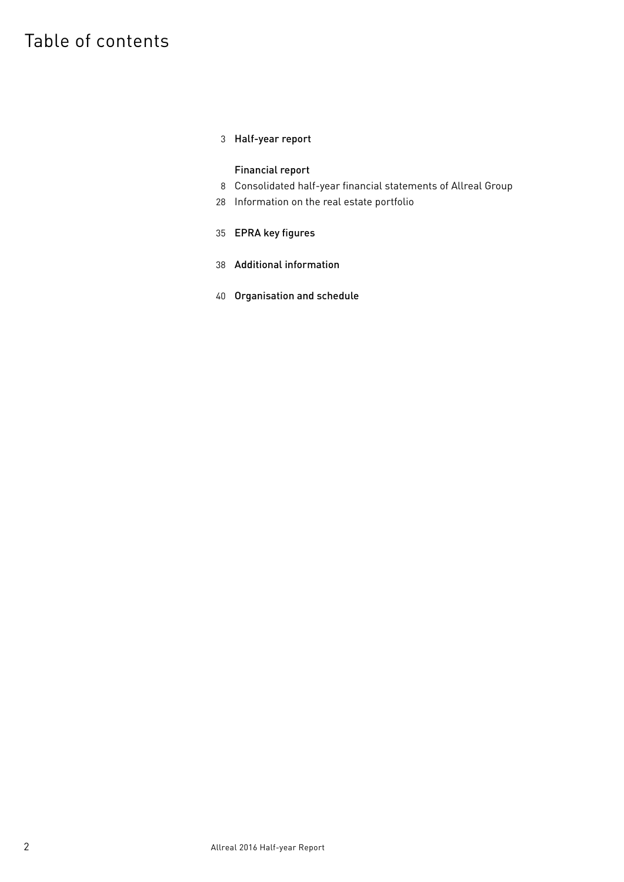# Table of contents

3 **Half-year report**

**Financial report**

8 Consolidated half-year financial statements of Allreal Group

28 Information on the real estate portfolio

35 **EPRA key figures**

38 **Additional information**

40 **Organisation and schedule**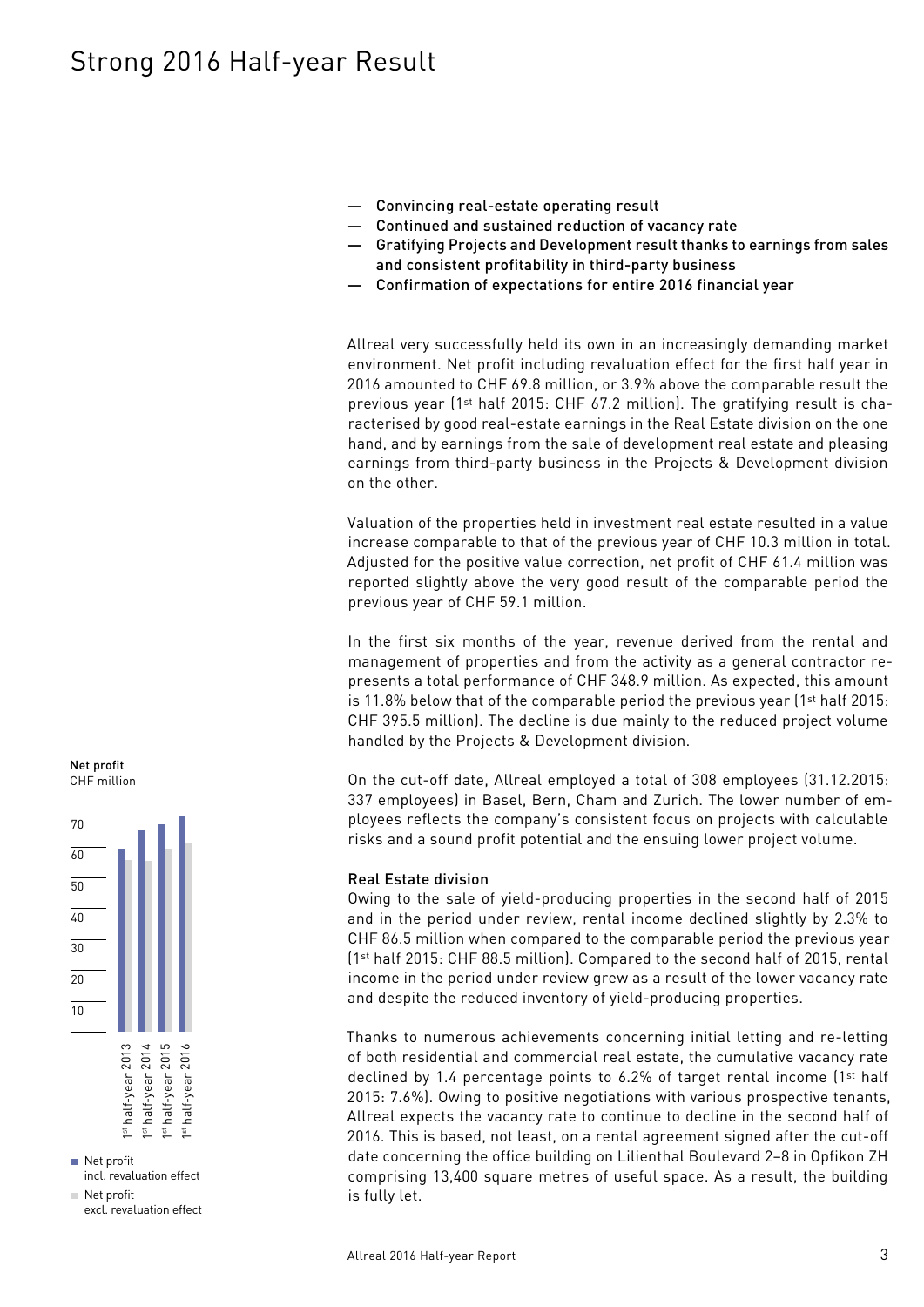# Strong 2016 Half-year Result

- Convincing real-estate operating result
- Continued and sustained reduction of vacancy rate
- Gratifying Projects and Development result thanks to earnings from sales and consistent profitability in third-party business
- Confirmation of expectations for entire 2016 financial year

Allreal very successfully held its own in an increasingly demanding market environment. Net profit including revaluation effect for the first half year in 2016 amounted to CHF 69.8 million, or 3.9% above the comparable result the previous year (1st half 2015: CHF 67.2 million). The gratifying result is characterised by good real-estate earnings in the Real Estate division on the one hand, and by earnings from the sale of development real estate and pleasing earnings from third-party business in the Projects & Development division on the other.

Valuation of the properties held in investment real estate resulted in a value increase comparable to that of the previous year of CHF 10.3 million in total. Adjusted for the positive value correction, net profit of CHF 61.4 million was reported slightly above the very good result of the comparable period the previous year of CHF 59.1 million.

In the first six months of the year, revenue derived from the rental and management of properties and from the activity as a general contractor represents a total performance of CHF 348.9 million. As expected, this amount is 11.8% below that of the comparable period the previous year (1st half 2015: CHF 395.5 million). The decline is due mainly to the reduced project volume handled by the Projects & Development division.

On the cut-off date, Allreal employed a total of 308 employees (31.12.2015: 337 employees) in Basel, Bern, Cham and Zurich. The lower number of employees reflects the company's consistent focus on projects with calculable risks and a sound profit potential and the ensuing lower project volume.

**Net profit**
CHF million

- Net profit incl. revaluation effect
- Net profit excl. revaluation effect

(1st half-year 2013, 1st half-year 2014, 1st half-year 2015, 1st half-year 2016)

### Real Estate division

Owing to the sale of yield-producing properties in the second half of 2015 and in the period under review, rental income declined slightly by 2.3% to CHF 86.5 million when compared to the comparable period the previous year (1st half 2015: CHF 88.5 million). Compared to the second half of 2015, rental income in the period under review grew as a result of the lower vacancy rate and despite the reduced inventory of yield-producing properties.

Thanks to numerous achievements concerning initial letting and re-letting of both residential and commercial real estate, the cumulative vacancy rate declined by 1.4 percentage points to 6.2% of target rental income (1st half 2015: 7.6%). Owing to positive negotiations with various prospective tenants, Allreal expects the vacancy rate to continue to decline in the second half of 2016. This is based, not least, on a rental agreement signed after the cut-off date concerning the office building on Lilienthal Boulevard 2–8 in Opfikon ZH comprising 13,400 square metres of useful space. As a result, the building is fully let.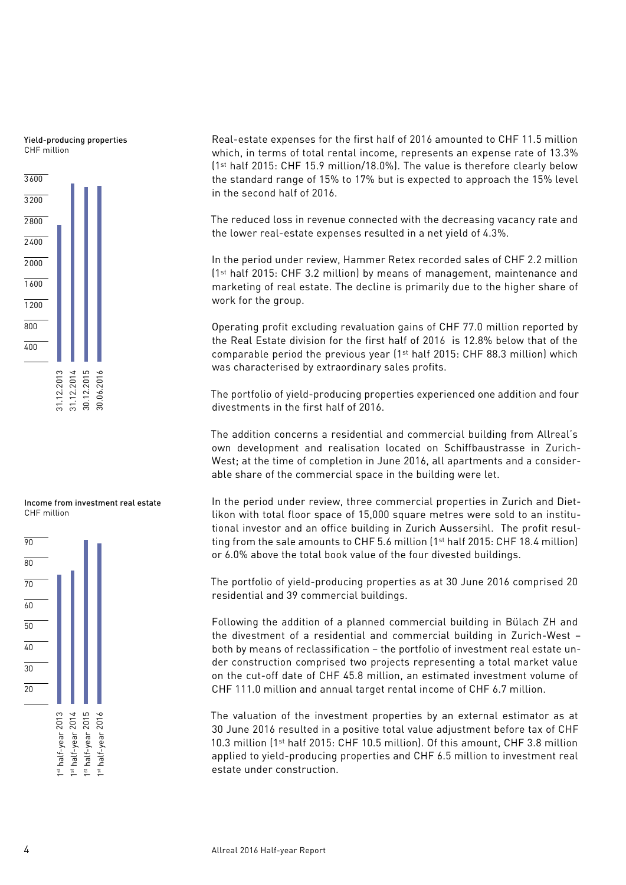Yield-producing properties
CHF million

Income from investment real estate
CHF million

Real-estate expenses for the first half of 2016 amounted to CHF 11.5 million which, in terms of total rental income, represents an expense rate of 13.3% (1st half 2015: CHF 15.9 million/18.0%). The value is therefore clearly below the standard range of 15% to 17% but is expected to approach the 15% level in the second half of 2016.

The reduced loss in revenue connected with the decreasing vacancy rate and the lower real-estate expenses resulted in a net yield of 4.3%.

In the period under review, Hammer Retex recorded sales of CHF 2.2 million (1st half 2015: CHF 3.2 million) by means of management, maintenance and marketing of real estate. The decline is primarily due to the higher share of work for the group.

Operating profit excluding revaluation gains of CHF 77.0 million reported by the Real Estate division for the first half of 2016 is 12.8% below that of the comparable period the previous year (1st half 2015: CHF 88.3 million) which was characterised by extraordinary sales profits.

The portfolio of yield-producing properties experienced one addition and four divestments in the first half of 2016.

The addition concerns a residential and commercial building from Allreal's own development and realisation located on Schiffbaustrasse in Zurich-West; at the time of completion in June 2016, all apartments and a considerable share of the commercial space in the building were let.

In the period under review, three commercial properties in Zurich and Dietlikon with total floor space of 15,000 square metres were sold to an institutional investor and an office building in Zurich Aussersihl. The profit resulting from the sale amounts to CHF 5.6 million (1st half 2015: CHF 18.4 million) or 6.0% above the total book value of the four divested buildings.

The portfolio of yield-producing properties as at 30 June 2016 comprised 20 residential and 39 commercial buildings.

Following the addition of a planned commercial building in Bülach ZH and the divestment of a residential and commercial building in Zurich-West – both by means of reclassification – the portfolio of investment real estate under construction comprised two projects representing a total market value on the cut-off date of CHF 45.8 million, an estimated investment volume of CHF 111.0 million and annual target rental income of CHF 6.7 million.

The valuation of the investment properties by an external estimator as at 30 June 2016 resulted in a positive total value adjustment before tax of CHF 10.3 million (1st half 2015: CHF 10.5 million). Of this amount, CHF 3.8 million applied to yield-producing properties and CHF 6.5 million to investment real estate under construction.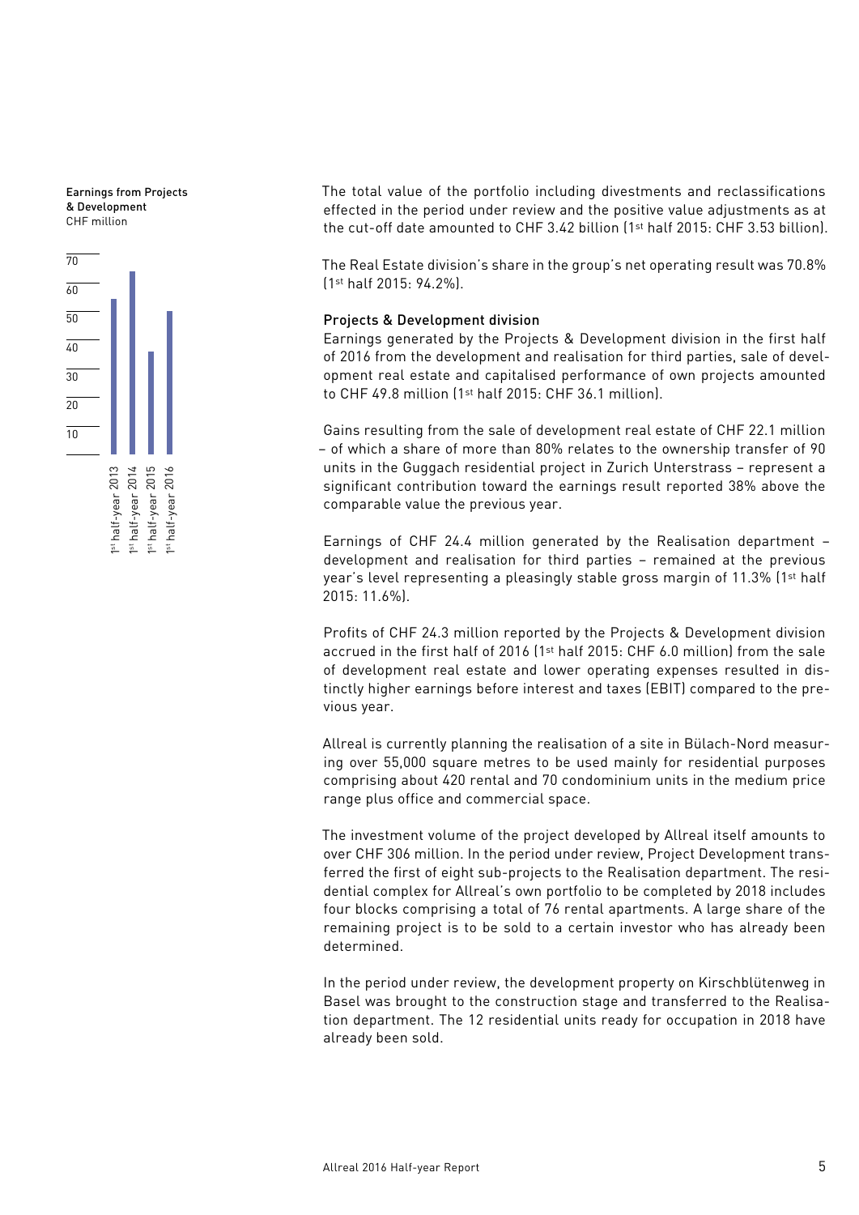Earnings from Projects & Development
CHF million

The total value of the portfolio including divestments and reclassifications effected in the period under review and the positive value adjustments as at the cut-off date amounted to CHF 3.42 billion (1st half 2015: CHF 3.53 billion).

The Real Estate division's share in the group's net operating result was 70.8% (1st half 2015: 94.2%).

### Projects & Development division

Earnings generated by the Projects & Development division in the first half of 2016 from the development and realisation for third parties, sale of development real estate and capitalised performance of own projects amounted to CHF 49.8 million (1st half 2015: CHF 36.1 million).

Gains resulting from the sale of development real estate of CHF 22.1 million – of which a share of more than 80% relates to the ownership transfer of 90 units in the Guggach residential project in Zurich Unterstrass – represent a significant contribution toward the earnings result reported 38% above the comparable value the previous year.

Earnings of CHF 24.4 million generated by the Realisation department – development and realisation for third parties – remained at the previous year's level representing a pleasingly stable gross margin of 11.3% (1st half 2015: 11.6%).

Profits of CHF 24.3 million reported by the Projects & Development division accrued in the first half of 2016 (1st half 2015: CHF 6.0 million) from the sale of development real estate and lower operating expenses resulted in distinctly higher earnings before interest and taxes (EBIT) compared to the previous year.

Allreal is currently planning the realisation of a site in Bülach-Nord measuring over 55,000 square metres to be used mainly for residential purposes comprising about 420 rental and 70 condominium units in the medium price range plus office and commercial space.

The investment volume of the project developed by Allreal itself amounts to over CHF 306 million. In the period under review, Project Development transferred the first of eight sub-projects to the Realisation department. The residential complex for Allreal's own portfolio to be completed by 2018 includes four blocks comprising a total of 76 rental apartments. A large share of the remaining project is to be sold to a certain investor who has already been determined.

In the period under review, the development property on Kirschblütenweg in Basel was brought to the construction stage and transferred to the Realisation department. The 12 residential units ready for occupation in 2018 have already been sold.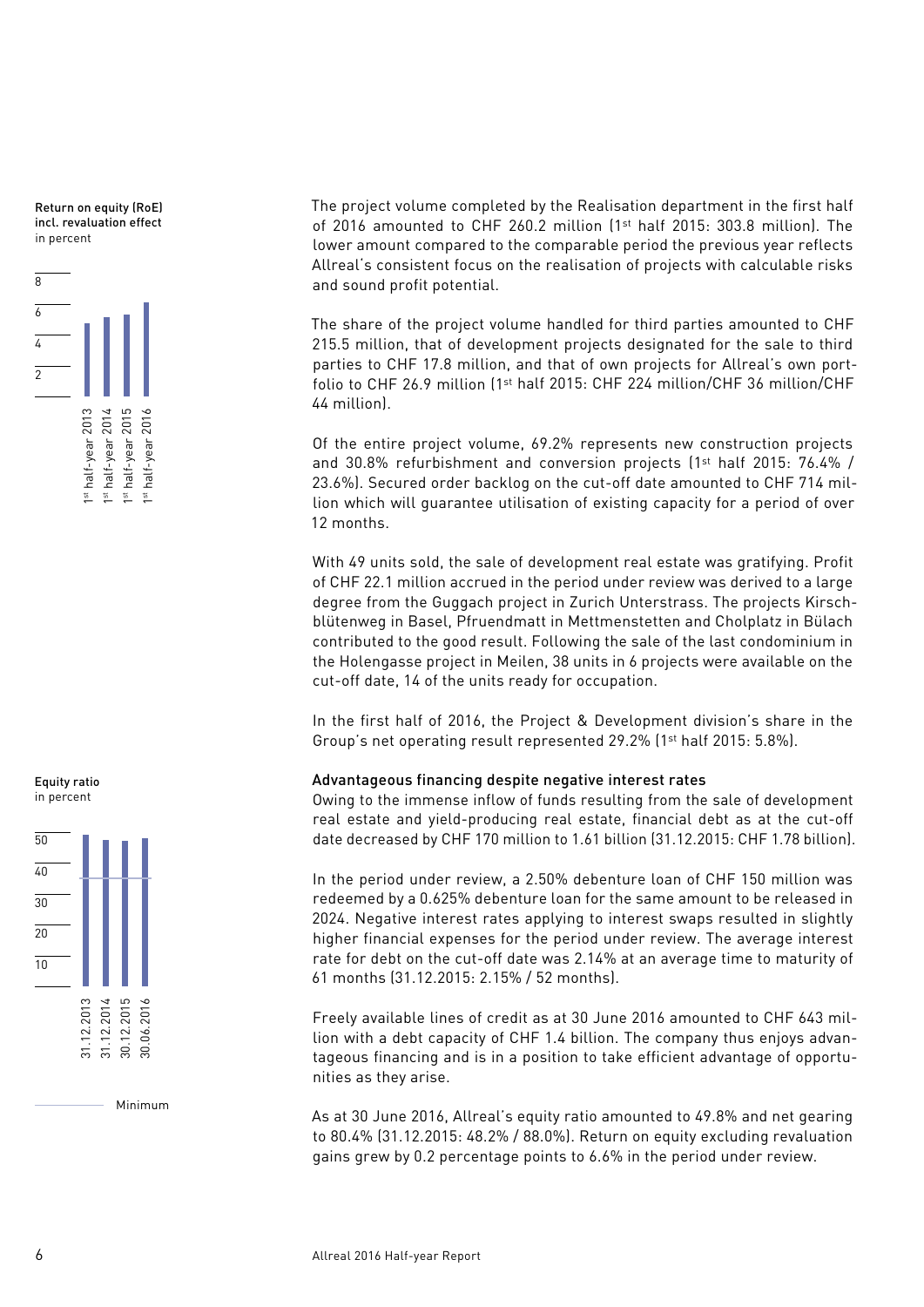Return on equity (RoE) incl. revaluation effect
in percent

Equity ratio
in percent

Minimum

The project volume completed by the Realisation department in the first half of 2016 amounted to CHF 260.2 million (1st half 2015: 303.8 million). The lower amount compared to the comparable period the previous year reflects Allreal's consistent focus on the realisation of projects with calculable risks and sound profit potential.

The share of the project volume handled for third parties amounted to CHF 215.5 million, that of development projects designated for the sale to third parties to CHF 17.8 million, and that of own projects for Allreal's own portfolio to CHF 26.9 million (1st half 2015: CHF 224 million/CHF 36 million/CHF 44 million).

Of the entire project volume, 69.2% represents new construction projects and 30.8% refurbishment and conversion projects (1st half 2015: 76.4% / 23.6%). Secured order backlog on the cut-off date amounted to CHF 714 million which will guarantee utilisation of existing capacity for a period of over 12 months.

With 49 units sold, the sale of development real estate was gratifying. Profit of CHF 22.1 million accrued in the period under review was derived to a large degree from the Guggach project in Zurich Unterstrass. The projects Kirschblütenweg in Basel, Pfruendmatt in Mettmenstetten and Cholplatz in Bülach contributed to the good result. Following the sale of the last condominium in the Holengasse project in Meilen, 38 units in 6 projects were available on the cut-off date, 14 of the units ready for occupation.

In the first half of 2016, the Project & Development division's share in the Group's net operating result represented 29.2% (1st half 2015: 5.8%).

### Advantageous financing despite negative interest rates

Owing to the immense inflow of funds resulting from the sale of development real estate and yield-producing real estate, financial debt as at the cut-off date decreased by CHF 170 million to 1.61 billion (31.12.2015: CHF 1.78 billion).

In the period under review, a 2.50% debenture loan of CHF 150 million was redeemed by a 0.625% debenture loan for the same amount to be released in 2024. Negative interest rates applying to interest swaps resulted in slightly higher financial expenses for the period under review. The average interest rate for debt on the cut-off date was 2.14% at an average time to maturity of 61 months (31.12.2015: 2.15% / 52 months).

Freely available lines of credit as at 30 June 2016 amounted to CHF 643 million with a debt capacity of CHF 1.4 billion. The company thus enjoys advantageous financing and is in a position to take efficient advantage of opportunities as they arise.

As at 30 June 2016, Allreal's equity ratio amounted to 49.8% and net gearing to 80.4% (31.12.2015: 48.2% / 88.0%). Return on equity excluding revaluation gains grew by 0.2 percentage points to 6.6% in the period under review.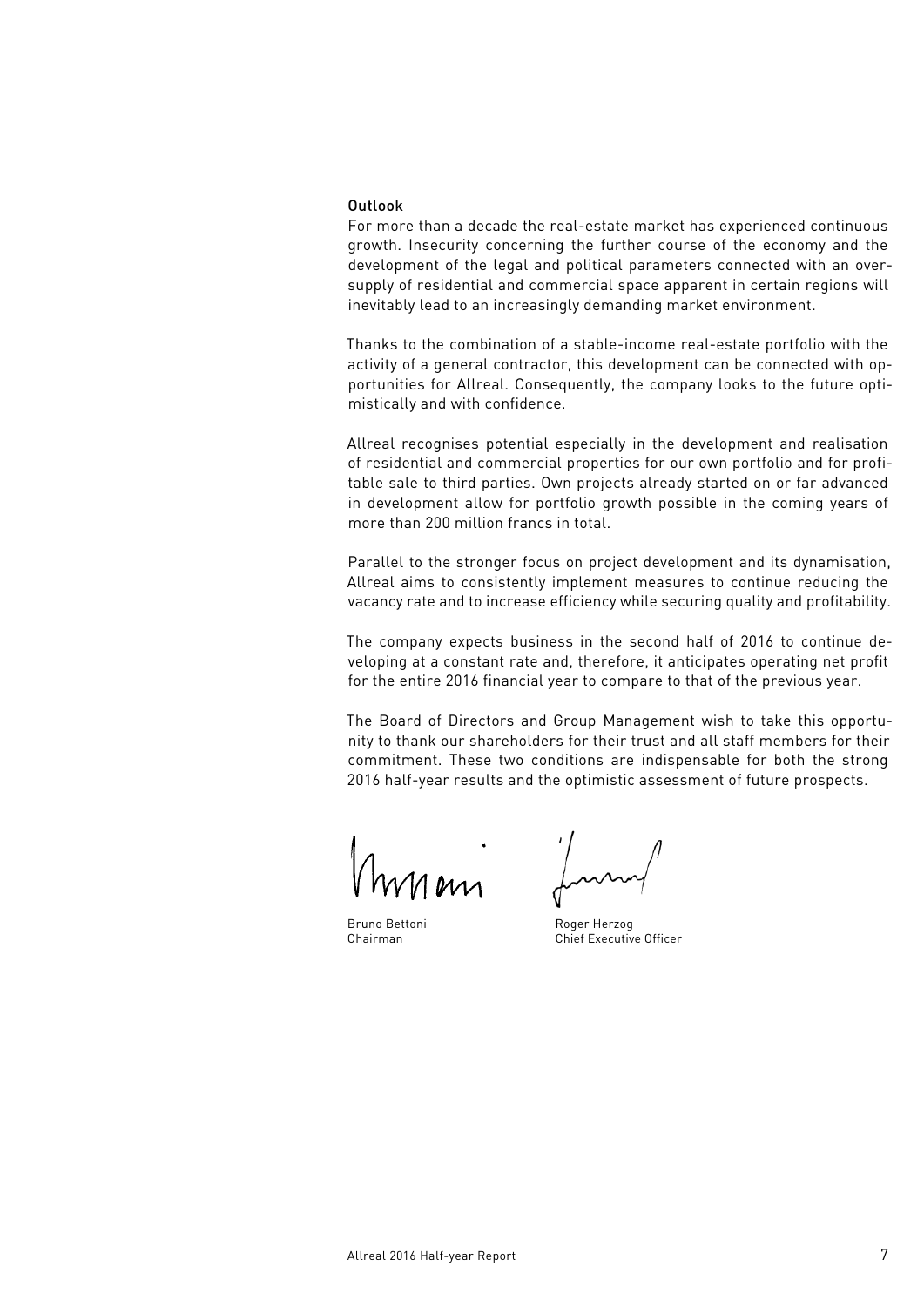### Outlook

For more than a decade the real-estate market has experienced continuous growth. Insecurity concerning the further course of the economy and the development of the legal and political parameters connected with an oversupply of residential and commercial space apparent in certain regions will inevitably lead to an increasingly demanding market environment.

Thanks to the combination of a stable-income real-estate portfolio with the activity of a general contractor, this development can be connected with opportunities for Allreal. Consequently, the company looks to the future optimistically and with confidence.

Allreal recognises potential especially in the development and realisation of residential and commercial properties for our own portfolio and for profitable sale to third parties. Own projects already started on or far advanced in development allow for portfolio growth possible in the coming years of more than 200 million francs in total.

Parallel to the stronger focus on project development and its dynamisation, Allreal aims to consistently implement measures to continue reducing the vacancy rate and to increase efficiency while securing quality and profitability.

The company expects business in the second half of 2016 to continue developing at a constant rate and, therefore, it anticipates operating net profit for the entire 2016 financial year to compare to that of the previous year.

The Board of Directors and Group Management wish to take this opportunity to thank our shareholders for their trust and all staff members for their commitment. These two conditions are indispensable for both the strong 2016 half-year results and the optimistic assessment of future prospects.

Bruno Bettoni
Chairman

Roger Herzog
Chief Executive Officer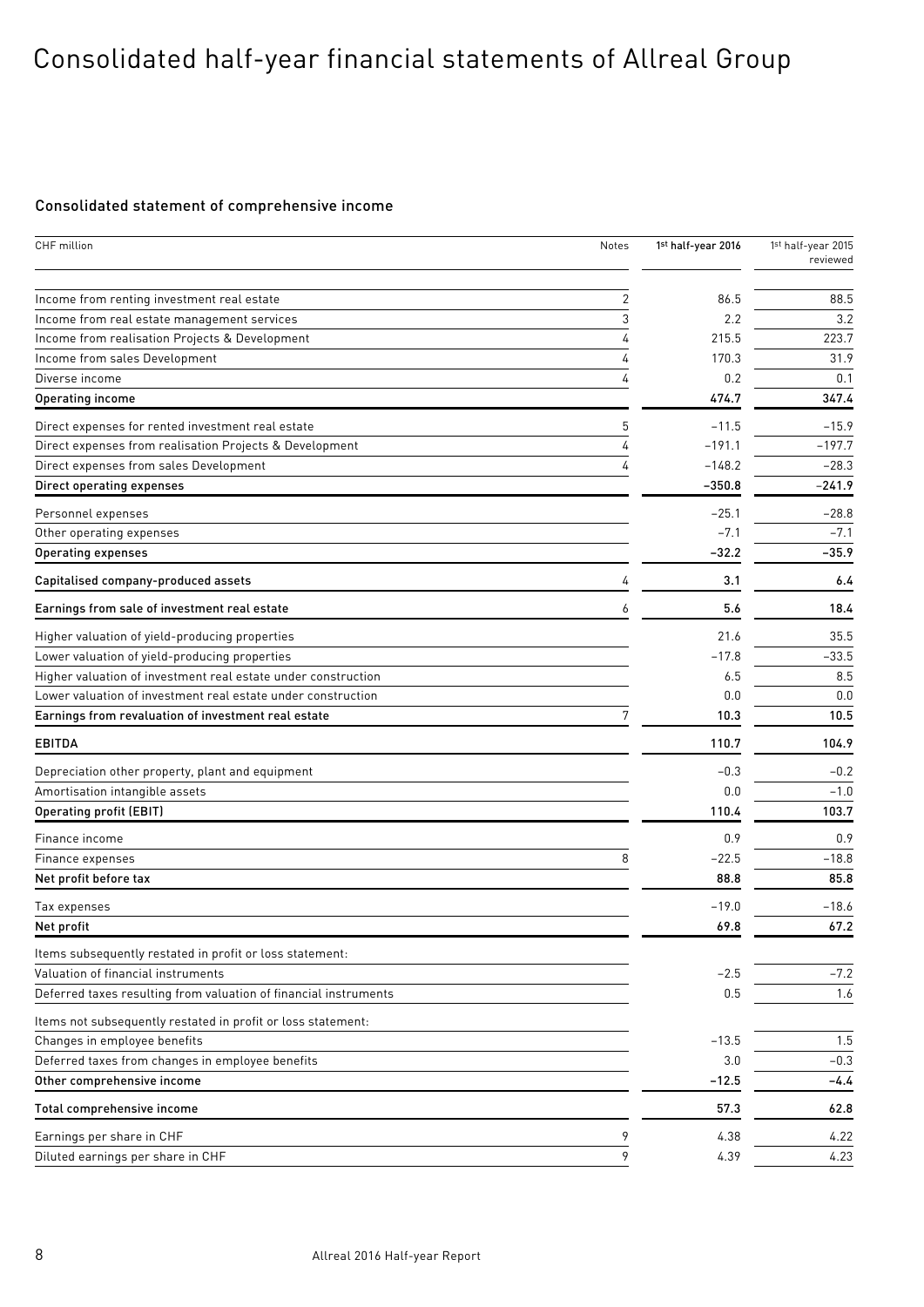# Consolidated half-year financial statements of Allreal Group

## Consolidated statement of comprehensive income

| CHF million | Notes | 1st half-year 2016 | 1st half-year 2015 reviewed |
|---|---|---|---|
| Income from renting investment real estate | 2 | 86.5 | 88.5 |
| Income from real estate management services | 3 | 2.2 | 3.2 |
| Income from realisation Projects & Development | 4 | 215.5 | 223.7 |
| Income from sales Development | 4 | 170.3 | 31.9 |
| Diverse income | 4 | 0.2 | 0.1 |
| **Operating income** | | **474.7** | **347.4** |
| Direct expenses for rented investment real estate | 5 | –11.5 | –15.9 |
| Direct expenses from realisation Projects & Development | 4 | –191.1 | –197.7 |
| Direct expenses from sales Development | 4 | –148.2 | –28.3 |
| **Direct operating expenses** | | **–350.8** | **–241.9** |
| Personnel expenses | | –25.1 | –28.8 |
| Other operating expenses | | –7.1 | –7.1 |
| **Operating expenses** | | **–32.2** | **–35.9** |
| **Capitalised company-produced assets** | 4 | **3.1** | **6.4** |
| **Earnings from sale of investment real estate** | 6 | **5.6** | **18.4** |
| Higher valuation of yield-producing properties | | 21.6 | 35.5 |
| Lower valuation of yield-producing properties | | –17.8 | –33.5 |
| Higher valuation of investment real estate under construction | | 6.5 | 8.5 |
| Lower valuation of investment real estate under construction | | 0.0 | 0.0 |
| **Earnings from revaluation of investment real estate** | 7 | **10.3** | **10.5** |
| **EBITDA** | | **110.7** | **104.9** |
| Depreciation other property, plant and equipment | | –0.3 | –0.2 |
| Amortisation intangible assets | | 0.0 | –1.0 |
| **Operating profit (EBIT)** | | **110.4** | **103.7** |
| Finance income | | 0.9 | 0.9 |
| Finance expenses | 8 | –22.5 | –18.8 |
| **Net profit before tax** | | **88.8** | **85.8** |
| Tax expenses | | –19.0 | –18.6 |
| **Net profit** | | **69.8** | **67.2** |
| Items subsequently restated in profit or loss statement: | | | |
| Valuation of financial instruments | | –2.5 | –7.2 |
| Deferred taxes resulting from valuation of financial instruments | | 0.5 | 1.6 |
| Items not subsequently restated in profit or loss statement: | | | |
| Changes in employee benefits | | –13.5 | 1.5 |
| Deferred taxes from changes in employee benefits | | 3.0 | –0.3 |
| **Other comprehensive income** | | **–12.5** | **–4.4** |
| **Total comprehensive income** | | **57.3** | **62.8** |
| Earnings per share in CHF | 9 | 4.38 | 4.22 |
| Diluted earnings per share in CHF | 9 | 4.39 | 4.23 |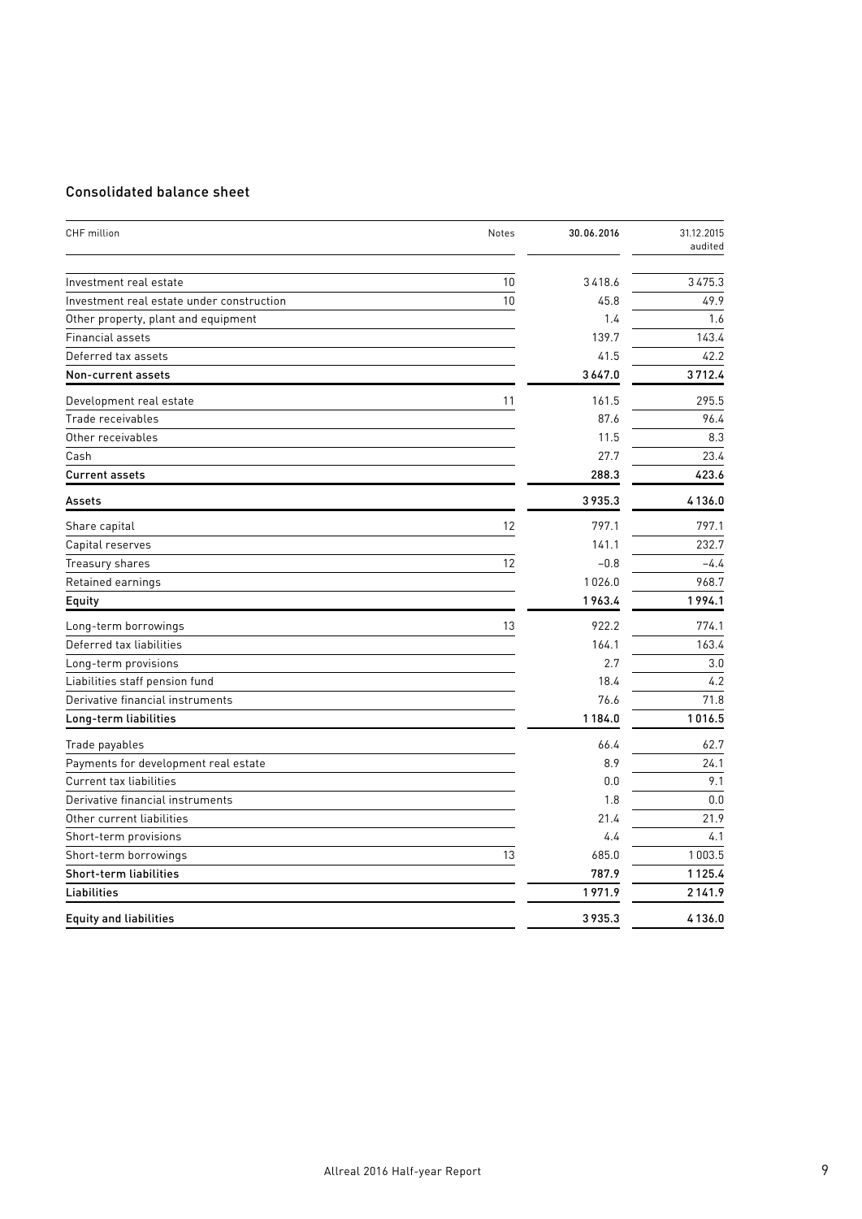## Consolidated balance sheet

| CHF million | Notes | 30.06.2016 | 31.12.2015 audited |
|---|---|---|---|
| Investment real estate | 10 | 3418.6 | 3475.3 |
| Investment real estate under construction | 10 | 45.8 | 49.9 |
| Other property, plant and equipment | | 1.4 | 1.6 |
| Financial assets | | 139.7 | 143.4 |
| Deferred tax assets | | 41.5 | 42.2 |
| **Non-current assets** | | **3647.0** | **3712.4** |
| Development real estate | 11 | 161.5 | 295.5 |
| Trade receivables | | 87.6 | 96.4 |
| Other receivables | | 11.5 | 8.3 |
| Cash | | 27.7 | 23.4 |
| **Current assets** | | **288.3** | **423.6** |
| **Assets** | | **3935.3** | **4136.0** |
| Share capital | 12 | 797.1 | 797.1 |
| Capital reserves | | 141.1 | 232.7 |
| Treasury shares | 12 | −0.8 | −4.4 |
| Retained earnings | | 1026.0 | 968.7 |
| **Equity** | | **1963.4** | **1994.1** |
| Long-term borrowings | 13 | 922.2 | 774.1 |
| Deferred tax liabilities | | 164.1 | 163.4 |
| Long-term provisions | | 2.7 | 3.0 |
| Liabilities staff pension fund | | 18.4 | 4.2 |
| Derivative financial instruments | | 76.6 | 71.8 |
| **Long-term liabilities** | | **1184.0** | **1016.5** |
| Trade payables | | 66.4 | 62.7 |
| Payments for development real estate | | 8.9 | 24.1 |
| Current tax liabilities | | 0.0 | 9.1 |
| Derivative financial instruments | | 1.8 | 0.0 |
| Other current liabilities | | 21.4 | 21.9 |
| Short-term provisions | | 4.4 | 4.1 |
| Short-term borrowings | 13 | 685.0 | 1003.5 |
| **Short-term liabilities** | | **787.9** | **1125.4** |
| **Liabilities** | | **1971.9** | **2141.9** |
| **Equity and liabilities** | | **3935.3** | **4136.0** |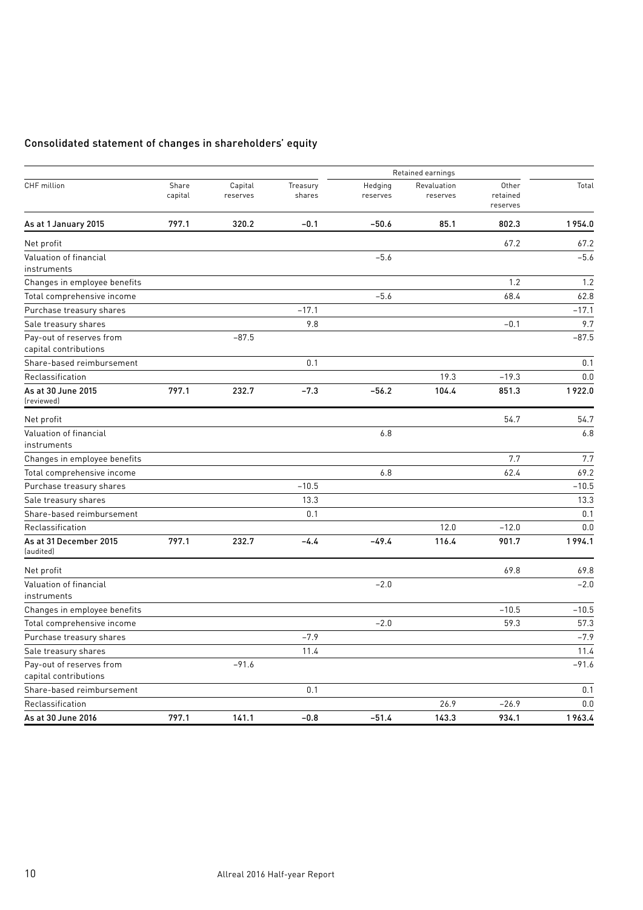## Consolidated statement of changes in shareholders' equity

| | | | | Retained earnings | | | |
|---|---|---|---|---|---|---|---|
| CHF million | Share capital | Capital reserves | Treasury shares | Hedging reserves | Revaluation reserves | Other retained reserves | Total |
| **As at 1 January 2015** | **797.1** | **320.2** | **–0.1** | **–50.6** | **85.1** | **802.3** | **1 954.0** |
| Net profit | | | | | | 67.2 | 67.2 |
| Valuation of financial instruments | | | | –5.6 | | | –5.6 |
| Changes in employee benefits | | | | | | 1.2 | 1.2 |
| Total comprehensive income | | | | –5.6 | | 68.4 | 62.8 |
| Purchase treasury shares | | | –17.1 | | | | –17.1 |
| Sale treasury shares | | | 9.8 | | | –0.1 | 9.7 |
| Pay-out of reserves from capital contributions | | –87.5 | | | | | –87.5 |
| Share-based reimbursement | | | 0.1 | | | | 0.1 |
| Reclassification | | | | | 19.3 | –19.3 | 0.0 |
| **As at 30 June 2015** (reviewed) | **797.1** | **232.7** | **–7.3** | **–56.2** | **104.4** | **851.3** | **1 922.0** |
| Net profit | | | | | | 54.7 | 54.7 |
| Valuation of financial instruments | | | | 6.8 | | | 6.8 |
| Changes in employee benefits | | | | | | 7.7 | 7.7 |
| Total comprehensive income | | | | 6.8 | | 62.4 | 69.2 |
| Purchase treasury shares | | | –10.5 | | | | –10.5 |
| Sale treasury shares | | | 13.3 | | | | 13.3 |
| Share-based reimbursement | | | 0.1 | | | | 0.1 |
| Reclassification | | | | | 12.0 | –12.0 | 0.0 |
| **As at 31 December 2015** (audited) | **797.1** | **232.7** | **–4.4** | **–49.4** | **116.4** | **901.7** | **1 994.1** |
| Net profit | | | | | | 69.8 | 69.8 |
| Valuation of financial instruments | | | | –2.0 | | | –2.0 |
| Changes in employee benefits | | | | | | –10.5 | –10.5 |
| Total comprehensive income | | | | –2.0 | | 59.3 | 57.3 |
| Purchase treasury shares | | | –7.9 | | | | –7.9 |
| Sale treasury shares | | | 11.4 | | | | 11.4 |
| Pay-out of reserves from capital contributions | | –91.6 | | | | | –91.6 |
| Share-based reimbursement | | | 0.1 | | | | 0.1 |
| Reclassification | | | | | 26.9 | –26.9 | 0.0 |
| **As at 30 June 2016** | **797.1** | **141.1** | **–0.8** | **–51.4** | **143.3** | **934.1** | **1 963.4** |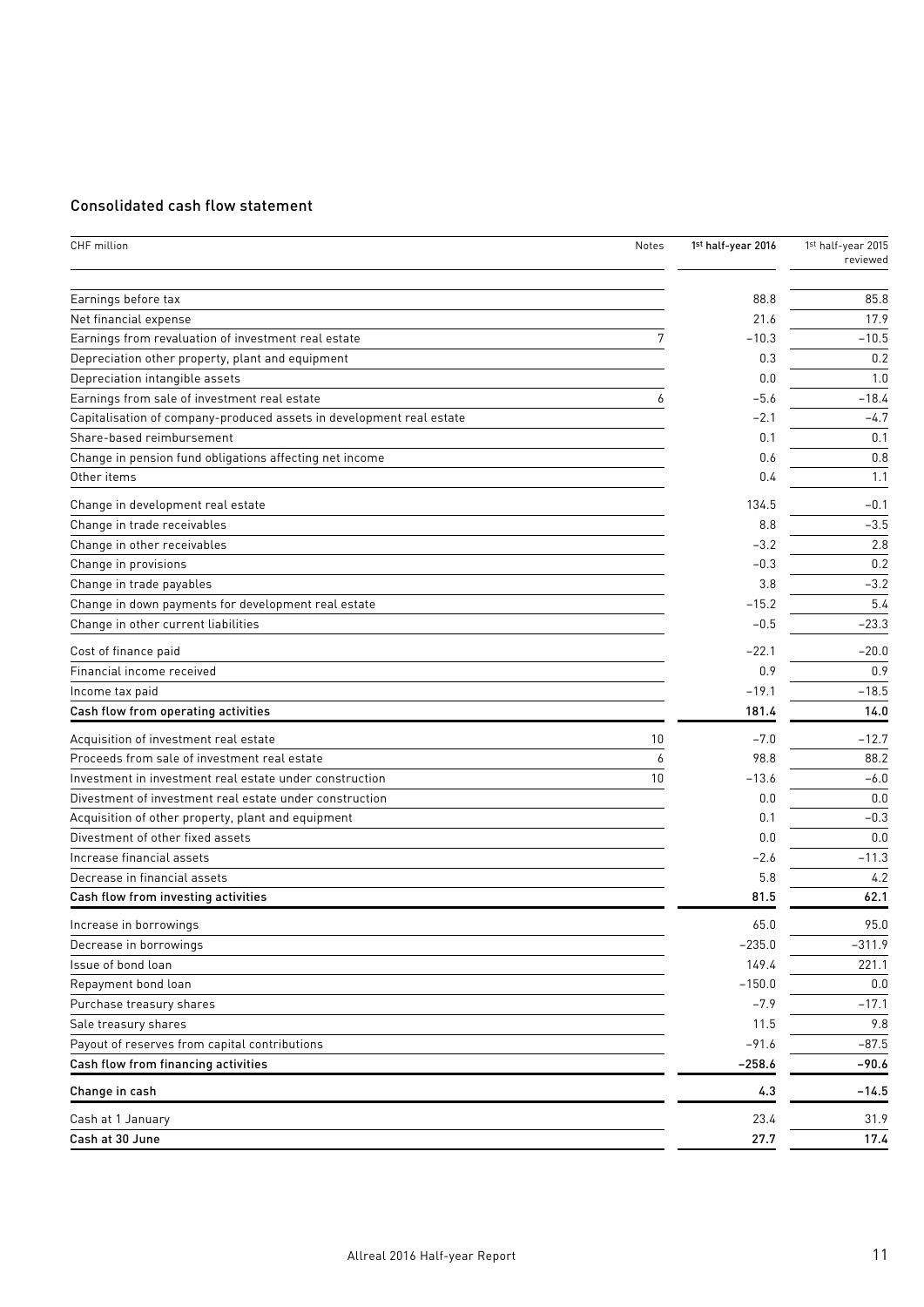## Consolidated cash flow statement

| CHF million | Notes | 1st half-year 2016 | 1st half-year 2015 reviewed |
|---|---|---|---|
| Earnings before tax | | 88.8 | 85.8 |
| Net financial expense | | 21.6 | 17.9 |
| Earnings from revaluation of investment real estate | 7 | −10.3 | −10.5 |
| Depreciation other property, plant and equipment | | 0.3 | 0.2 |
| Depreciation intangible assets | | 0.0 | 1.0 |
| Earnings from sale of investment real estate | 6 | −5.6 | −18.4 |
| Capitalisation of company-produced assets in development real estate | | −2.1 | −4.7 |
| Share-based reimbursement | | 0.1 | 0.1 |
| Change in pension fund obligations affecting net income | | 0.6 | 0.8 |
| Other items | | 0.4 | 1.1 |
| Change in development real estate | | 134.5 | −0.1 |
| Change in trade receivables | | 8.8 | −3.5 |
| Change in other receivables | | −3.2 | 2.8 |
| Change in provisions | | −0.3 | 0.2 |
| Change in trade payables | | 3.8 | −3.2 |
| Change in down payments for development real estate | | −15.2 | 5.4 |
| Change in other current liabilities | | −0.5 | −23.3 |
| Cost of finance paid | | −22.1 | −20.0 |
| Financial income received | | 0.9 | 0.9 |
| Income tax paid | | −19.1 | −18.5 |
| **Cash flow from operating activities** | | **181.4** | **14.0** |
| Acquisition of investment real estate | 10 | −7.0 | −12.7 |
| Proceeds from sale of investment real estate | 6 | 98.8 | 88.2 |
| Investment in investment real estate under construction | 10 | −13.6 | −6.0 |
| Divestment of investment real estate under construction | | 0.0 | 0.0 |
| Acquisition of other property, plant and equipment | | 0.1 | −0.3 |
| Divestment of other fixed assets | | 0.0 | 0.0 |
| Increase financial assets | | −2.6 | −11.3 |
| Decrease in financial assets | | 5.8 | 4.2 |
| **Cash flow from investing activities** | | **81.5** | **62.1** |
| Increase in borrowings | | 65.0 | 95.0 |
| Decrease in borrowings | | −235.0 | −311.9 |
| Issue of bond loan | | 149.4 | 221.1 |
| Repayment bond loan | | −150.0 | 0.0 |
| Purchase treasury shares | | −7.9 | −17.1 |
| Sale treasury shares | | 11.5 | 9.8 |
| Payout of reserves from capital contributions | | −91.6 | −87.5 |
| **Cash flow from financing activities** | | **−258.6** | **−90.6** |
| **Change in cash** | | **4.3** | **−14.5** |
| Cash at 1 January | | 23.4 | 31.9 |
| **Cash at 30 June** | | **27.7** | **17.4** |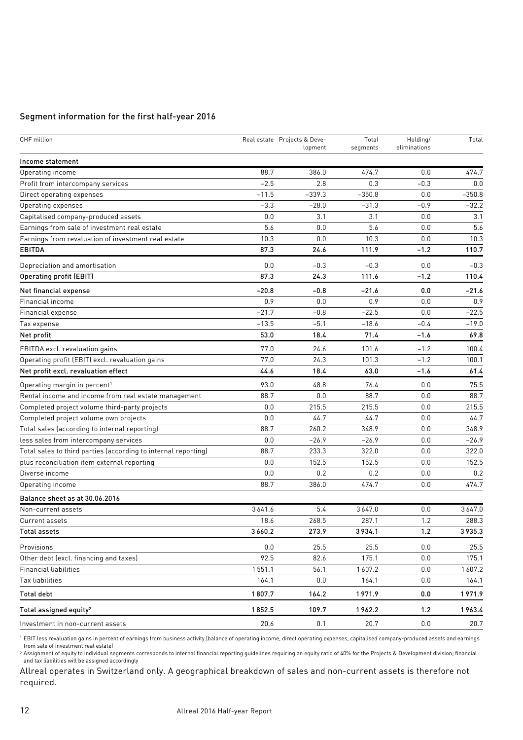## Segment information for the first half-year 2016

| CHF million | Real estate | Projects & Development | Total segments | Holding/ eliminations | Total |
|---|---|---|---|---|---|
| **Income statement** | | | | | |
| Operating income | 88.7 | 386.0 | 474.7 | 0.0 | 474.7 |
| Profit from intercompany services | –2.5 | 2.8 | 0.3 | –0.3 | 0.0 |
| Direct operating expenses | –11.5 | –339.3 | –350.8 | 0.0 | –350.8 |
| Operating expenses | –3.3 | –28.0 | –31.3 | –0.9 | –32.2 |
| Capitalised company-produced assets | 0.0 | 3.1 | 3.1 | 0.0 | 3.1 |
| Earnings from sale of investment real estate | 5.6 | 0.0 | 5.6 | 0.0 | 5.6 |
| Earnings from revaluation of investment real estate | 10.3 | 0.0 | 10.3 | 0.0 | 10.3 |
| **EBITDA** | **87.3** | **24.6** | **111.9** | **–1.2** | **110.7** |
| Depreciation and amortisation | 0.0 | –0.3 | –0.3 | 0.0 | –0.3 |
| **Operating profit (EBIT)** | **87.3** | **24.3** | **111.6** | **–1.2** | **110.4** |
| **Net financial expense** | **–20.8** | **–0.8** | **–21.6** | **0.0** | **–21.6** |
| Financial income | 0.9 | 0.0 | 0.9 | 0.0 | 0.9 |
| Financial expense | –21.7 | –0.8 | –22.5 | 0.0 | –22.5 |
| Tax expense | –13.5 | –5.1 | –18.6 | –0.4 | –19.0 |
| **Net profit** | **53.0** | **18.4** | **71.4** | **–1.6** | **69.8** |
| EBITDA excl. revaluation gains | 77.0 | 24.6 | 101.6 | –1.2 | 100.4 |
| Operating profit (EBIT) excl. revaluation gains | 77.0 | 24.3 | 101.3 | –1.2 | 100.1 |
| **Net profit excl. revaluation effect** | **44.6** | **18.4** | **63.0** | **–1.6** | **61.4** |
| Operating margin in percent[1] | 93.0 | 48.8 | 76.4 | 0.0 | 75.5 |
| Rental income and income from real estate management | 88.7 | 0.0 | 88.7 | 0.0 | 88.7 |
| Completed project volume third-party projects | 0.0 | 215.5 | 215.5 | 0.0 | 215.5 |
| Completed project volume own projects | 0.0 | 44.7 | 44.7 | 0.0 | 44.7 |
| Total sales (according to internal reporting) | 88.7 | 260.2 | 348.9 | 0.0 | 348.9 |
| less sales from intercompany services | 0.0 | –26.9 | –26.9 | 0.0 | –26.9 |
| Total sales to third parties (according to internal reporting) | 88.7 | 233.3 | 322.0 | 0.0 | 322.0 |
| plus reconciliation item external reporting | 0.0 | 152.5 | 152.5 | 0.0 | 152.5 |
| Diverse income | 0.0 | 0.2 | 0.2 | 0.0 | 0.2 |
| Operating income | 88.7 | 386.0 | 474.7 | 0.0 | 474.7 |
| **Balance sheet as at 30.06.2016** | | | | | |
| Non-current assets | 3 641.6 | 5.4 | 3 647.0 | 0.0 | 3 647.0 |
| Current assets | 18.6 | 268.5 | 287.1 | 1.2 | 288.3 |
| **Total assets** | **3 660.2** | **273.9** | **3 934.1** | **1.2** | **3 935.3** |
| Provisions | 0.0 | 25.5 | 25.5 | 0.0 | 25.5 |
| Other debt (excl. financing and taxes) | 92.5 | 82.6 | 175.1 | 0.0 | 175.1 |
| Financial liabilities | 1 551.1 | 56.1 | 1 607.2 | 0.0 | 1 607.2 |
| Tax liabilities | 164.1 | 0.0 | 164.1 | 0.0 | 164.1 |
| **Total debt** | **1 807.7** | **164.2** | **1 971.9** | **0.0** | **1 971.9** |
| **Total assigned equity[2]** | **1 852.5** | **109.7** | **1 962.2** | **1.2** | **1 963.4** |
| Investment in non-current assets | 20.6 | 0.1 | 20.7 | 0.0 | 20.7 |

[1] EBIT less revaluation gains in percent of earnings from business activity (balance of operating income, direct operating expenses, capitalised company-produced assets and earnings from sale of investment real estate)

[2] Assignment of equity to individual segments corresponds to internal financial reporting guidelines requiring an equity ratio of 40% for the Projects & Development division; financial and tax liabilities will be assigned accordingly

Allreal operates in Switzerland only. A geographical breakdown of sales and non-current assets is therefore not required.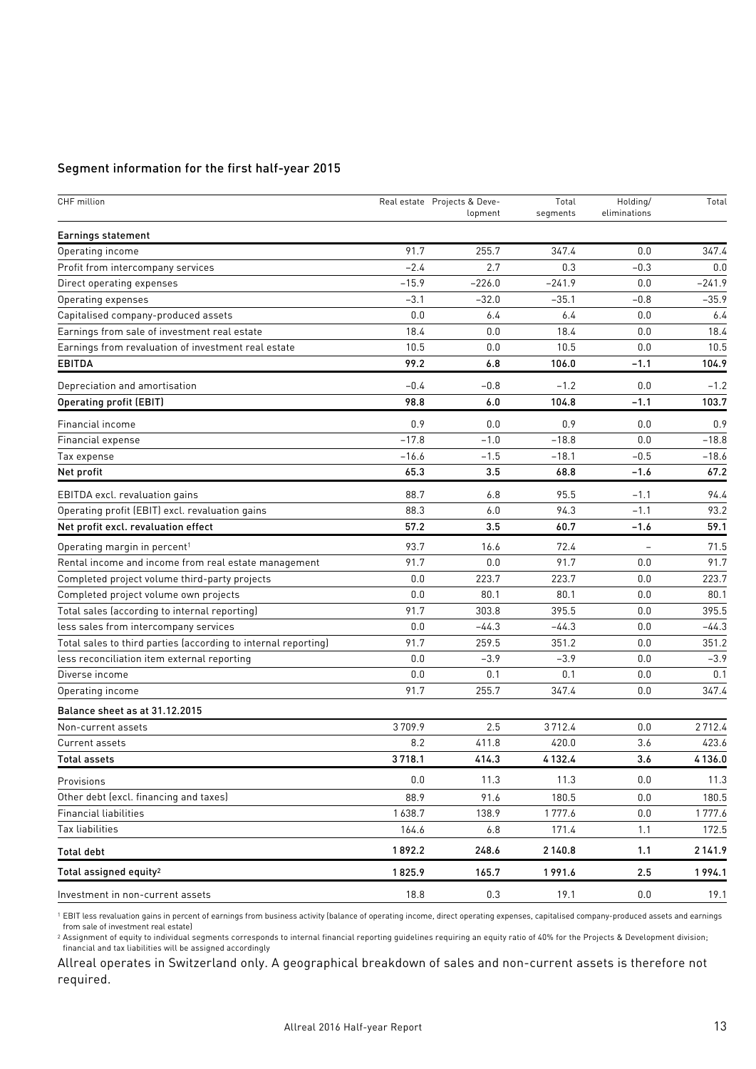## Segment information for the first half-year 2015

| CHF million | Real estate | Projects & Development | Total segments | Holding/ eliminations | Total |
|---|---|---|---|---|---|
| **Earnings statement** | | | | | |
| Operating income | 91.7 | 255.7 | 347.4 | 0.0 | 347.4 |
| Profit from intercompany services | –2.4 | 2.7 | 0.3 | –0.3 | 0.0 |
| Direct operating expenses | –15.9 | –226.0 | –241.9 | 0.0 | –241.9 |
| Operating expenses | –3.1 | –32.0 | –35.1 | –0.8 | –35.9 |
| Capitalised company-produced assets | 0.0 | 6.4 | 6.4 | 0.0 | 6.4 |
| Earnings from sale of investment real estate | 18.4 | 0.0 | 18.4 | 0.0 | 18.4 |
| Earnings from revaluation of investment real estate | 10.5 | 0.0 | 10.5 | 0.0 | 10.5 |
| **EBITDA** | **99.2** | **6.8** | **106.0** | **–1.1** | **104.9** |
| Depreciation and amortisation | –0.4 | –0.8 | –1.2 | 0.0 | –1.2 |
| **Operating profit (EBIT)** | **98.8** | **6.0** | **104.8** | **–1.1** | **103.7** |
| Financial income | 0.9 | 0.0 | 0.9 | 0.0 | 0.9 |
| Financial expense | –17.8 | –1.0 | –18.8 | 0.0 | –18.8 |
| Tax expense | –16.6 | –1.5 | –18.1 | –0.5 | –18.6 |
| **Net profit** | **65.3** | **3.5** | **68.8** | **–1.6** | **67.2** |
| EBITDA excl. revaluation gains | 88.7 | 6.8 | 95.5 | –1.1 | 94.4 |
| Operating profit (EBIT) excl. revaluation gains | 88.3 | 6.0 | 94.3 | –1.1 | 93.2 |
| **Net profit excl. revaluation effect** | **57.2** | **3.5** | **60.7** | **–1.6** | **59.1** |
| Operating margin in percent[1] | 93.7 | 16.6 | 72.4 | – | 71.5 |
| Rental income and income from real estate management | 91.7 | 0.0 | 91.7 | 0.0 | 91.7 |
| Completed project volume third-party projects | 0.0 | 223.7 | 223.7 | 0.0 | 223.7 |
| Completed project volume own projects | 0.0 | 80.1 | 80.1 | 0.0 | 80.1 |
| Total sales (according to internal reporting) | 91.7 | 303.8 | 395.5 | 0.0 | 395.5 |
| less sales from intercompany services | 0.0 | –44.3 | –44.3 | 0.0 | –44.3 |
| Total sales to third parties (according to internal reporting) | 91.7 | 259.5 | 351.2 | 0.0 | 351.2 |
| less reconciliation item external reporting | 0.0 | –3.9 | –3.9 | 0.0 | –3.9 |
| Diverse income | 0.0 | 0.1 | 0.1 | 0.0 | 0.1 |
| Operating income | 91.7 | 255.7 | 347.4 | 0.0 | 347.4 |
| **Balance sheet as at 31.12.2015** | | | | | |
| Non-current assets | 3 709.9 | 2.5 | 3 712.4 | 0.0 | 2 712.4 |
| Current assets | 8.2 | 411.8 | 420.0 | 3.6 | 423.6 |
| **Total assets** | **3 718.1** | **414.3** | **4 132.4** | **3.6** | **4 136.0** |
| Provisions | 0.0 | 11.3 | 11.3 | 0.0 | 11.3 |
| Other debt (excl. financing and taxes) | 88.9 | 91.6 | 180.5 | 0.0 | 180.5 |
| Financial liabilities | 1 638.7 | 138.9 | 1 777.6 | 0.0 | 1 777.6 |
| Tax liabilities | 164.6 | 6.8 | 171.4 | 1.1 | 172.5 |
| **Total debt** | **1 892.2** | **248.6** | **2 140.8** | **1.1** | **2 141.9** |
| **Total assigned equity[2]** | **1 825.9** | **165.7** | **1 991.6** | **2.5** | **1 994.1** |
| Investment in non-current assets | 18.8 | 0.3 | 19.1 | 0.0 | 19.1 |

[1] EBIT less revaluation gains in percent of earnings from business activity (balance of operating income, direct operating expenses, capitalised company-produced assets and earnings from sale of investment real estate)

[2] Assignment of equity to individual segments corresponds to internal financial reporting guidelines requiring an equity ratio of 40% for the Projects & Development division; financial and tax liabilities will be assigned accordingly

Allreal operates in Switzerland only. A geographical breakdown of sales and non-current assets is therefore not required.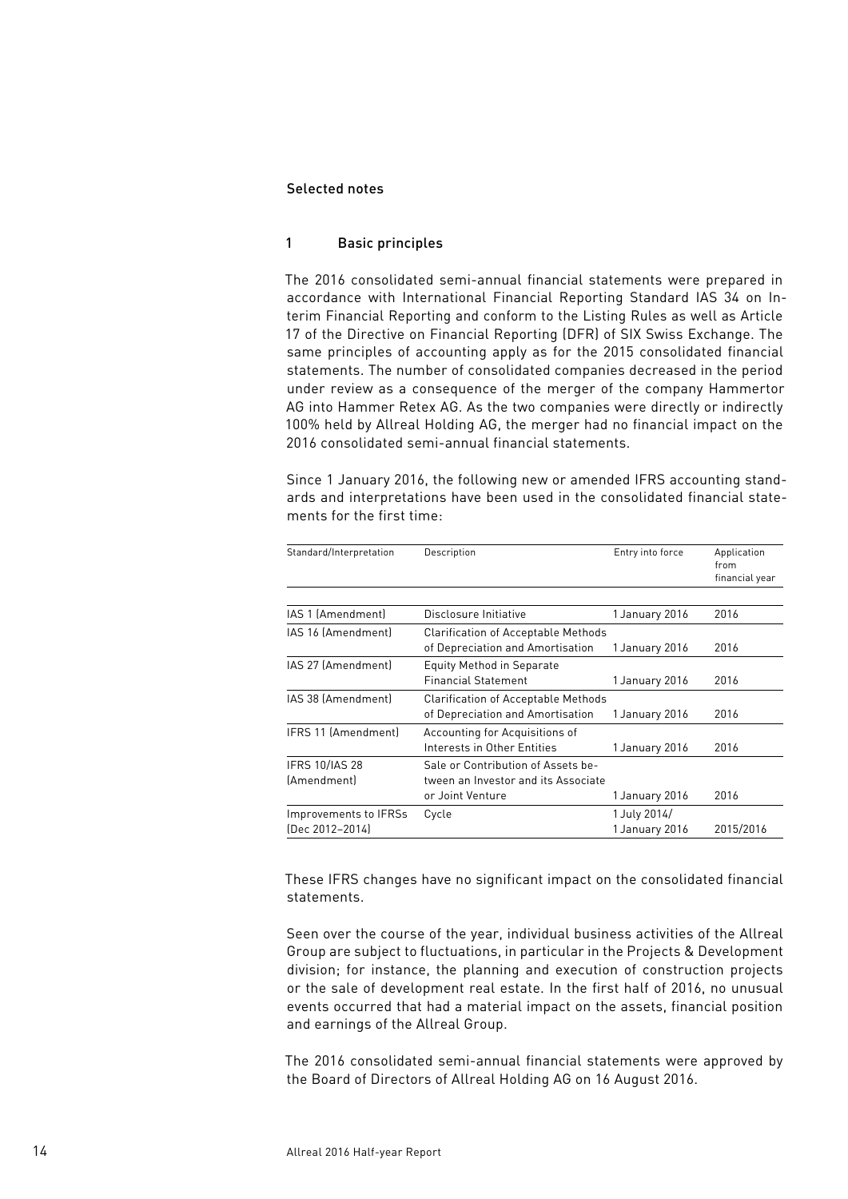## Selected notes

### 1 Basic principles

The 2016 consolidated semi-annual financial statements were prepared in accordance with International Financial Reporting Standard IAS 34 on Interim Financial Reporting and conform to the Listing Rules as well as Article 17 of the Directive on Financial Reporting (DFR) of SIX Swiss Exchange. The same principles of accounting apply as for the 2015 consolidated financial statements. The number of consolidated companies decreased in the period under review as a consequence of the merger of the company Hammertor AG into Hammer Retex AG. As the two companies were directly or indirectly 100% held by Allreal Holding AG, the merger had no financial impact on the 2016 consolidated semi-annual financial statements.

Since 1 January 2016, the following new or amended IFRS accounting standards and interpretations have been used in the consolidated financial statements for the first time:

| Standard/Interpretation | Description | Entry into force | Application from financial year |
|---|---|---|---|
| IAS 1 (Amendment) | Disclosure Initiative | 1 January 2016 | 2016 |
| IAS 16 (Amendment) | Clarification of Acceptable Methods of Depreciation and Amortisation | 1 January 2016 | 2016 |
| IAS 27 (Amendment) | Equity Method in Separate Financial Statement | 1 January 2016 | 2016 |
| IAS 38 (Amendment) | Clarification of Acceptable Methods of Depreciation and Amortisation | 1 January 2016 | 2016 |
| IFRS 11 (Amendment) | Accounting for Acquisitions of Interests in Other Entities | 1 January 2016 | 2016 |
| IFRS 10/IAS 28 (Amendment) | Sale or Contribution of Assets between an Investor and its Associate or Joint Venture | 1 January 2016 | 2016 |
| Improvements to IFRSs (Dec 2012–2014) | Cycle | 1 July 2014/ 1 January 2016 | 2015/2016 |

These IFRS changes have no significant impact on the consolidated financial statements.

Seen over the course of the year, individual business activities of the Allreal Group are subject to fluctuations, in particular in the Projects & Development division; for instance, the planning and execution of construction projects or the sale of development real estate. In the first half of 2016, no unusual events occurred that had a material impact on the assets, financial position and earnings of the Allreal Group.

The 2016 consolidated semi-annual financial statements were approved by the Board of Directors of Allreal Holding AG on 16 August 2016.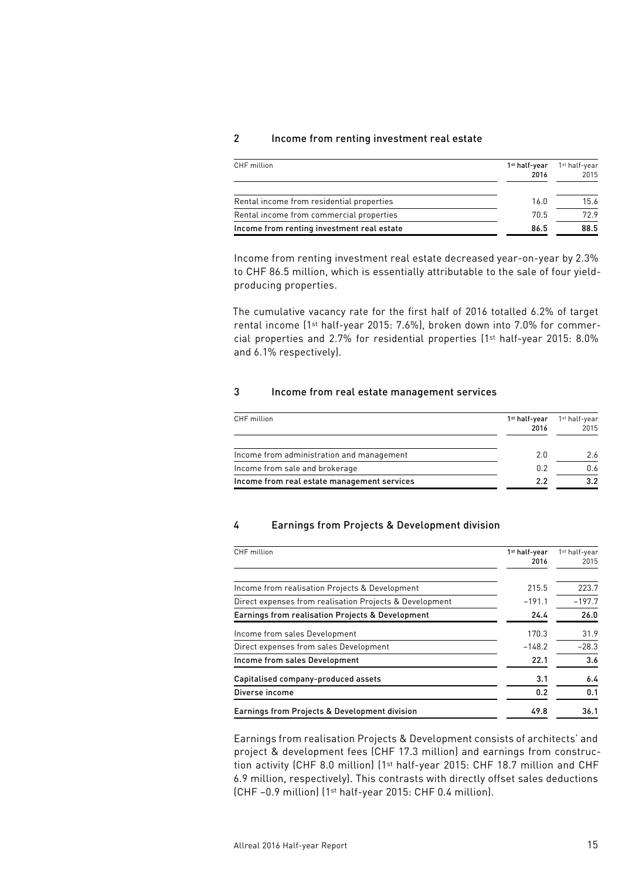## 2 Income from renting investment real estate

| CHF million | 1st half-year 2016 | 1st half-year 2015 |
|---|---|---|
| Rental income from residential properties | 16.0 | 15.6 |
| Rental income from commercial properties | 70.5 | 72.9 |
| **Income from renting investment real estate** | **86.5** | **88.5** |

Income from renting investment real estate decreased year-on-year by 2.3% to CHF 86.5 million, which is essentially attributable to the sale of four yield-producing properties.

The cumulative vacancy rate for the first half of 2016 totalled 6.2% of target rental income (1st half-year 2015: 7.6%), broken down into 7.0% for commercial properties and 2.7% for residential properties (1st half-year 2015: 8.0% and 6.1% respectively).

## 3 Income from real estate management services

| CHF million | 1st half-year 2016 | 1st half-year 2015 |
|---|---|---|
| Income from administration and management | 2.0 | 2.6 |
| Income from sale and brokerage | 0.2 | 0.6 |
| **Income from real estate management services** | **2.2** | **3.2** |

## 4 Earnings from Projects & Development division

| CHF million | 1st half-year 2016 | 1st half-year 2015 |
|---|---|---|
| Income from realisation Projects & Development | 215.5 | 223.7 |
| Direct expenses from realisation Projects & Development | –191.1 | –197.7 |
| **Earnings from realisation Projects & Development** | **24.4** | **26.0** |
| Income from sales Development | 170.3 | 31.9 |
| Direct expenses from sales Development | –148.2 | –28.3 |
| **Income from sales Development** | **22.1** | **3.6** |
| **Capitalised company-produced assets** | **3.1** | **6.4** |
| **Diverse income** | **0.2** | **0.1** |
| **Earnings from Projects & Development division** | **49.8** | **36.1** |

Earnings from realisation Projects & Development consists of architects' and project & development fees (CHF 17.3 million) and earnings from construction activity (CHF 8.0 million) (1st half-year 2015: CHF 18.7 million and CHF 6.9 million, respectively). This contrasts with directly offset sales deductions (CHF –0.9 million) (1st half-year 2015: CHF 0.4 million).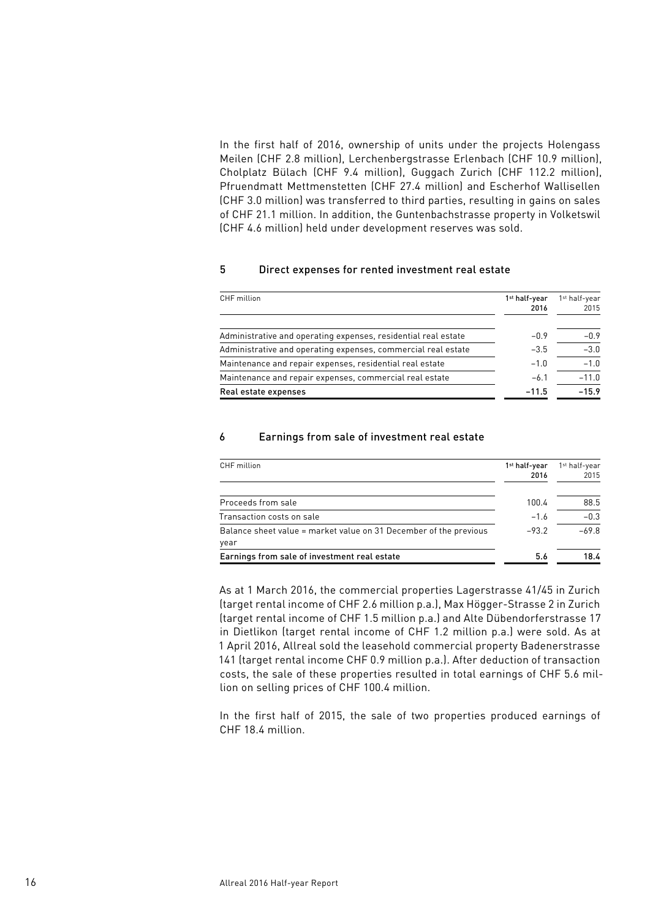In the first half of 2016, ownership of units under the projects Holengass Meilen (CHF 2.8 million), Lerchenbergstrasse Erlenbach (CHF 10.9 million), Cholplatz Bülach (CHF 9.4 million), Guggach Zurich (CHF 112.2 million), Pfruendmatt Mettmenstetten (CHF 27.4 million) and Escherhof Wallisellen (CHF 3.0 million) was transferred to third parties, resulting in gains on sales of CHF 21.1 million. In addition, the Guntenbachstrasse property in Volketswil (CHF 4.6 million) held under development reserves was sold.

## 5 Direct expenses for rented investment real estate

| CHF million | 1st half-year 2016 | 1st half-year 2015 |
|---|---|---|
| Administrative and operating expenses, residential real estate | –0.9 | –0.9 |
| Administrative and operating expenses, commercial real estate | –3.5 | –3.0 |
| Maintenance and repair expenses, residential real estate | –1.0 | –1.0 |
| Maintenance and repair expenses, commercial real estate | –6.1 | –11.0 |
| **Real estate expenses** | **–11.5** | **–15.9** |

## 6 Earnings from sale of investment real estate

| CHF million | 1st half-year 2016 | 1st half-year 2015 |
|---|---|---|
| Proceeds from sale | 100.4 | 88.5 |
| Transaction costs on sale | –1.6 | –0.3 |
| Balance sheet value = market value on 31 December of the previous year | –93.2 | –69.8 |
| **Earnings from sale of investment real estate** | **5.6** | **18.4** |

As at 1 March 2016, the commercial properties Lagerstrasse 41/45 in Zurich (target rental income of CHF 2.6 million p.a.), Max Högger-Strasse 2 in Zurich (target rental income of CHF 1.5 million p.a.) and Alte Dübendorferstrasse 17 in Dietlikon (target rental income of CHF 1.2 million p.a.) were sold. As at 1 April 2016, Allreal sold the leasehold commercial property Badenerstrasse 141 (target rental income CHF 0.9 million p.a.). After deduction of transaction costs, the sale of these properties resulted in total earnings of CHF 5.6 million on selling prices of CHF 100.4 million.

In the first half of 2015, the sale of two properties produced earnings of CHF 18.4 million.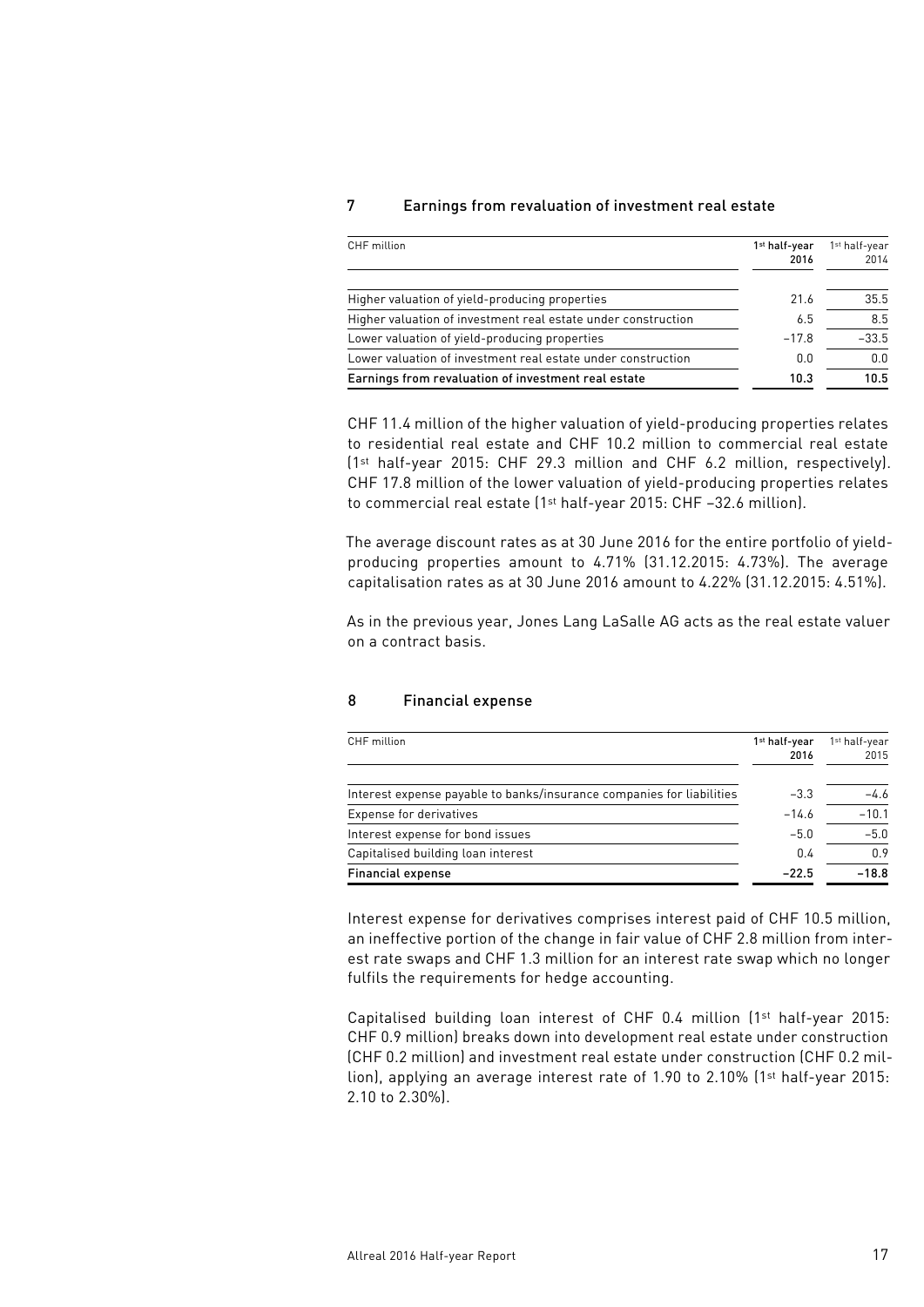## 7 Earnings from revaluation of investment real estate

| CHF million | 1st half-year 2016 | 1st half-year 2014 |
|---|---|---|
| Higher valuation of yield-producing properties | 21.6 | 35.5 |
| Higher valuation of investment real estate under construction | 6.5 | 8.5 |
| Lower valuation of yield-producing properties | –17.8 | –33.5 |
| Lower valuation of investment real estate under construction | 0.0 | 0.0 |
| **Earnings from revaluation of investment real estate** | **10.3** | **10.5** |

CHF 11.4 million of the higher valuation of yield-producing properties relates to residential real estate and CHF 10.2 million to commercial real estate (1st half-year 2015: CHF 29.3 million and CHF 6.2 million, respectively). CHF 17.8 million of the lower valuation of yield-producing properties relates to commercial real estate (1st half-year 2015: CHF –32.6 million).

The average discount rates as at 30 June 2016 for the entire portfolio of yield-producing properties amount to 4.71% (31.12.2015: 4.73%). The average capitalisation rates as at 30 June 2016 amount to 4.22% (31.12.2015: 4.51%).

As in the previous year, Jones Lang LaSalle AG acts as the real estate valuer on a contract basis.

## 8 Financial expense

| CHF million | 1st half-year 2016 | 1st half-year 2015 |
|---|---|---|
| Interest expense payable to banks/insurance companies for liabilities | –3.3 | –4.6 |
| Expense for derivatives | –14.6 | –10.1 |
| Interest expense for bond issues | –5.0 | –5.0 |
| Capitalised building loan interest | 0.4 | 0.9 |
| **Financial expense** | **–22.5** | **–18.8** |

Interest expense for derivatives comprises interest paid of CHF 10.5 million, an ineffective portion of the change in fair value of CHF 2.8 million from interest rate swaps and CHF 1.3 million for an interest rate swap which no longer fulfils the requirements for hedge accounting.

Capitalised building loan interest of CHF 0.4 million (1st half-year 2015: CHF 0.9 million) breaks down into development real estate under construction (CHF 0.2 million) and investment real estate under construction (CHF 0.2 million), applying an average interest rate of 1.90 to 2.10% (1st half-year 2015: 2.10 to 2.30%).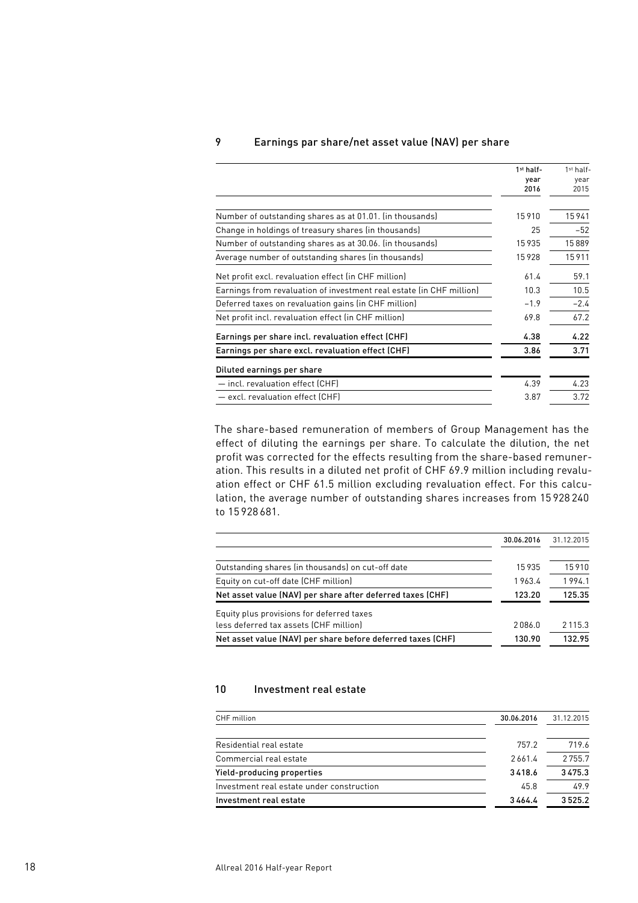## 9 Earnings par share/net asset value (NAV) per share

| | 1st half-year 2016 | 1st half-year 2015 |
|---|---|---|
| Number of outstanding shares as at 01.01. (in thousands) | 15 910 | 15 941 |
| Change in holdings of treasury shares (in thousands) | 25 | –52 |
| Number of outstanding shares as at 30.06. (in thousands) | 15 935 | 15 889 |
| Average number of outstanding shares (in thousands) | 15 928 | 15 911 |
| Net profit excl. revaluation effect (in CHF million) | 61.4 | 59.1 |
| Earnings from revaluation of investment real estate (in CHF million) | 10.3 | 10.5 |
| Deferred taxes on revaluation gains (in CHF million) | –1.9 | –2.4 |
| Net profit incl. revaluation effect (in CHF million) | 69.8 | 67.2 |
| **Earnings per share incl. revaluation effect (CHF)** | **4.38** | **4.22** |
| **Earnings per share excl. revaluation effect (CHF)** | **3.86** | **3.71** |
| **Diluted earnings per share** | | |
| — incl. revaluation effect (CHF) | 4.39 | 4.23 |
| — excl. revaluation effect (CHF) | 3.87 | 3.72 |

The share-based remuneration of members of Group Management has the effect of diluting the earnings per share. To calculate the dilution, the net profit was corrected for the effects resulting from the share-based remuneration. This results in a diluted net profit of CHF 69.9 million including revaluation effect or CHF 61.5 million excluding revaluation effect. For this calculation, the average number of outstanding shares increases from 15 928 240 to 15 928 681.

| | 30.06.2016 | 31.12.2015 |
|---|---|---|
| Outstanding shares (in thousands) on cut-off date | 15 935 | 15 910 |
| Equity on cut-off date (CHF million) | 1 963.4 | 1 994.1 |
| **Net asset value (NAV) per share after deferred taxes (CHF)** | **123.20** | **125.35** |
| Equity plus provisions for deferred taxes less deferred tax assets (CHF million) | 2 086.0 | 2 115.3 |
| **Net asset value (NAV) per share before deferred taxes (CHF)** | **130.90** | **132.95** |

## 10 Investment real estate

| CHF million | 30.06.2016 | 31.12.2015 |
|---|---|---|
| Residential real estate | 757.2 | 719.6 |
| Commercial real estate | 2 661.4 | 2 755.7 |
| **Yield-producing properties** | **3 418.6** | **3 475.3** |
| Investment real estate under construction | 45.8 | 49.9 |
| **Investment real estate** | **3 464.4** | **3 525.2** |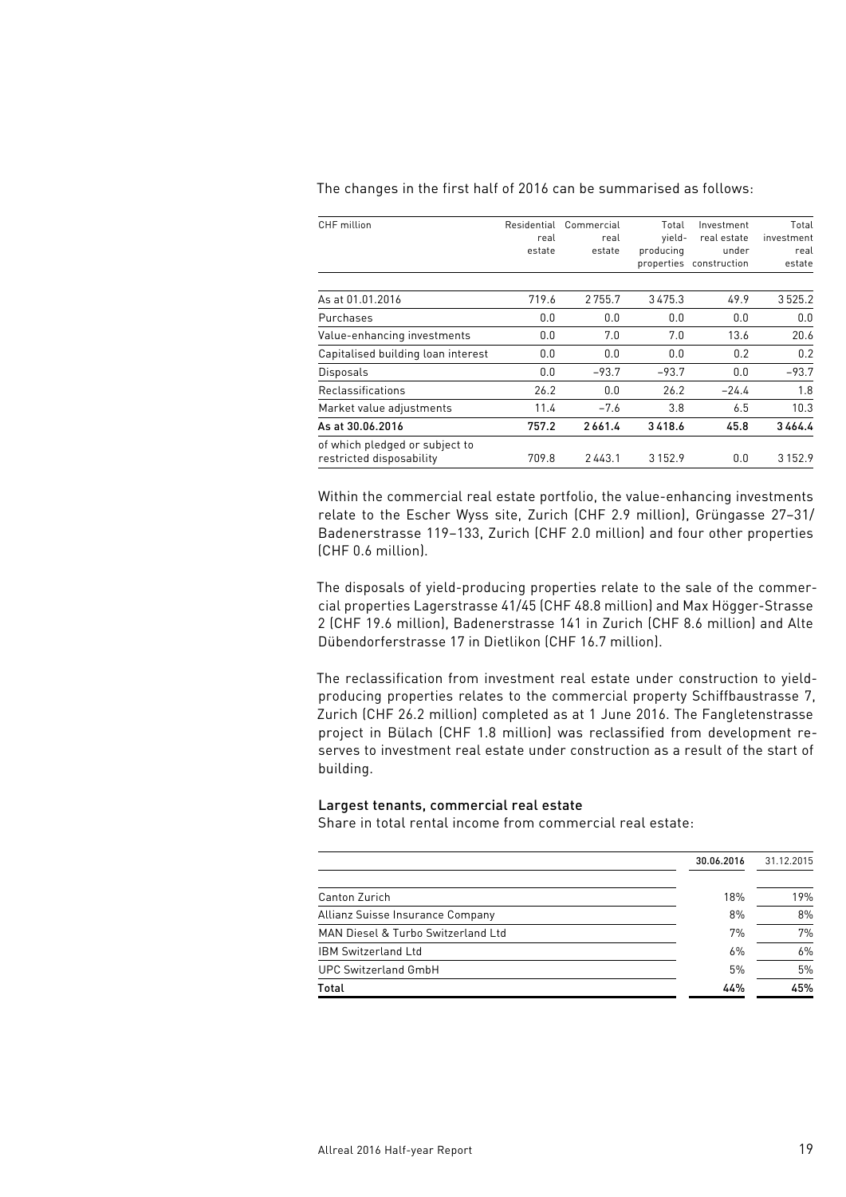The changes in the first half of 2016 can be summarised as follows:

| CHF million | Residential real estate | Commercial real estate | Total yield-producing properties | Investment real estate under construction | Total investment real estate |
|---|---|---|---|---|---|
| As at 01.01.2016 | 719.6 | 2755.7 | 3475.3 | 49.9 | 3525.2 |
| Purchases | 0.0 | 0.0 | 0.0 | 0.0 | 0.0 |
| Value-enhancing investments | 0.0 | 7.0 | 7.0 | 13.6 | 20.6 |
| Capitalised building loan interest | 0.0 | 0.0 | 0.0 | 0.2 | 0.2 |
| Disposals | 0.0 | –93.7 | –93.7 | 0.0 | –93.7 |
| Reclassifications | 26.2 | 0.0 | 26.2 | –24.4 | 1.8 |
| Market value adjustments | 11.4 | –7.6 | 3.8 | 6.5 | 10.3 |
| **As at 30.06.2016** | **757.2** | **2661.4** | **3418.6** | **45.8** | **3464.4** |
| of which pledged or subject to restricted disposability | 709.8 | 2443.1 | 3152.9 | 0.0 | 3152.9 |

Within the commercial real estate portfolio, the value-enhancing investments relate to the Escher Wyss site, Zurich (CHF 2.9 million), Grüngasse 27–31/ Badenerstrasse 119–133, Zurich (CHF 2.0 million) and four other properties (CHF 0.6 million).

The disposals of yield-producing properties relate to the sale of the commercial properties Lagerstrasse 41/45 (CHF 48.8 million) and Max Högger-Strasse 2 (CHF 19.6 million), Badenerstrasse 141 in Zurich (CHF 8.6 million) and Alte Dübendorferstrasse 17 in Dietlikon (CHF 16.7 million).

The reclassification from investment real estate under construction to yield-producing properties relates to the commercial property Schiffbaustrasse 7, Zurich (CHF 26.2 million) completed as at 1 June 2016. The Fangletenstrasse project in Bülach (CHF 1.8 million) was reclassified from development reserves to investment real estate under construction as a result of the start of building.

### Largest tenants, commercial real estate

Share in total rental income from commercial real estate:

| | **30.06.2016** | 31.12.2015 |
|---|---|---|
| Canton Zurich | 18% | 19% |
| Allianz Suisse Insurance Company | 8% | 8% |
| MAN Diesel & Turbo Switzerland Ltd | 7% | 7% |
| IBM Switzerland Ltd | 6% | 6% |
| UPC Switzerland GmbH | 5% | 5% |
| **Total** | **44%** | **45%** |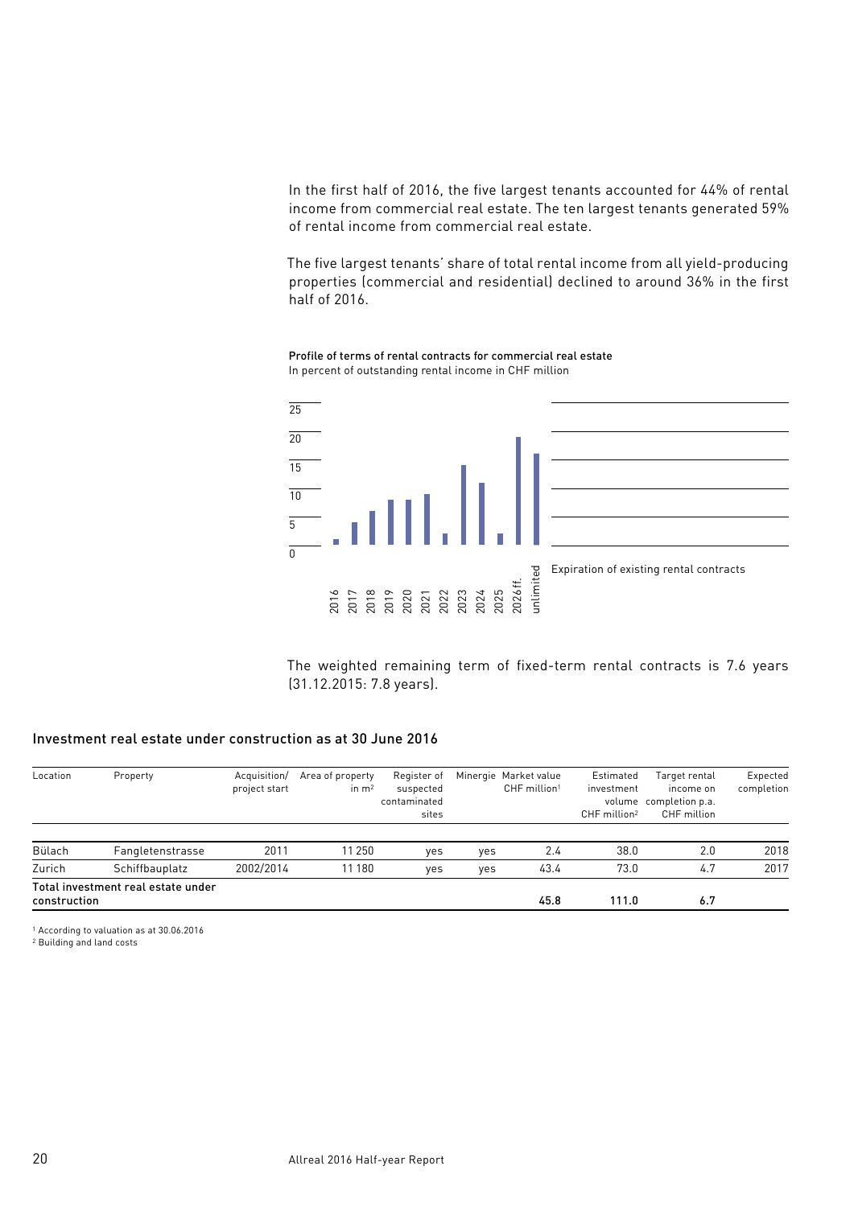In the first half of 2016, the five largest tenants accounted for 44% of rental income from commercial real estate. The ten largest tenants generated 59% of rental income from commercial real estate.

The five largest tenants' share of total rental income from all yield-producing properties (commercial and residential) declined to around 36% in the first half of 2016.

**Profile of terms of rental contracts for commercial real estate**
In percent of outstanding rental income in CHF million

Expiration of existing rental contracts

The weighted remaining term of fixed-term rental contracts is 7.6 years (31.12.2015: 7.8 years).

## Investment real estate under construction as at 30 June 2016

| Location | Property | Acquisition/ project start | Area of property in m² | Register of suspected contaminated sites | Minergie | Market value CHF million[1] | Estimated investment volume CHF million[2] | Target rental income on completion p.a. CHF million | Expected completion |
|---|---|---|---|---|---|---|---|---|---|
| Bülach | Fangletenstrasse | 2011 | 11 250 | yes | yes | 2.4 | 38.0 | 2.0 | 2018 |
| Zurich | Schiffbauplatz | 2002/2014 | 11 180 | yes | yes | 43.4 | 73.0 | 4.7 | 2017 |
| **Total investment real estate under construction** | | | | | | **45.8** | **111.0** | **6.7** | |

[1] According to valuation as at 30.06.2016
[2] Building and land costs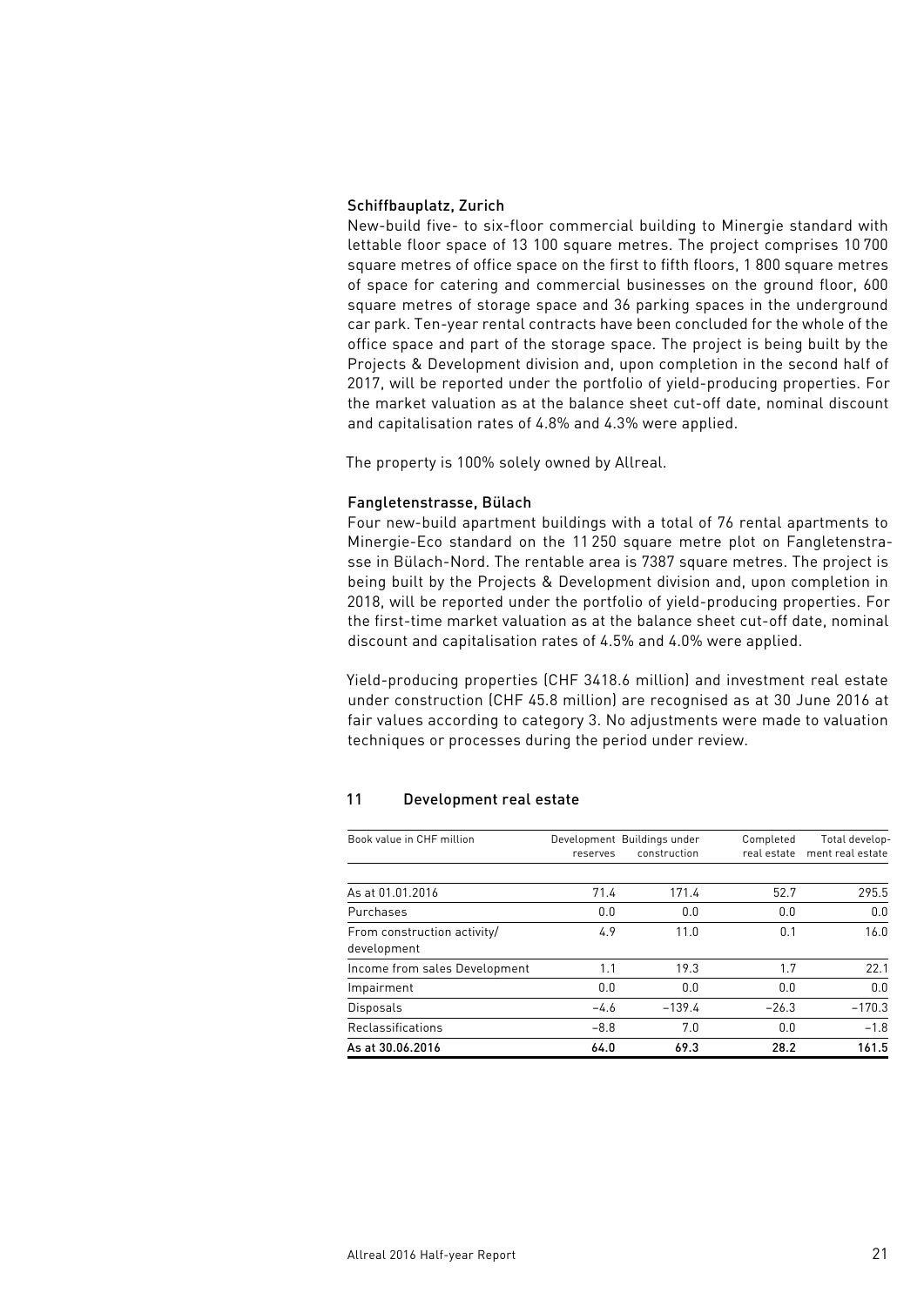### Schiffbauplatz, Zurich

New-build five- to six-floor commercial building to Minergie standard with lettable floor space of 13 100 square metres. The project comprises 10 700 square metres of office space on the first to fifth floors, 1 800 square metres of space for catering and commercial businesses on the ground floor, 600 square metres of storage space and 36 parking spaces in the underground car park. Ten-year rental contracts have been concluded for the whole of the office space and part of the storage space. The project is being built by the Projects & Development division and, upon completion in the second half of 2017, will be reported under the portfolio of yield-producing properties. For the market valuation as at the balance sheet cut-off date, nominal discount and capitalisation rates of 4.8% and 4.3% were applied.

The property is 100% solely owned by Allreal.

### Fangletenstrasse, Bülach

Four new-build apartment buildings with a total of 76 rental apartments to Minergie-Eco standard on the 11 250 square metre plot on Fangletenstrasse in Bülach-Nord. The rentable area is 7387 square metres. The project is being built by the Projects & Development division and, upon completion in 2018, will be reported under the portfolio of yield-producing properties. For the first-time market valuation as at the balance sheet cut-off date, nominal discount and capitalisation rates of 4.5% and 4.0% were applied.

Yield-producing properties (CHF 3418.6 million) and investment real estate under construction (CHF 45.8 million) are recognised as at 30 June 2016 at fair values according to category 3. No adjustments were made to valuation techniques or processes during the period under review.

## 11 Development real estate

| Book value in CHF million | Development reserves | Buildings under construction | Completed real estate | Total development real estate |
|---|---|---|---|---|
| As at 01.01.2016 | 71.4 | 171.4 | 52.7 | 295.5 |
| Purchases | 0.0 | 0.0 | 0.0 | 0.0 |
| From construction activity/ development | 4.9 | 11.0 | 0.1 | 16.0 |
| Income from sales Development | 1.1 | 19.3 | 1.7 | 22.1 |
| Impairment | 0.0 | 0.0 | 0.0 | 0.0 |
| Disposals | −4.6 | −139.4 | −26.3 | −170.3 |
| Reclassifications | −8.8 | 7.0 | 0.0 | −1.8 |
| **As at 30.06.2016** | **64.0** | **69.3** | **28.2** | **161.5** |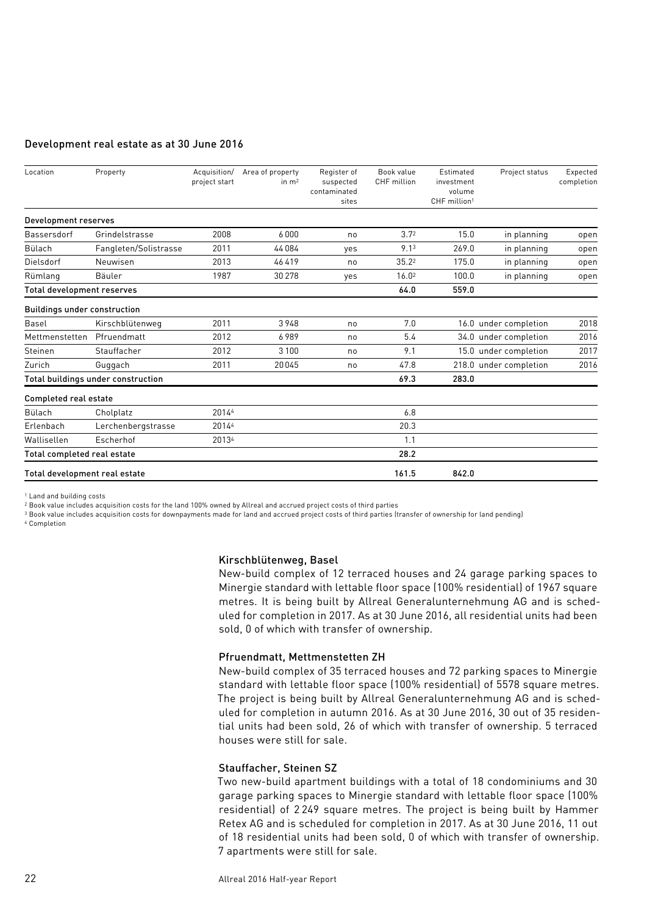## Development real estate as at 30 June 2016

| Location | Property | Acquisition/ project start | Area of property in m² | Register of suspected contaminated sites | Book value CHF million | Estimated investment volume CHF million[1] | Project status | Expected completion |
|---|---|---|---|---|---|---|---|---|
| **Development reserves** | | | | | | | | |
| Bassersdorf | Grindelstrasse | 2008 | 6 000 | no | 3.7[2] | 15.0 | in planning | open |
| Bülach | Fangleten/Solistrasse | 2011 | 44 084 | yes | 9.1[3] | 269.0 | in planning | open |
| Dielsdorf | Neuwisen | 2013 | 46 419 | no | 35.2[2] | 175.0 | in planning | open |
| Rümlang | Bäuler | 1987 | 30 278 | yes | 16.0[2] | 100.0 | in planning | open |
| **Total development reserves** | | | | | **64.0** | **559.0** | | |
| **Buildings under construction** | | | | | | | | |
| Basel | Kirschblütenweg | 2011 | 3 948 | no | 7.0 | 16.0 | under completion | 2018 |
| Mettmenstetten | Pfruendmatt | 2012 | 6 989 | no | 5.4 | 34.0 | under completion | 2016 |
| Steinen | Stauffacher | 2012 | 3 100 | no | 9.1 | 15.0 | under completion | 2017 |
| Zurich | Guggach | 2011 | 20 045 | no | 47.8 | 218.0 | under completion | 2016 |
| **Total buildings under construction** | | | | | **69.3** | **283.0** | | |
| **Completed real estate** | | | | | | | | |
| Bülach | Cholplatz | 2014[4] | | | 6.8 | | | |
| Erlenbach | Lerchenbergstrasse | 2014[4] | | | 20.3 | | | |
| Wallisellen | Escherhof | 2013[4] | | | 1.1 | | | |
| **Total completed real estate** | | | | | **28.2** | | | |
| **Total development real estate** | | | | | **161.5** | **842.0** | | |

[1] Land and building costs
[2] Book value includes acquisition costs for the land 100% owned by Allreal and accrued project costs of third parties
[3] Book value includes acquisition costs for downpayments made for land and accrued project costs of third parties (transfer of ownership for land pending)
[4] Completion

### Kirschblütenweg, Basel

New-build complex of 12 terraced houses and 24 garage parking spaces to Minergie standard with lettable floor space (100% residential) of 1967 square metres. It is being built by Allreal Generalunternehmung AG and is scheduled for completion in 2017. As at 30 June 2016, all residential units had been sold, 0 of which with transfer of ownership.

### Pfruendmatt, Mettmenstetten ZH

New-build complex of 35 terraced houses and 72 parking spaces to Minergie standard with lettable floor space (100% residential) of 5578 square metres. The project is being built by Allreal Generalunternehmung AG and is scheduled for completion in autumn 2016. As at 30 June 2016, 30 out of 35 residential units had been sold, 26 of which with transfer of ownership. 5 terraced houses were still for sale.

### Stauffacher, Steinen SZ

Two new-build apartment buildings with a total of 18 condominiums and 30 garage parking spaces to Minergie standard with lettable floor space (100% residential) of 2 249 square metres. The project is being built by Hammer Retex AG and is scheduled for completion in 2017. As at 30 June 2016, 11 out of 18 residential units had been sold, 0 of which with transfer of ownership. 7 apartments were still for sale.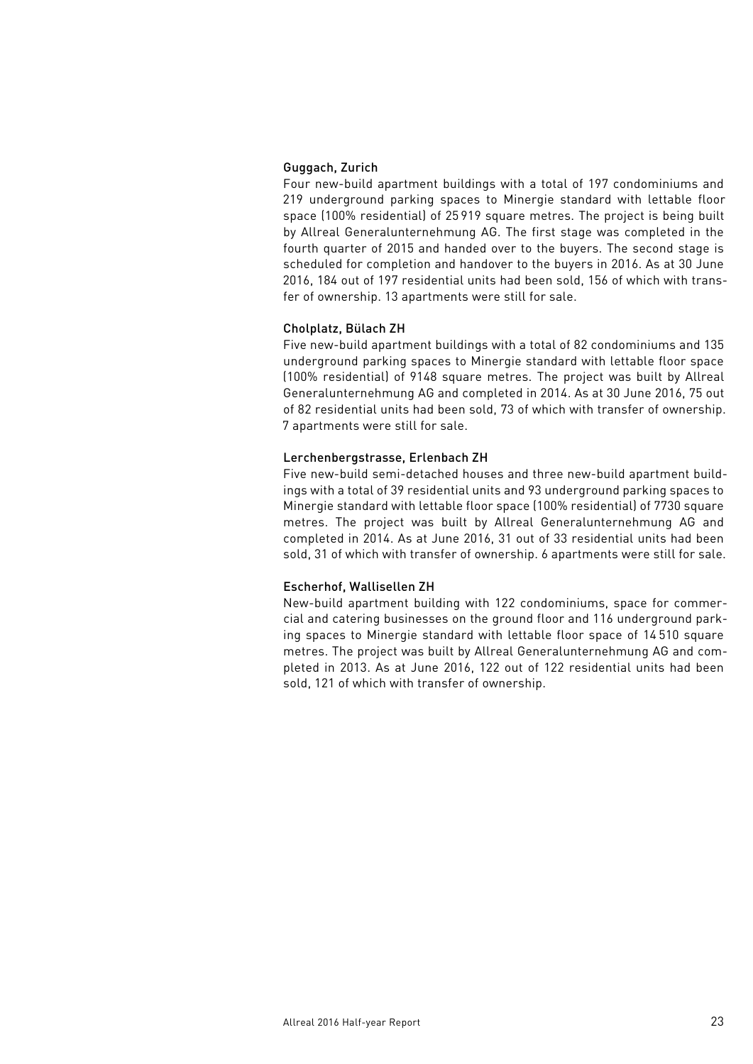### Guggach, Zurich

Four new-build apartment buildings with a total of 197 condominiums and 219 underground parking spaces to Minergie standard with lettable floor space (100% residential) of 25 919 square metres. The project is being built by Allreal Generalunternehmung AG. The first stage was completed in the fourth quarter of 2015 and handed over to the buyers. The second stage is scheduled for completion and handover to the buyers in 2016. As at 30 June 2016, 184 out of 197 residential units had been sold, 156 of which with transfer of ownership. 13 apartments were still for sale.

### Cholplatz, Bülach ZH

Five new-build apartment buildings with a total of 82 condominiums and 135 underground parking spaces to Minergie standard with lettable floor space (100% residential) of 9148 square metres. The project was built by Allreal Generalunternehmung AG and completed in 2014. As at 30 June 2016, 75 out of 82 residential units had been sold, 73 of which with transfer of ownership. 7 apartments were still for sale.

### Lerchenbergstrasse, Erlenbach ZH

Five new-build semi-detached houses and three new-build apartment buildings with a total of 39 residential units and 93 underground parking spaces to Minergie standard with lettable floor space (100% residential) of 7730 square metres. The project was built by Allreal Generalunternehmung AG and completed in 2014. As at June 2016, 31 out of 33 residential units had been sold, 31 of which with transfer of ownership. 6 apartments were still for sale.

### Escherhof, Wallisellen ZH

New-build apartment building with 122 condominiums, space for commercial and catering businesses on the ground floor and 116 underground parking spaces to Minergie standard with lettable floor space of 14 510 square metres. The project was built by Allreal Generalunternehmung AG and completed in 2013. As at June 2016, 122 out of 122 residential units had been sold, 121 of which with transfer of ownership.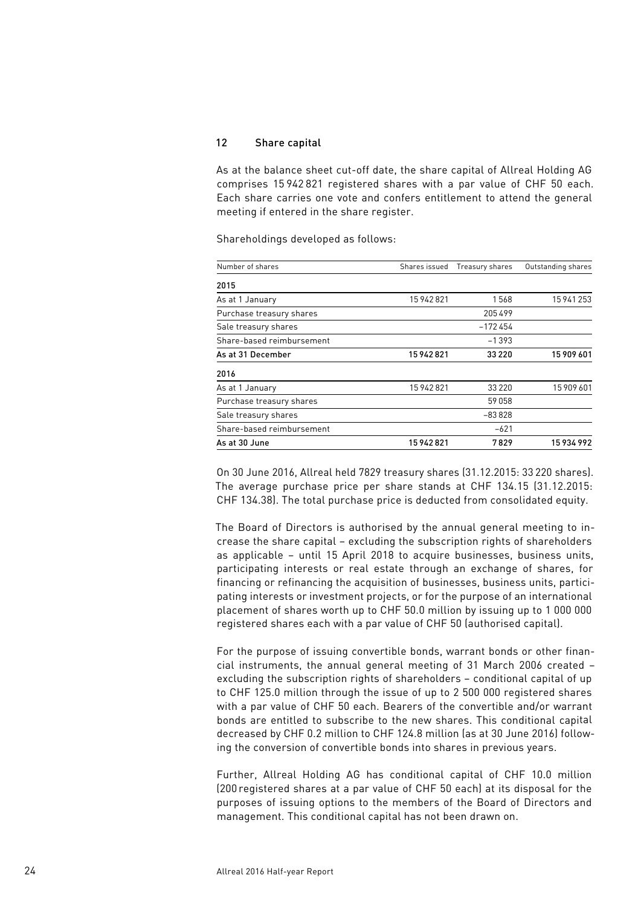## 12 Share capital

As at the balance sheet cut-off date, the share capital of Allreal Holding AG comprises 15 942 821 registered shares with a par value of CHF 50 each. Each share carries one vote and confers entitlement to attend the general meeting if entered in the share register.

Shareholdings developed as follows:

| Number of shares | Shares issued | Treasury shares | Outstanding shares |
|---|---|---|---|
| **2015** | | | |
| As at 1 January | 15 942 821 | 1 568 | 15 941 253 |
| Purchase treasury shares | | 205 499 | |
| Sale treasury shares | | –172 454 | |
| Share-based reimbursement | | –1 393 | |
| **As at 31 December** | **15 942 821** | **33 220** | **15 909 601** |
| **2016** | | | |
| As at 1 January | 15 942 821 | 33 220 | 15 909 601 |
| Purchase treasury shares | | 59 058 | |
| Sale treasury shares | | –83 828 | |
| Share-based reimbursement | | –621 | |
| **As at 30 June** | **15 942 821** | **7 829** | **15 934 992** |

On 30 June 2016, Allreal held 7829 treasury shares (31.12.2015: 33 220 shares). The average purchase price per share stands at CHF 134.15 (31.12.2015: CHF 134.38). The total purchase price is deducted from consolidated equity.

The Board of Directors is authorised by the annual general meeting to increase the share capital – excluding the subscription rights of shareholders as applicable – until 15 April 2018 to acquire businesses, business units, participating interests or real estate through an exchange of shares, for financing or refinancing the acquisition of businesses, business units, participating interests or investment projects, or for the purpose of an international placement of shares worth up to CHF 50.0 million by issuing up to 1 000 000 registered shares each with a par value of CHF 50 (authorised capital).

For the purpose of issuing convertible bonds, warrant bonds or other financial instruments, the annual general meeting of 31 March 2006 created – excluding the subscription rights of shareholders – conditional capital of up to CHF 125.0 million through the issue of up to 2 500 000 registered shares with a par value of CHF 50 each. Bearers of the convertible and/or warrant bonds are entitled to subscribe to the new shares. This conditional capital decreased by CHF 0.2 million to CHF 124.8 million (as at 30 June 2016) following the conversion of convertible bonds into shares in previous years.

Further, Allreal Holding AG has conditional capital of CHF 10.0 million (200 registered shares at a par value of CHF 50 each) at its disposal for the purposes of issuing options to the members of the Board of Directors and management. This conditional capital has not been drawn on.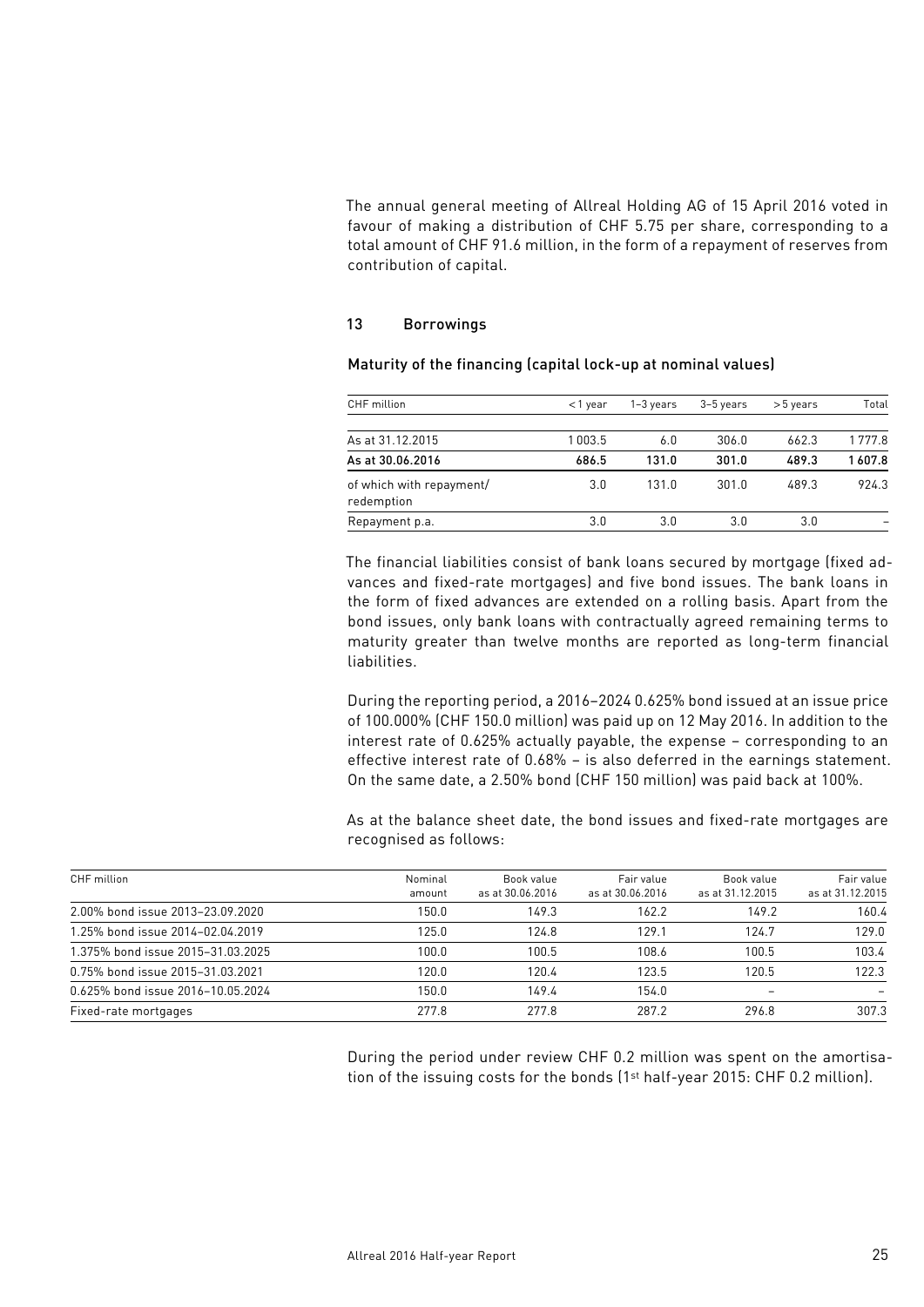The annual general meeting of Allreal Holding AG of 15 April 2016 voted in favour of making a distribution of CHF 5.75 per share, corresponding to a total amount of CHF 91.6 million, in the form of a repayment of reserves from contribution of capital.

## 13 Borrowings

### Maturity of the financing (capital lock-up at nominal values)

| CHF million | < 1 year | 1–3 years | 3–5 years | > 5 years | Total |
|---|---|---|---|---|---|
| As at 31.12.2015 | 1 003.5 | 6.0 | 306.0 | 662.3 | 1 777.8 |
| **As at 30.06.2016** | **686.5** | **131.0** | **301.0** | **489.3** | **1 607.8** |
| of which with repayment/ redemption | 3.0 | 131.0 | 301.0 | 489.3 | 924.3 |
| Repayment p.a. | 3.0 | 3.0 | 3.0 | 3.0 | – |

The financial liabilities consist of bank loans secured by mortgage (fixed advances and fixed-rate mortgages) and five bond issues. The bank loans in the form of fixed advances are extended on a rolling basis. Apart from the bond issues, only bank loans with contractually agreed remaining terms to maturity greater than twelve months are reported as long-term financial liabilities.

During the reporting period, a 2016–2024 0.625% bond issued at an issue price of 100.000% (CHF 150.0 million) was paid up on 12 May 2016. In addition to the interest rate of 0.625% actually payable, the expense – corresponding to an effective interest rate of 0.68% – is also deferred in the earnings statement. On the same date, a 2.50% bond (CHF 150 million) was paid back at 100%.

As at the balance sheet date, the bond issues and fixed-rate mortgages are recognised as follows:

| CHF million | Nominal amount | Book value as at 30.06.2016 | Fair value as at 30.06.2016 | Book value as at 31.12.2015 | Fair value as at 31.12.2015 |
|---|---|---|---|---|---|
| 2.00% bond issue 2013–23.09.2020 | 150.0 | 149.3 | 162.2 | 149.2 | 160.4 |
| 1.25% bond issue 2014–02.04.2019 | 125.0 | 124.8 | 129.1 | 124.7 | 129.0 |
| 1.375% bond issue 2015–31.03.2025 | 100.0 | 100.5 | 108.6 | 100.5 | 103.4 |
| 0.75% bond issue 2015–31.03.2021 | 120.0 | 120.4 | 123.5 | 120.5 | 122.3 |
| 0.625% bond issue 2016–10.05.2024 | 150.0 | 149.4 | 154.0 | – | – |
| Fixed-rate mortgages | 277.8 | 277.8 | 287.2 | 296.8 | 307.3 |

During the period under review CHF 0.2 million was spent on the amortisation of the issuing costs for the bonds (1st half-year 2015: CHF 0.2 million).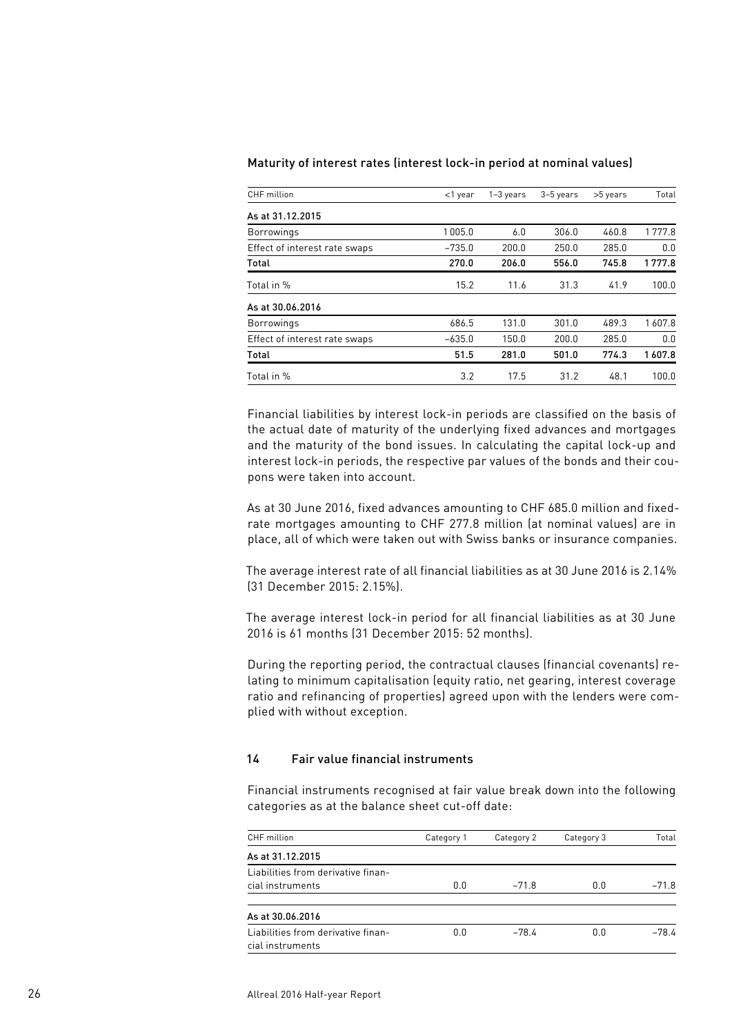#### Maturity of interest rates (interest lock-in period at nominal values)

| CHF million | <1 year | 1–3 years | 3–5 years | >5 years | Total |
|---|---|---|---|---|---|
| **As at 31.12.2015** | | | | | |
| Borrowings | 1 005.0 | 6.0 | 306.0 | 460.8 | 1 777.8 |
| Effect of interest rate swaps | –735.0 | 200.0 | 250.0 | 285.0 | 0.0 |
| **Total** | **270.0** | **206.0** | **556.0** | **745.8** | **1 777.8** |
| Total in % | 15.2 | 11.6 | 31.3 | 41.9 | 100.0 |
| **As at 30.06.2016** | | | | | |
| Borrowings | 686.5 | 131.0 | 301.0 | 489.3 | 1 607.8 |
| Effect of interest rate swaps | –635.0 | 150.0 | 200.0 | 285.0 | 0.0 |
| **Total** | **51.5** | **281.0** | **501.0** | **774.3** | **1 607.8** |
| Total in % | 3.2 | 17.5 | 31.2 | 48.1 | 100.0 |

Financial liabilities by interest lock-in periods are classified on the basis of the actual date of maturity of the underlying fixed advances and mortgages and the maturity of the bond issues. In calculating the capital lock-up and interest lock-in periods, the respective par values of the bonds and their coupons were taken into account.

As at 30 June 2016, fixed advances amounting to CHF 685.0 million and fixed-rate mortgages amounting to CHF 277.8 million (at nominal values) are in place, all of which were taken out with Swiss banks or insurance companies.

The average interest rate of all financial liabilities as at 30 June 2016 is 2.14% (31 December 2015: 2.15%).

The average interest lock-in period for all financial liabilities as at 30 June 2016 is 61 months (31 December 2015: 52 months).

During the reporting period, the contractual clauses (financial covenants) relating to minimum capitalisation (equity ratio, net gearing, interest coverage ratio and refinancing of properties) agreed upon with the lenders were complied with without exception.

## 14 Fair value financial instruments

Financial instruments recognised at fair value break down into the following categories as at the balance sheet cut-off date:

| CHF million | Category 1 | Category 2 | Category 3 | Total |
|---|---|---|---|---|
| **As at 31.12.2015** | | | | |
| Liabilities from derivative financial instruments | 0.0 | –71.8 | 0.0 | –71.8 |
| **As at 30.06.2016** | | | | |
| Liabilities from derivative financial instruments | 0.0 | –78.4 | 0.0 | –78.4 |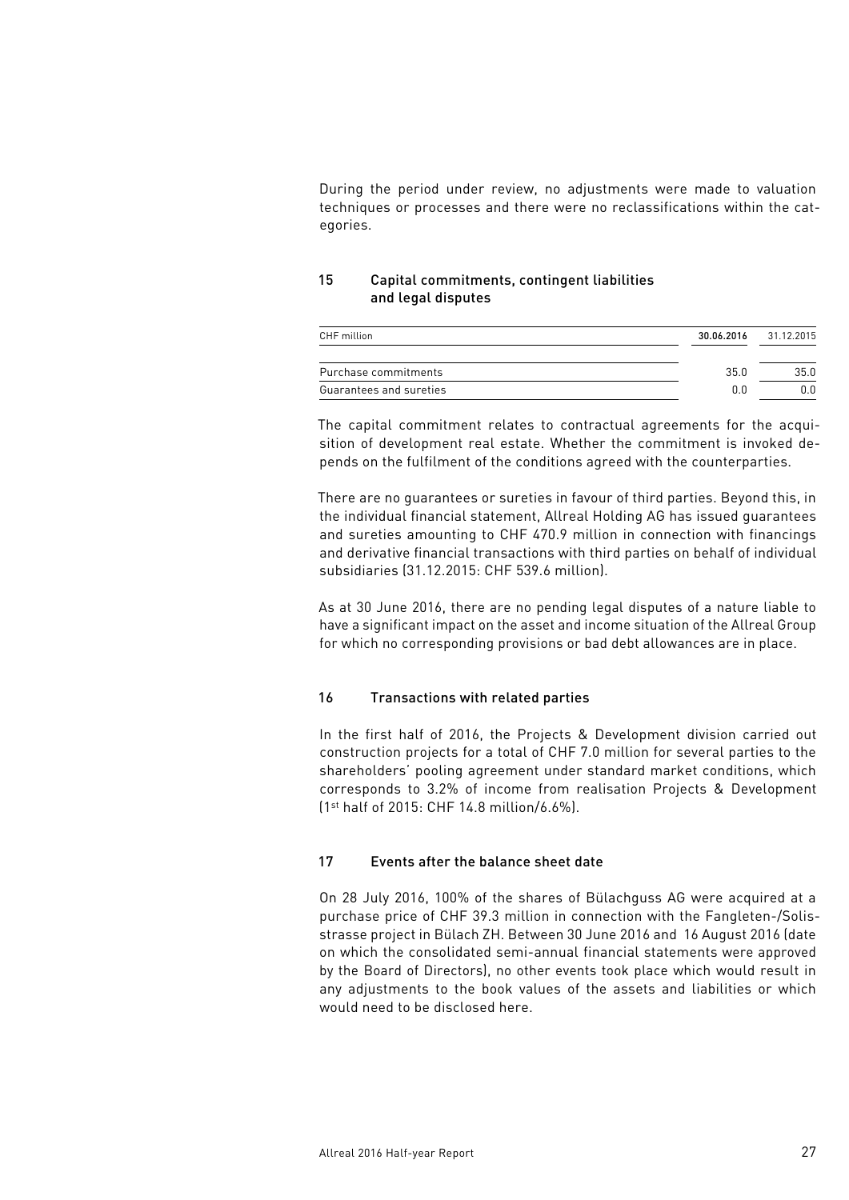During the period under review, no adjustments were made to valuation techniques or processes and there were no reclassifications within the categories.

## 15 Capital commitments, contingent liabilities and legal disputes

| CHF million | **30.06.2016** | 31.12.2015 |
|---|---|---|
| Purchase commitments | 35.0 | 35.0 |
| Guarantees and sureties | 0.0 | 0.0 |

The capital commitment relates to contractual agreements for the acquisition of development real estate. Whether the commitment is invoked depends on the fulfilment of the conditions agreed with the counterparties.

There are no guarantees or sureties in favour of third parties. Beyond this, in the individual financial statement, Allreal Holding AG has issued guarantees and sureties amounting to CHF 470.9 million in connection with financings and derivative financial transactions with third parties on behalf of individual subsidiaries (31.12.2015: CHF 539.6 million).

As at 30 June 2016, there are no pending legal disputes of a nature liable to have a significant impact on the asset and income situation of the Allreal Group for which no corresponding provisions or bad debt allowances are in place.

## 16 Transactions with related parties

In the first half of 2016, the Projects & Development division carried out construction projects for a total of CHF 7.0 million for several parties to the shareholders' pooling agreement under standard market conditions, which corresponds to 3.2% of income from realisation Projects & Development (1st half of 2015: CHF 14.8 million/6.6%).

## 17 Events after the balance sheet date

On 28 July 2016, 100% of the shares of Bülachguss AG were acquired at a purchase price of CHF 39.3 million in connection with the Fangleten-/Solisstrasse project in Bülach ZH. Between 30 June 2016 and 16 August 2016 (date on which the consolidated semi-annual financial statements were approved by the Board of Directors), no other events took place which would result in any adjustments to the book values of the assets and liabilities or which would need to be disclosed here.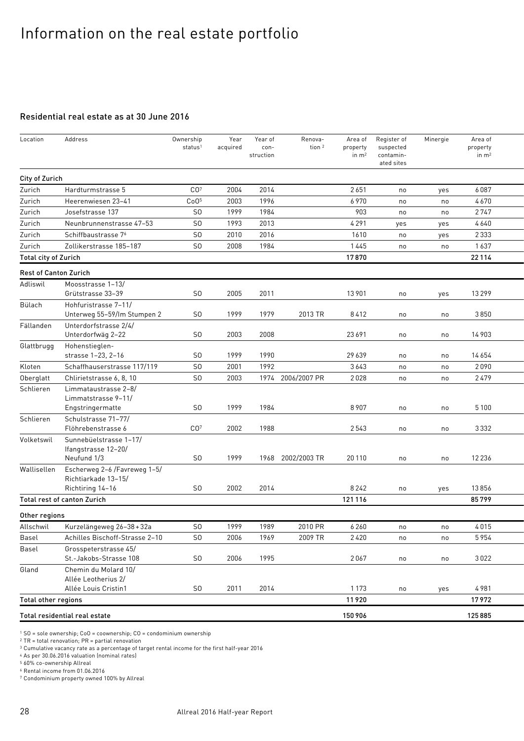# Information on the real estate portfolio

## Residential real estate as at 30 June 2016

| Location | Address | Ownership status[1] | Year acquired | Year of construction | Renovation [2] | Area of property in m² | Register of suspected contaminated sites | Minergie | Area of property in m² |
|---|---|---|---|---|---|---|---|---|---|
| **City of Zurich** | | | | | | | | | |
| Zurich | Hardturmstrasse 5 | CO[7] | 2004 | 2014 | | 2651 | no | yes | 6087 |
| Zurich | Heerenwiesen 23–41 | CoO[5] | 2003 | 1996 | | 6970 | no | no | 4670 |
| Zurich | Josefstrasse 137 | SO | 1999 | 1984 | | 903 | no | no | 2747 |
| Zurich | Neunbrunnenstrasse 47–53 | SO | 1993 | 2013 | | 4291 | yes | yes | 4640 |
| Zurich | Schiffbaustrasse 7[6] | SO | 2010 | 2016 | | 1610 | no | yes | 2333 |
| Zurich | Zollikerstrasse 185–187 | SO | 2008 | 1984 | | 1445 | no | no | 1637 |
| **Total city of Zurich** | | | | | | **17870** | | | **22114** |
| **Rest of Canton Zurich** | | | | | | | | | |
| Adliswil | Moosstrasse 1–13/ Grütstrasse 33–39 | SO | 2005 | 2011 | | 13901 | no | yes | 13299 |
| Bülach | Hohfuristrasse 7–11/ Unterweg 55–59/Im Stumpen 2 | SO | 1999 | 1979 | 2013 TR | 8412 | no | no | 3850 |
| Fällanden | Unterdorfstrasse 2/4/ Unterdorfwäg 2–22 | SO | 2003 | 2008 | | 23691 | no | no | 14903 |
| Glattbrugg | Hohenstieglen-strasse 1–23, 2–16 | SO | 1999 | 1990 | | 29639 | no | no | 14654 |
| Kloten | Schaffhauserstrasse 117/119 | SO | 2001 | 1992 | | 3643 | no | no | 2090 |
| Oberglatt | Chlirietstrasse 6, 8, 10 | SO | 2003 | 1974 | 2006/2007 PR | 2028 | no | no | 2479 |
| Schlieren | Limmataustrasse 2–8/ Limmatstrasse 9–11/ Engstringermatte | SO | 1999 | 1984 | | 8907 | no | no | 5100 |
| Schlieren | Schulstrasse 71–77/ Flöhrebenstrasse 6 | CO[7] | 2002 | 1988 | | 2543 | no | no | 3332 |
| Volketswil | Sunnebüelstrasse 1–17/ Ifangstrasse 12–20/ Neufund 1/3 | SO | 1999 | 1968 | 2002/2003 TR | 20110 | no | no | 12236 |
| Wallisellen | Escherweg 2–6 /Favreweg 1–5/ Richtiarkade 13–15/ Richtiring 14–16 | SO | 2002 | 2014 | | 8242 | no | yes | 13856 |
| **Total rest of canton Zurich** | | | | | | **121116** | | | **85799** |
| **Other regions** | | | | | | | | | |
| Allschwil | Kurzelängeweg 26–38+32a | SO | 1999 | 1989 | 2010 PR | 6260 | no | no | 4015 |
| Basel | Achilles Bischoff-Strasse 2–10 | SO | 2006 | 1969 | 2009 TR | 2420 | no | no | 5954 |
| Basel | Grosspeterstrasse 45/ St.-Jakobs-Strasse 108 | SO | 2006 | 1995 | | 2067 | no | no | 3022 |
| Gland | Chemin du Molard 10/ Allée Leotherius 2/ Allée Louis Cristin1 | SO | 2011 | 2014 | | 1173 | no | yes | 4981 |
| **Total other regions** | | | | | | **11920** | | | **17972** |
| **Total residential real estate** | | | | | | **150906** | | | **125885** |

[1] SO = sole ownership; CoO = coownership; CO = condominium ownership
[2] TR = total renovation; PR = partial renovation
[3] Cumulative vacancy rate as a percentage of target rental income for the first half-year 2016
[4] As per 30.06.2016 valuation (nominal rates)
[5] 60% co-ownership Allreal
[6] Rental income from 01.06.2016
[7] Condominium property owned 100% by Allreal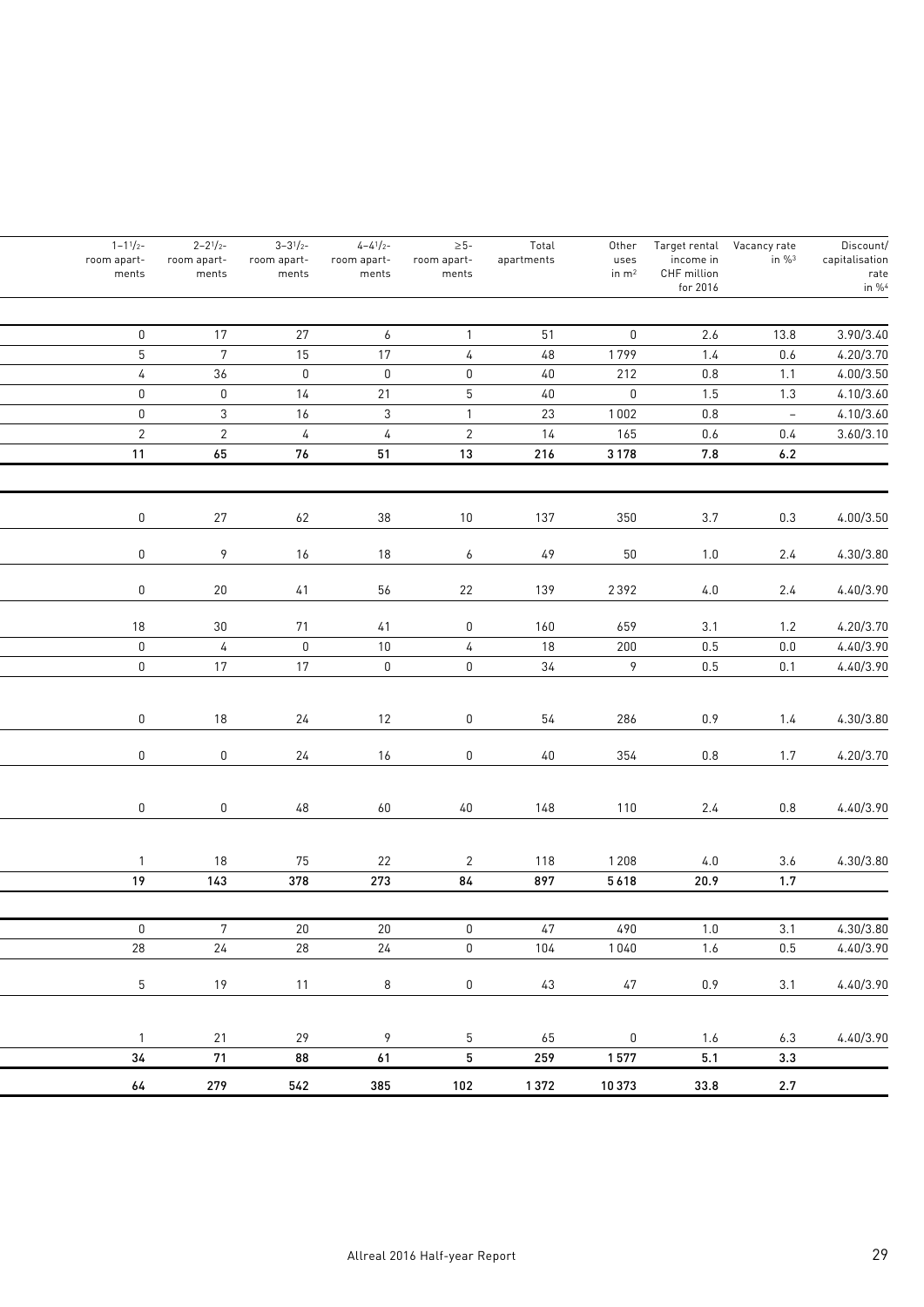| 1–1½-room apartments | 2–2½-room apartments | 3–3½-room apartments | 4–4½-room apartments | ≥5-room apartments | Total apartments | Other uses in m² | Target rental income in CHF million for 2016 | Vacancy rate in %[3] | Discount/capitalisation rate in %[4] |
|---|---|---|---|---|---|---|---|---|---|
| 0 | 17 | 27 | 6 | 1 | 51 | 0 | 2.6 | 13.8 | 3.90/3.40 |
| 5 | 7 | 15 | 17 | 4 | 48 | 1799 | 1.4 | 0.6 | 4.20/3.70 |
| 4 | 36 | 0 | 0 | 0 | 40 | 212 | 0.8 | 1.1 | 4.00/3.50 |
| 0 | 0 | 14 | 21 | 5 | 40 | 0 | 1.5 | 1.3 | 4.10/3.60 |
| 0 | 3 | 16 | 3 | 1 | 23 | 1002 | 0.8 | – | 4.10/3.60 |
| 2 | 2 | 4 | 4 | 2 | 14 | 165 | 0.6 | 0.4 | 3.60/3.10 |
| **11** | **65** | **76** | **51** | **13** | **216** | **3178** | **7.8** | **6.2** | |
| 0 | 27 | 62 | 38 | 10 | 137 | 350 | 3.7 | 0.3 | 4.00/3.50 |
| 0 | 9 | 16 | 18 | 6 | 49 | 50 | 1.0 | 2.4 | 4.30/3.80 |
| 0 | 20 | 41 | 56 | 22 | 139 | 2392 | 4.0 | 2.4 | 4.40/3.90 |
| 18 | 30 | 71 | 41 | 0 | 160 | 659 | 3.1 | 1.2 | 4.20/3.70 |
| 0 | 4 | 0 | 10 | 4 | 18 | 200 | 0.5 | 0.0 | 4.40/3.90 |
| 0 | 17 | 17 | 0 | 0 | 34 | 9 | 0.5 | 0.1 | 4.40/3.90 |
| 0 | 18 | 24 | 12 | 0 | 54 | 286 | 0.9 | 1.4 | 4.30/3.80 |
| 0 | 0 | 24 | 16 | 0 | 40 | 354 | 0.8 | 1.7 | 4.20/3.70 |
| 0 | 0 | 48 | 60 | 40 | 148 | 110 | 2.4 | 0.8 | 4.40/3.90 |
| 1 | 18 | 75 | 22 | 2 | 118 | 1208 | 4.0 | 3.6 | 4.30/3.80 |
| **19** | **143** | **378** | **273** | **84** | **897** | **5618** | **20.9** | **1.7** | |
| 0 | 7 | 20 | 20 | 0 | 47 | 490 | 1.0 | 3.1 | 4.30/3.80 |
| 28 | 24 | 28 | 24 | 0 | 104 | 1040 | 1.6 | 0.5 | 4.40/3.90 |
| 5 | 19 | 11 | 8 | 0 | 43 | 47 | 0.9 | 3.1 | 4.40/3.90 |
| 1 | 21 | 29 | 9 | 5 | 65 | 0 | 1.6 | 6.3 | 4.40/3.90 |
| **34** | **71** | **88** | **61** | **5** | **259** | **1577** | **5.1** | **3.3** | |
| **64** | **279** | **542** | **385** | **102** | **1372** | **10373** | **33.8** | **2.7** | |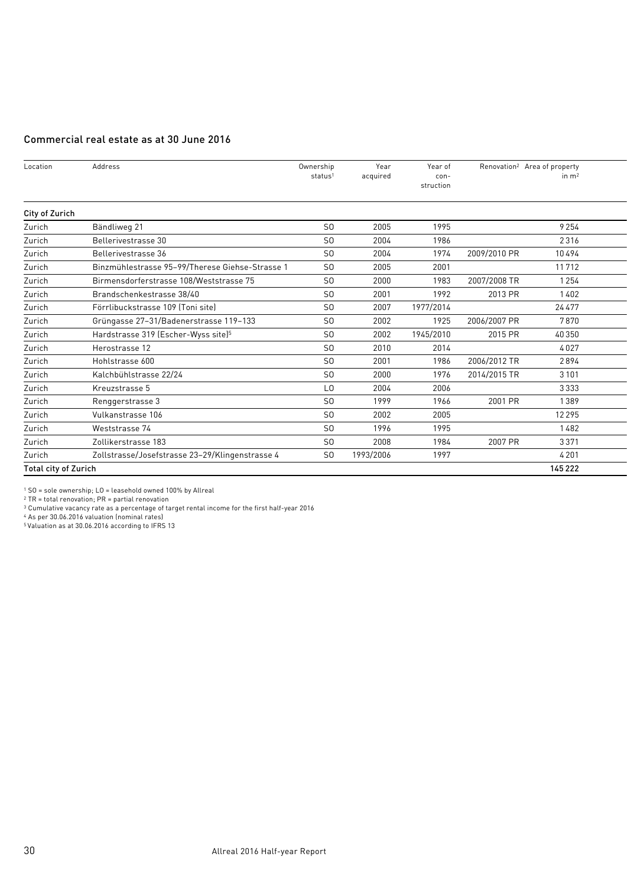## Commercial real estate as at 30 June 2016

| Location | Address | Ownership status[1] | Year acquired | Year of con-struction | Renovation[2] | Area of property in m² |
|---|---|---|---|---|---|---|
| **City of Zurich** | | | | | | |
| Zurich | Bändliweg 21 | SO | 2005 | 1995 | | 9 254 |
| Zurich | Bellerivestrasse 30 | SO | 2004 | 1986 | | 2 316 |
| Zurich | Bellerivestrasse 36 | SO | 2004 | 1974 | 2009/2010 PR | 10 494 |
| Zurich | Binzmühlestrasse 95–99/Therese Giehse-Strasse 1 | SO | 2005 | 2001 | | 11 712 |
| Zurich | Birmensdorferstrasse 108/Weststrasse 75 | SO | 2000 | 1983 | 2007/2008 TR | 1 254 |
| Zurich | Brandschenkestrasse 38/40 | SO | 2001 | 1992 | 2013 PR | 1 402 |
| Zurich | Förrlibuckstrasse 109 (Toni site) | SO | 2007 | 1977/2014 | | 24 477 |
| Zurich | Grüngasse 27–31/Badenerstrasse 119–133 | SO | 2002 | 1925 | 2006/2007 PR | 7 870 |
| Zurich | Hardstrasse 319 (Escher-Wyss site)[5] | SO | 2002 | 1945/2010 | 2015 PR | 40 350 |
| Zurich | Herostrasse 12 | SO | 2010 | 2014 | | 4 027 |
| Zurich | Hohlstrasse 600 | SO | 2001 | 1986 | 2006/2012 TR | 2 894 |
| Zurich | Kalchbühlstrasse 22/24 | SO | 2000 | 1976 | 2014/2015 TR | 3 101 |
| Zurich | Kreuzstrasse 5 | LO | 2004 | 2006 | | 3 333 |
| Zurich | Renggerstrasse 3 | SO | 1999 | 1966 | 2001 PR | 1 389 |
| Zurich | Vulkanstrasse 106 | SO | 2002 | 2005 | | 12 295 |
| Zurich | Weststrasse 74 | SO | 1996 | 1995 | | 1 482 |
| Zurich | Zollikerstrasse 183 | SO | 2008 | 1984 | 2007 PR | 3 371 |
| Zurich | Zollstrasse/Josefstrasse 23–29/Klingenstrasse 4 | SO | 1993/2006 | 1997 | | 4 201 |
| **Total city of Zurich** | | | | | | **145 222** |

[1] SO = sole ownership; LO = leasehold owned 100% by Allreal
[2] TR = total renovation; PR = partial renovation
[3] Cumulative vacancy rate as a percentage of target rental income for the first half-year 2016
[4] As per 30.06.2016 valuation (nominal rates)
[5] Valuation as at 30.06.2016 according to IFRS 13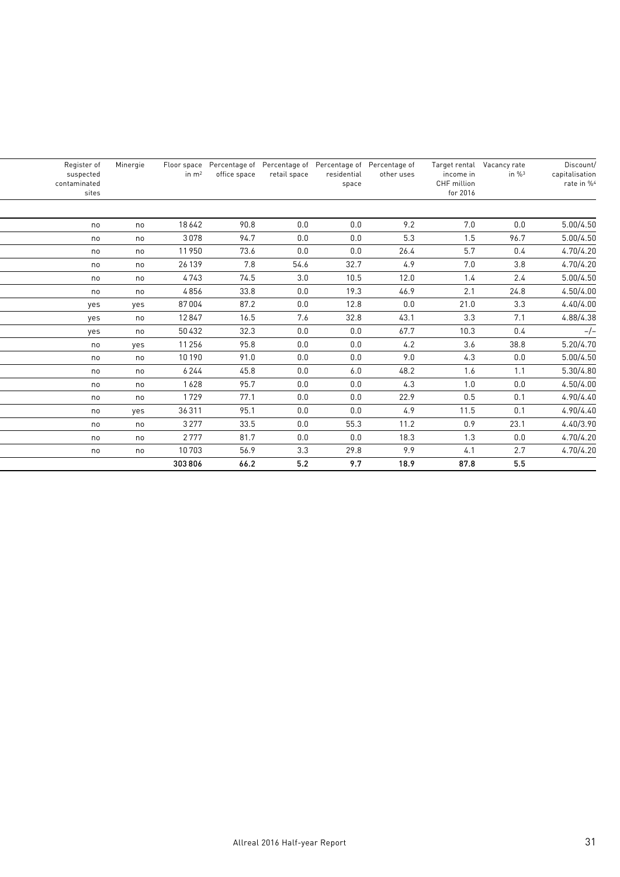| Register of suspected contaminated sites | Minergie | Floor space in m² | Percentage of office space | Percentage of retail space | Percentage of residential space | Percentage of other uses | Target rental income in CHF million for 2016 | Vacancy rate in %[3] | Discount/ capitalisation rate in %[4] |
|---|---|---|---|---|---|---|---|---|---|
| no | no | 18642 | 90.8 | 0.0 | 0.0 | 9.2 | 7.0 | 0.0 | 5.00/4.50 |
| no | no | 3078 | 94.7 | 0.0 | 0.0 | 5.3 | 1.5 | 96.7 | 5.00/4.50 |
| no | no | 11950 | 73.6 | 0.0 | 0.0 | 26.4 | 5.7 | 0.4 | 4.70/4.20 |
| no | no | 26139 | 7.8 | 54.6 | 32.7 | 4.9 | 7.0 | 3.8 | 4.70/4.20 |
| no | no | 4743 | 74.5 | 3.0 | 10.5 | 12.0 | 1.4 | 2.4 | 5.00/4.50 |
| no | no | 4856 | 33.8 | 0.0 | 19.3 | 46.9 | 2.1 | 24.8 | 4.50/4.00 |
| yes | yes | 87004 | 87.2 | 0.0 | 12.8 | 0.0 | 21.0 | 3.3 | 4.40/4.00 |
| yes | no | 12847 | 16.5 | 7.6 | 32.8 | 43.1 | 3.3 | 7.1 | 4.88/4.38 |
| yes | no | 50432 | 32.3 | 0.0 | 0.0 | 67.7 | 10.3 | 0.4 | –/– |
| no | yes | 11256 | 95.8 | 0.0 | 0.0 | 4.2 | 3.6 | 38.8 | 5.20/4.70 |
| no | no | 10190 | 91.0 | 0.0 | 0.0 | 9.0 | 4.3 | 0.0 | 5.00/4.50 |
| no | no | 6244 | 45.8 | 0.0 | 6.0 | 48.2 | 1.6 | 1.1 | 5.30/4.80 |
| no | no | 1628 | 95.7 | 0.0 | 0.0 | 4.3 | 1.0 | 0.0 | 4.50/4.00 |
| no | no | 1729 | 77.1 | 0.0 | 0.0 | 22.9 | 0.5 | 0.1 | 4.90/4.40 |
| no | yes | 36311 | 95.1 | 0.0 | 0.0 | 4.9 | 11.5 | 0.1 | 4.90/4.40 |
| no | no | 3277 | 33.5 | 0.0 | 55.3 | 11.2 | 0.9 | 23.1 | 4.40/3.90 |
| no | no | 2777 | 81.7 | 0.0 | 0.0 | 18.3 | 1.3 | 0.0 | 4.70/4.20 |
| no | no | 10703 | 56.9 | 3.3 | 29.8 | 9.9 | 4.1 | 2.7 | 4.70/4.20 |
| | | **303806** | **66.2** | **5.2** | **9.7** | **18.9** | **87.8** | **5.5** | |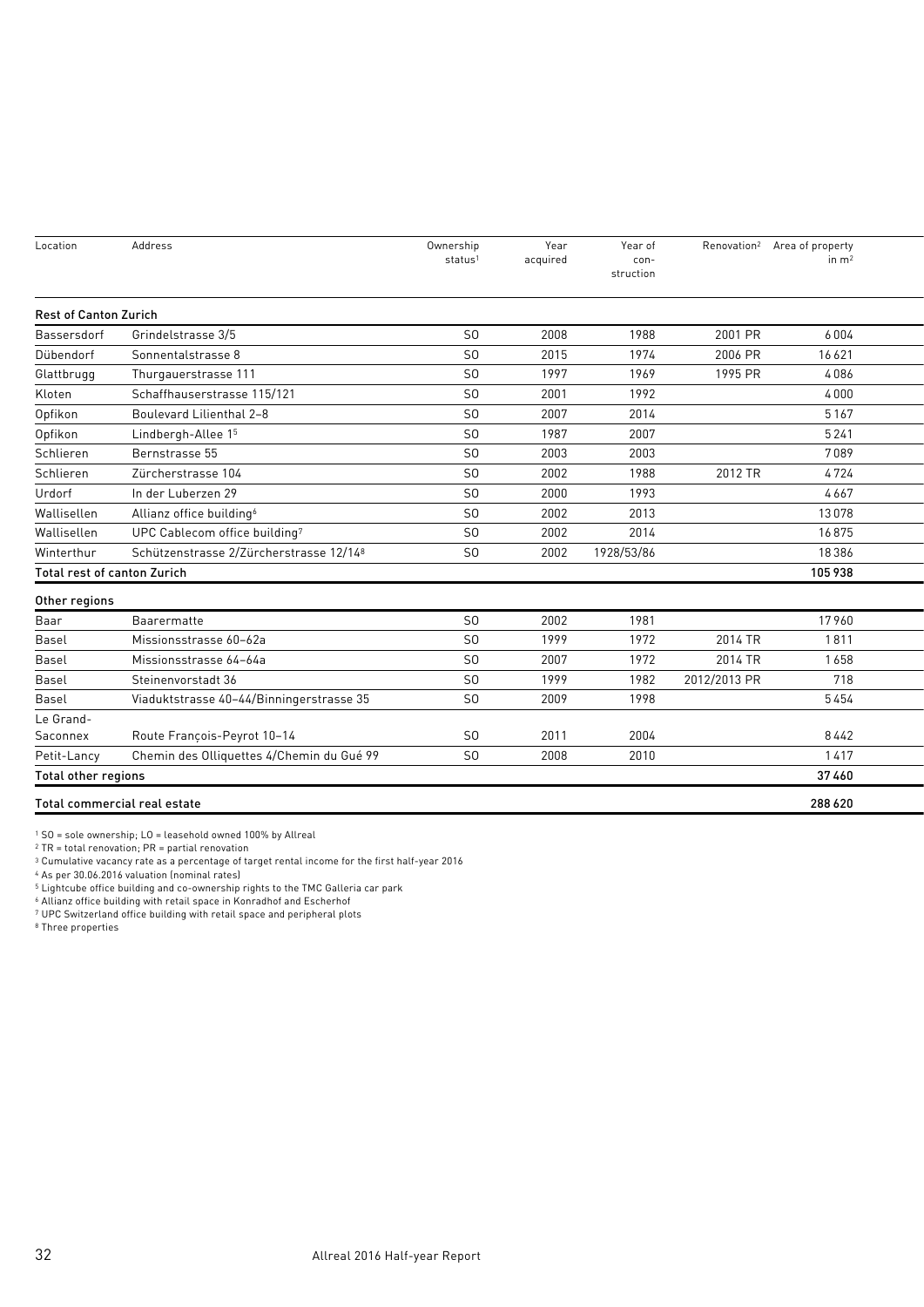| Location | Address | Ownership status[1] | Year acquired | Year of con-struction | Renovation[2] | Area of property in m[2] |
|---|---|---|---|---|---|---|
| **Rest of Canton Zurich** | | | | | | |
| Bassersdorf | Grindelstrasse 3/5 | SO | 2008 | 1988 | 2001 PR | 6 004 |
| Dübendorf | Sonnentalstrasse 8 | SO | 2015 | 1974 | 2006 PR | 16 621 |
| Glattbrugg | Thurgauerstrasse 111 | SO | 1997 | 1969 | 1995 PR | 4 086 |
| Kloten | Schaffhauserstrasse 115/121 | SO | 2001 | 1992 | | 4 000 |
| Opfikon | Boulevard Lilienthal 2–8 | SO | 2007 | 2014 | | 5 167 |
| Opfikon | Lindbergh-Allee 1[5] | SO | 1987 | 2007 | | 5 241 |
| Schlieren | Bernstrasse 55 | SO | 2003 | 2003 | | 7 089 |
| Schlieren | Zürcherstrasse 104 | SO | 2002 | 1988 | 2012 TR | 4 724 |
| Urdorf | In der Luberzen 29 | SO | 2000 | 1993 | | 4 667 |
| Wallisellen | Allianz office building[6] | SO | 2002 | 2013 | | 13 078 |
| Wallisellen | UPC Cablecom office building[7] | SO | 2002 | 2014 | | 16 875 |
| Winterthur | Schützenstrasse 2/Zürcherstrasse 12/14[8] | SO | 2002 | 1928/53/86 | | 18 386 |
| **Total rest of canton Zurich** | | | | | | **105 938** |
| **Other regions** | | | | | | |
| Baar | Baarermatte | SO | 2002 | 1981 | | 17 960 |
| Basel | Missionsstrasse 60–62a | SO | 1999 | 1972 | 2014 TR | 1 811 |
| Basel | Missionsstrasse 64–64a | SO | 2007 | 1972 | 2014 TR | 1 658 |
| Basel | Steinenvorstadt 36 | SO | 1999 | 1982 | 2012/2013 PR | 718 |
| Basel | Viaduktstrasse 40–44/Binningerstrasse 35 | SO | 2009 | 1998 | | 5 454 |
| Le Grand-Saconnex | Route François-Peyrot 10–14 | SO | 2011 | 2004 | | 8 442 |
| Petit-Lancy | Chemin des Olliquettes 4/Chemin du Gué 99 | SO | 2008 | 2010 | | 1 417 |
| **Total other regions** | | | | | | **37 460** |
| **Total commercial real estate** | | | | | | **288 620** |

[1] SO = sole ownership; LO = leasehold owned 100% by Allreal
[2] TR = total renovation; PR = partial renovation
[3] Cumulative vacancy rate as a percentage of target rental income for the first half-year 2016
[4] As per 30.06.2016 valuation (nominal rates)
[5] Lightcube office building and co-ownership rights to the TMC Galleria car park
[6] Allianz office building with retail space in Konradhof and Escherhof
[7] UPC Switzerland office building with retail space and peripheral plots
[8] Three properties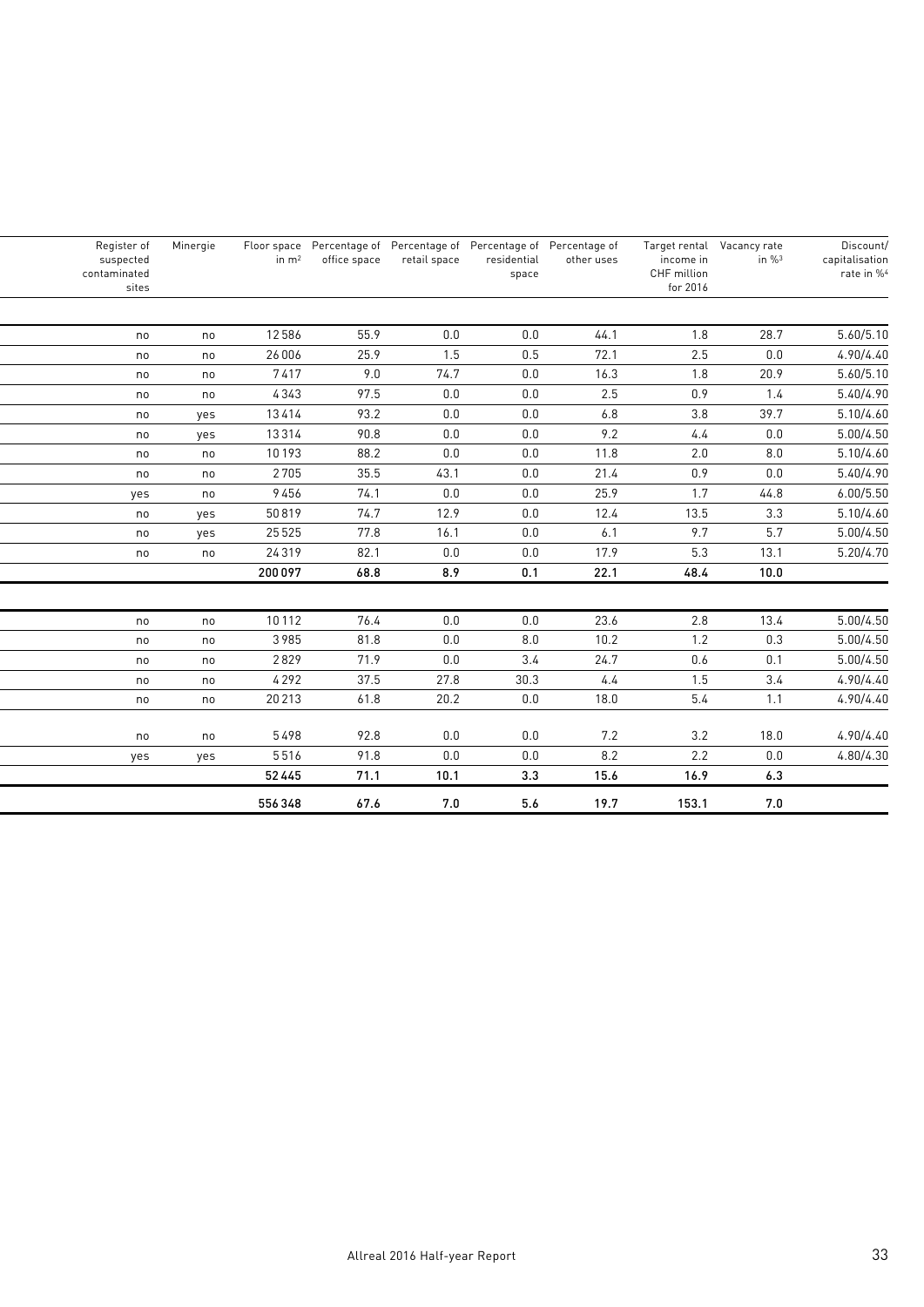| Register of suspected contaminated sites | Minergie | Floor space in m² | Percentage of office space | Percentage of retail space | Percentage of residential space | Percentage of other uses | Target rental income in CHF million for 2016 | Vacancy rate in %[3] | Discount/ capitalisation rate in %[4] |
|---|---|---|---|---|---|---|---|---|---|
| no | no | 12586 | 55.9 | 0.0 | 0.0 | 44.1 | 1.8 | 28.7 | 5.60/5.10 |
| no | no | 26006 | 25.9 | 1.5 | 0.5 | 72.1 | 2.5 | 0.0 | 4.90/4.40 |
| no | no | 7417 | 9.0 | 74.7 | 0.0 | 16.3 | 1.8 | 20.9 | 5.60/5.10 |
| no | no | 4343 | 97.5 | 0.0 | 0.0 | 2.5 | 0.9 | 1.4 | 5.40/4.90 |
| no | yes | 13414 | 93.2 | 0.0 | 0.0 | 6.8 | 3.8 | 39.7 | 5.10/4.60 |
| no | yes | 13314 | 90.8 | 0.0 | 0.0 | 9.2 | 4.4 | 0.0 | 5.00/4.50 |
| no | no | 10193 | 88.2 | 0.0 | 0.0 | 11.8 | 2.0 | 8.0 | 5.10/4.60 |
| no | no | 2705 | 35.5 | 43.1 | 0.0 | 21.4 | 0.9 | 0.0 | 5.40/4.90 |
| yes | no | 9456 | 74.1 | 0.0 | 0.0 | 25.9 | 1.7 | 44.8 | 6.00/5.50 |
| no | yes | 50819 | 74.7 | 12.9 | 0.0 | 12.4 | 13.5 | 3.3 | 5.10/4.60 |
| no | yes | 25525 | 77.8 | 16.1 | 0.0 | 6.1 | 9.7 | 5.7 | 5.00/4.50 |
| no | no | 24319 | 82.1 | 0.0 | 0.0 | 17.9 | 5.3 | 13.1 | 5.20/4.70 |
| | | **200097** | **68.8** | **8.9** | **0.1** | **22.1** | **48.4** | **10.0** | |
| | | | | | | | | | |
| no | no | 10112 | 76.4 | 0.0 | 0.0 | 23.6 | 2.8 | 13.4 | 5.00/4.50 |
| no | no | 3985 | 81.8 | 0.0 | 8.0 | 10.2 | 1.2 | 0.3 | 5.00/4.50 |
| no | no | 2829 | 71.9 | 0.0 | 3.4 | 24.7 | 0.6 | 0.1 | 5.00/4.50 |
| no | no | 4292 | 37.5 | 27.8 | 30.3 | 4.4 | 1.5 | 3.4 | 4.90/4.40 |
| no | no | 20213 | 61.8 | 20.2 | 0.0 | 18.0 | 5.4 | 1.1 | 4.90/4.40 |
| no | no | 5498 | 92.8 | 0.0 | 0.0 | 7.2 | 3.2 | 18.0 | 4.90/4.40 |
| yes | yes | 5516 | 91.8 | 0.0 | 0.0 | 8.2 | 2.2 | 0.0 | 4.80/4.30 |
| | | **52445** | **71.1** | **10.1** | **3.3** | **15.6** | **16.9** | **6.3** | |
| | | **556348** | **67.6** | **7.0** | **5.6** | **19.7** | **153.1** | **7.0** | |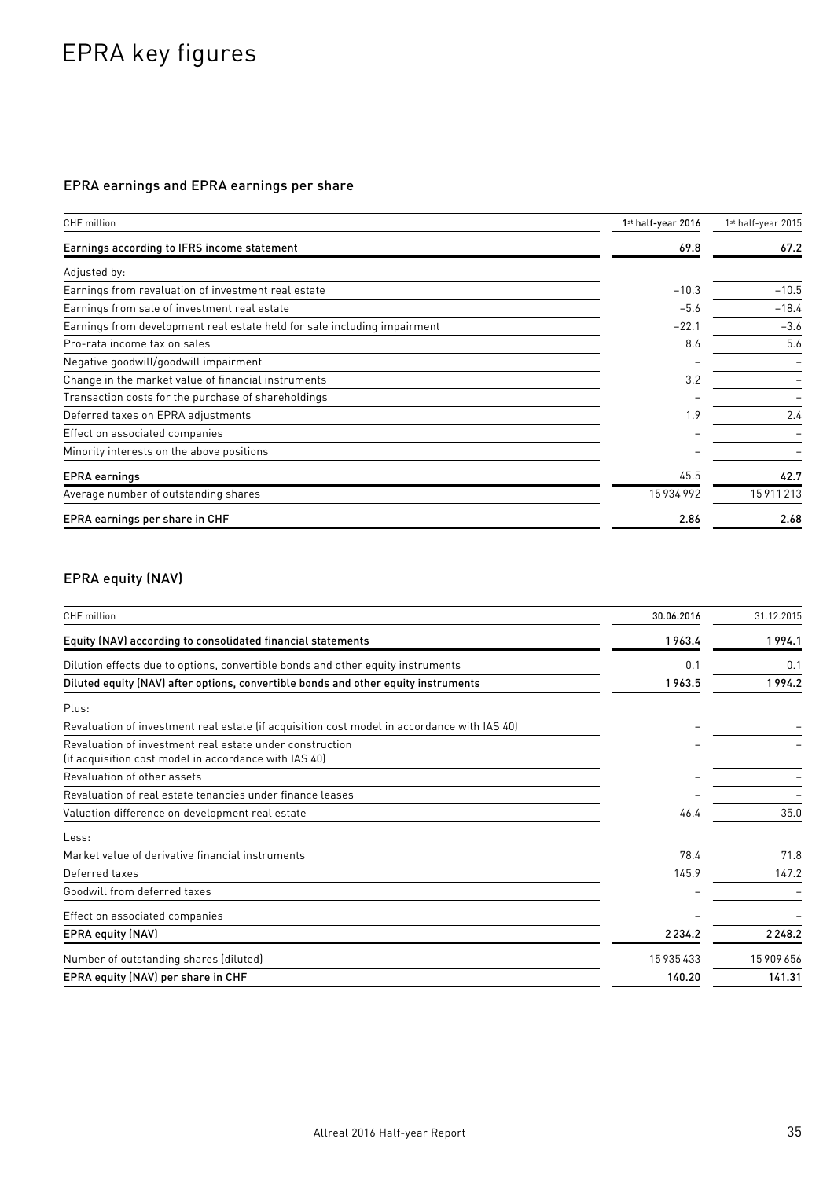# EPRA key figures

## EPRA earnings and EPRA earnings per share

| CHF million | 1st half-year 2016 | 1st half-year 2015 |
|---|---|---|
| **Earnings according to IFRS income statement** | **69.8** | **67.2** |
| Adjusted by: | | |
| Earnings from revaluation of investment real estate | −10.3 | −10.5 |
| Earnings from sale of investment real estate | −5.6 | −18.4 |
| Earnings from development real estate held for sale including impairment | −22.1 | −3.6 |
| Pro-rata income tax on sales | 8.6 | 5.6 |
| Negative goodwill/goodwill impairment | – | – |
| Change in the market value of financial instruments | 3.2 | – |
| Transaction costs for the purchase of shareholdings | – | – |
| Deferred taxes on EPRA adjustments | 1.9 | 2.4 |
| Effect on associated companies | – | – |
| Minority interests on the above positions | – | – |
| **EPRA earnings** | 45.5 | **42.7** |
| Average number of outstanding shares | 15 934 992 | 15 911 213 |
| **EPRA earnings per share in CHF** | **2.86** | **2.68** |

## EPRA equity (NAV)

| CHF million | 30.06.2016 | 31.12.2015 |
|---|---|---|
| **Equity (NAV) according to consolidated financial statements** | **1 963.4** | **1 994.1** |
| Dilution effects due to options, convertible bonds and other equity instruments | 0.1 | 0.1 |
| **Diluted equity (NAV) after options, convertible bonds and other equity instruments** | **1 963.5** | **1 994.2** |
| Plus: | | |
| Revaluation of investment real estate (if acquisition cost model in accordance with IAS 40) | – | – |
| Revaluation of investment real estate under construction (if acquisition cost model in accordance with IAS 40) | – | – |
| Revaluation of other assets | – | – |
| Revaluation of real estate tenancies under finance leases | – | – |
| Valuation difference on development real estate | 46.4 | 35.0 |
| Less: | | |
| Market value of derivative financial instruments | 78.4 | 71.8 |
| Deferred taxes | 145.9 | 147.2 |
| Goodwill from deferred taxes | – | – |
| Effect on associated companies | – | – |
| **EPRA equity (NAV)** | **2 234.2** | **2 248.2** |
| Number of outstanding shares (diluted) | 15 935 433 | 15 909 656 |
| **EPRA equity (NAV) per share in CHF** | **140.20** | **141.31** |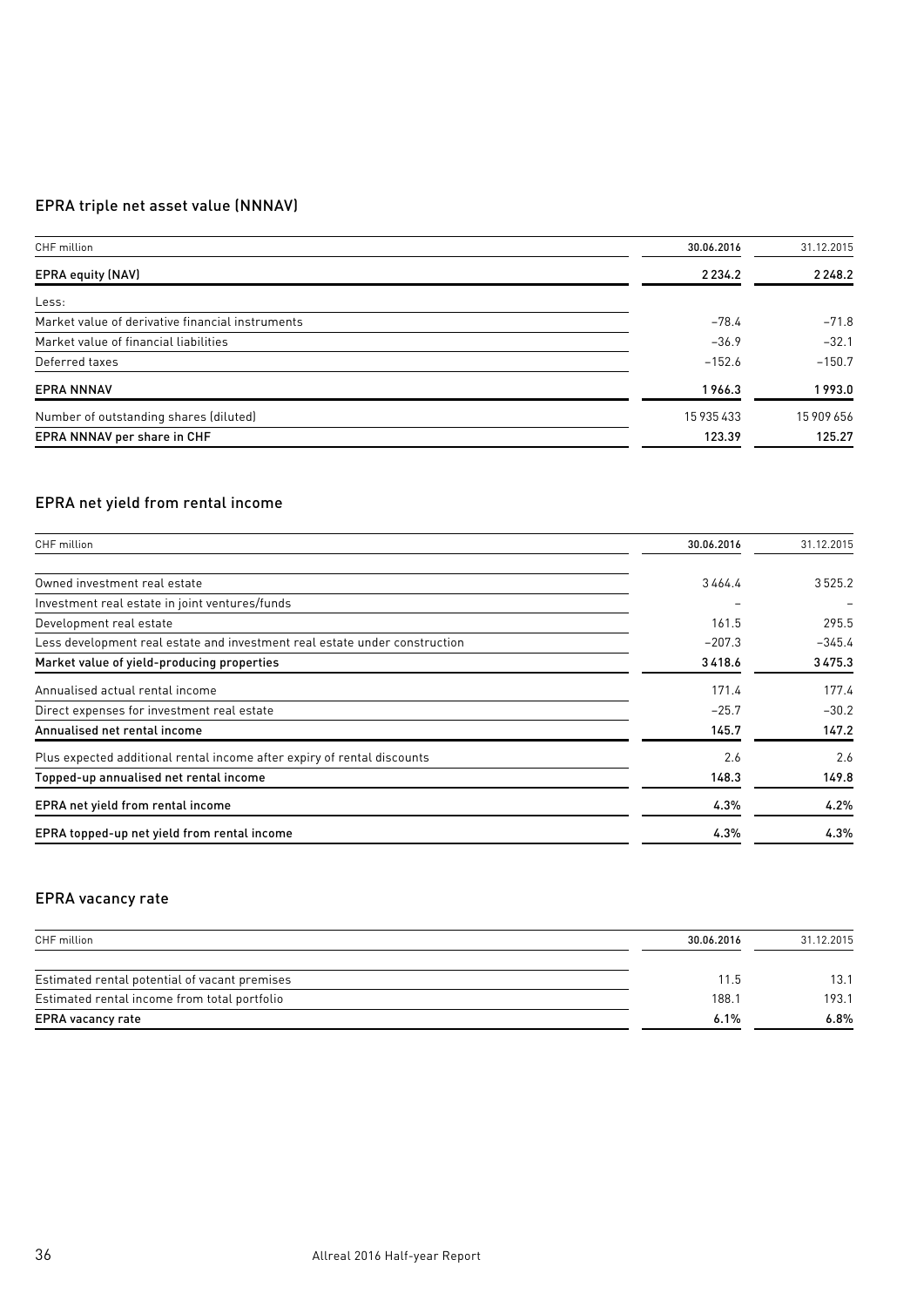## EPRA triple net asset value (NNNAV)

| CHF million | 30.06.2016 | 31.12.2015 |
|---|---|---|
| **EPRA equity (NAV)** | **2 234.2** | **2 248.2** |
| Less: | | |
| Market value of derivative financial instruments | –78.4 | –71.8 |
| Market value of financial liabilities | –36.9 | –32.1 |
| Deferred taxes | –152.6 | –150.7 |
| **EPRA NNNAV** | **1 966.3** | **1 993.0** |
| Number of outstanding shares (diluted) | 15 935 433 | 15 909 656 |
| **EPRA NNNAV per share in CHF** | **123.39** | **125.27** |

## EPRA net yield from rental income

| CHF million | 30.06.2016 | 31.12.2015 |
|---|---|---|
| Owned investment real estate | 3 464.4 | 3 525.2 |
| Investment real estate in joint ventures/funds | – | – |
| Development real estate | 161.5 | 295.5 |
| Less development real estate and investment real estate under construction | –207.3 | –345.4 |
| **Market value of yield-producing properties** | **3 418.6** | **3 475.3** |
| Annualised actual rental income | 171.4 | 177.4 |
| Direct expenses for investment real estate | –25.7 | –30.2 |
| **Annualised net rental income** | **145.7** | **147.2** |
| Plus expected additional rental income after expiry of rental discounts | 2.6 | 2.6 |
| **Topped-up annualised net rental income** | **148.3** | **149.8** |
| **EPRA net yield from rental income** | **4.3%** | **4.2%** |
| **EPRA topped-up net yield from rental income** | **4.3%** | **4.3%** |

## EPRA vacancy rate

| CHF million | 30.06.2016 | 31.12.2015 |
|---|---|---|
| Estimated rental potential of vacant premises | 11.5 | 13.1 |
| Estimated rental income from total portfolio | 188.1 | 193.1 |
| **EPRA vacancy rate** | **6.1%** | **6.8%** |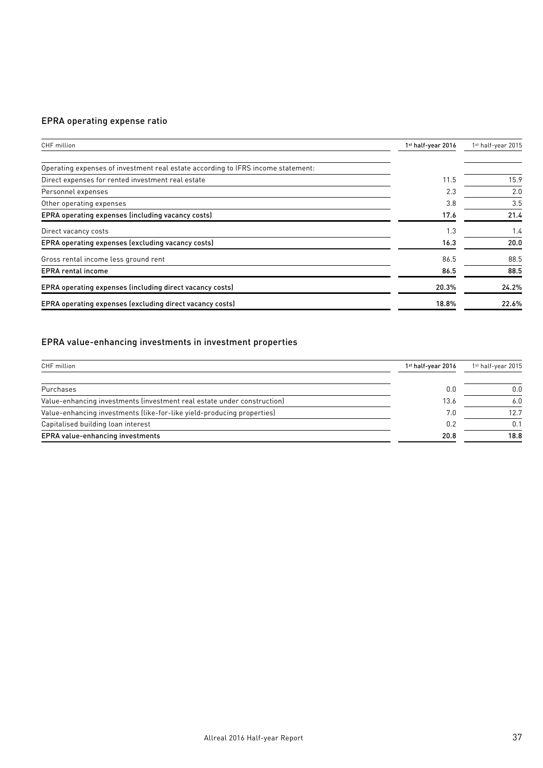## EPRA operating expense ratio

| CHF million | 1st half-year 2016 | 1st half-year 2015 |
|---|---|---|
| Operating expenses of investment real estate according to IFRS income statement: | | |
| Direct expenses for rented investment real estate | 11.5 | 15.9 |
| Personnel expenses | 2.3 | 2.0 |
| Other operating expenses | 3.8 | 3.5 |
| **EPRA operating expenses (including vacancy costs)** | **17.6** | **21.4** |
| Direct vacancy costs | 1.3 | 1.4 |
| **EPRA operating expenses (excluding vacancy costs)** | **16.3** | **20.0** |
| Gross rental income less ground rent | 86.5 | 88.5 |
| **EPRA rental income** | **86.5** | **88.5** |
| **EPRA operating expenses (including direct vacancy costs)** | **20.3%** | **24.2%** |
| **EPRA operating expenses (excluding direct vacancy costs)** | **18.8%** | **22.6%** |

## EPRA value-enhancing investments in investment properties

| CHF million | 1st half-year 2016 | 1st half-year 2015 |
|---|---|---|
| Purchases | 0.0 | 0.0 |
| Value-enhancing investments (investment real estate under construction) | 13.6 | 6.0 |
| Value-enhancing investments (like-for-like yield-producing properties) | 7.0 | 12.7 |
| Capitalised building loan interest | 0.2 | 0.1 |
| **EPRA value-enhancing investments** | **20.8** | **18.8** |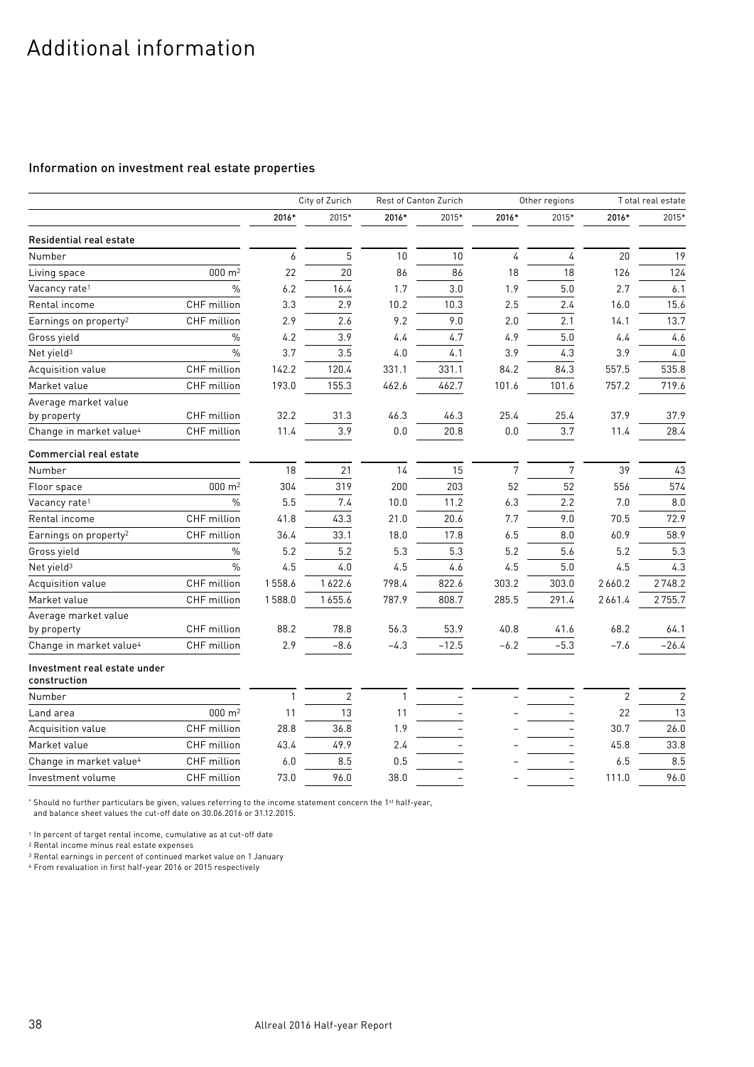# Additional information

## Information on investment real estate properties

| | | City of Zurich | | Rest of Canton Zurich | | Other regions | | Total real estate | |
|---|---|---|---|---|---|---|---|---|---|
| | | **2016*** | 2015* | **2016*** | 2015* | **2016*** | 2015* | **2016*** | 2015* |
| **Residential real estate** | | | | | | | | | |
| Number | | 6 | 5 | 10 | 10 | 4 | 4 | 20 | 19 |
| Living space | 000 m² | 22 | 20 | 86 | 86 | 18 | 18 | 126 | 124 |
| Vacancy rate[1] | % | 6.2 | 16.4 | 1.7 | 3.0 | 1.9 | 5.0 | 2.7 | 6.1 |
| Rental income | CHF million | 3.3 | 2.9 | 10.2 | 10.3 | 2.5 | 2.4 | 16.0 | 15.6 |
| Earnings on property[2] | CHF million | 2.9 | 2.6 | 9.2 | 9.0 | 2.0 | 2.1 | 14.1 | 13.7 |
| Gross yield | % | 4.2 | 3.9 | 4.4 | 4.7 | 4.9 | 5.0 | 4.4 | 4.6 |
| Net yield[3] | % | 3.7 | 3.5 | 4.0 | 4.1 | 3.9 | 4.3 | 3.9 | 4.0 |
| Acquisition value | CHF million | 142.2 | 120.4 | 331.1 | 331.1 | 84.2 | 84.3 | 557.5 | 535.8 |
| Market value | CHF million | 193.0 | 155.3 | 462.6 | 462.7 | 101.6 | 101.6 | 757.2 | 719.6 |
| Average market value by property | CHF million | 32.2 | 31.3 | 46.3 | 46.3 | 25.4 | 25.4 | 37.9 | 37.9 |
| Change in market value[4] | CHF million | 11.4 | 3.9 | 0.0 | 20.8 | 0.0 | 3.7 | 11.4 | 28.4 |
| **Commercial real estate** | | | | | | | | | |
| Number | | 18 | 21 | 14 | 15 | 7 | 7 | 39 | 43 |
| Floor space | 000 m² | 304 | 319 | 200 | 203 | 52 | 52 | 556 | 574 |
| Vacancy rate[1] | % | 5.5 | 7.4 | 10.0 | 11.2 | 6.3 | 2.2 | 7.0 | 8.0 |
| Rental income | CHF million | 41.8 | 43.3 | 21.0 | 20.6 | 7.7 | 9.0 | 70.5 | 72.9 |
| Earnings on property[2] | CHF million | 36.4 | 33.1 | 18.0 | 17.8 | 6.5 | 8.0 | 60.9 | 58.9 |
| Gross yield | % | 5.2 | 5.2 | 5.3 | 5.3 | 5.2 | 5.6 | 5.2 | 5.3 |
| Net yield[3] | % | 4.5 | 4.0 | 4.5 | 4.6 | 4.5 | 5.0 | 4.5 | 4.3 |
| Acquisition value | CHF million | 1558.6 | 1622.6 | 798.4 | 822.6 | 303.2 | 303.0 | 2660.2 | 2748.2 |
| Market value | CHF million | 1588.0 | 1655.6 | 787.9 | 808.7 | 285.5 | 291.4 | 2661.4 | 2755.7 |
| Average market value by property | CHF million | 88.2 | 78.8 | 56.3 | 53.9 | 40.8 | 41.6 | 68.2 | 64.1 |
| Change in market value[4] | CHF million | 2.9 | –8.6 | –4.3 | –12.5 | –6.2 | –5.3 | –7.6 | –26.4 |
| **Investment real estate under construction** | | | | | | | | | |
| Number | | 1 | 2 | 1 | – | – | – | 2 | 2 |
| Land area | 000 m² | 11 | 13 | 11 | – | – | – | 22 | 13 |
| Acquisition value | CHF million | 28.8 | 36.8 | 1.9 | – | – | – | 30.7 | 26.0 |
| Market value | CHF million | 43.4 | 49.9 | 2.4 | – | – | – | 45.8 | 33.8 |
| Change in market value[4] | CHF million | 6.0 | 8.5 | 0.5 | – | – | – | 6.5 | 8.5 |
| Investment volume | CHF million | 73.0 | 96.0 | 38.0 | – | – | – | 111.0 | 96.0 |

* Should no further particulars be given, values referring to the income statement concern the 1st half-year, and balance sheet values the cut-off date on 30.06.2016 or 31.12.2015.

[1] In percent of target rental income, cumulative as at cut-off date
[2] Rental income minus real estate expenses
[3] Rental earnings in percent of continued market value on 1 January
[4] From revaluation in first half-year 2016 or 2015 respectively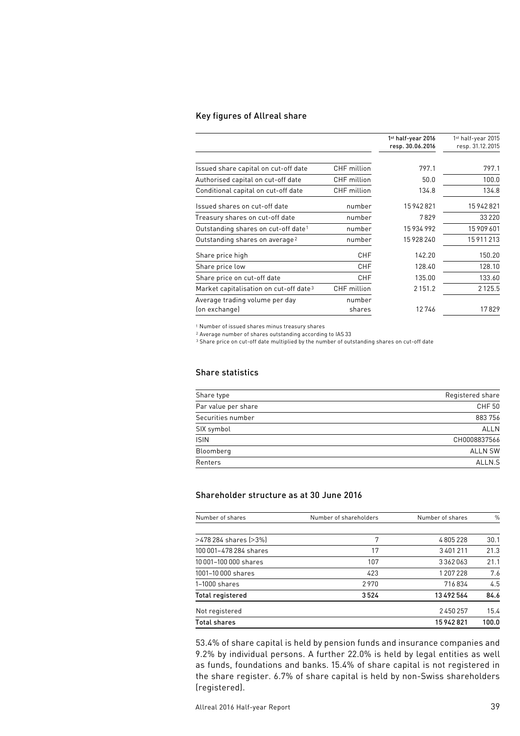## Key figures of Allreal share

| | | 1st half-year 2016 resp. 30.06.2016 | 1st half-year 2015 resp. 31.12.2015 |
|---|---|---|---|
| Issued share capital on cut-off date | CHF million | 797.1 | 797.1 |
| Authorised capital on cut-off date | CHF million | 50.0 | 100.0 |
| Conditional capital on cut-off date | CHF million | 134.8 | 134.8 |
| Issued shares on cut-off date | number | 15 942 821 | 15 942 821 |
| Treasury shares on cut-off date | number | 7829 | 33 220 |
| Outstanding shares on cut-off date[1] | number | 15 934 992 | 15 909 601 |
| Outstanding shares on average[2] | number | 15 928 240 | 15 911 213 |
| Share price high | CHF | 142.20 | 150.20 |
| Share price low | CHF | 128.40 | 128.10 |
| Share price on cut-off date | CHF | 135.00 | 133.60 |
| Market capitalisation on cut-off date[3] | CHF million | 2 151.2 | 2 125.5 |
| Average trading volume per day (on exchange) | number shares | 12 746 | 17 829 |

[1] Number of issued shares minus treasury shares
[2] Average number of shares outstanding according to IAS 33
[3] Share price on cut-off date multiplied by the number of outstanding shares on cut-off date

## Share statistics

| | |
|---|---|
| Share type | Registered share |
| Par value per share | CHF 50 |
| Securities number | 883 756 |
| SIX symbol | ALLN |
| ISIN | CH0008837566 |
| Bloomberg | ALLN SW |
| Renters | ALLN.S |

## Shareholder structure as at 30 June 2016

| Number of shares | Number of shareholders | Number of shares | % |
|---|---|---|---|
| >478 284 shares (>3%) | 7 | 4 805 228 | 30.1 |
| 100 001–478 284 shares | 17 | 3 401 211 | 21.3 |
| 10 001–100 000 shares | 107 | 3 362 063 | 21.1 |
| 1001–10 000 shares | 423 | 1 207 228 | 7.6 |
| 1–1000 shares | 2 970 | 716 834 | 4.5 |
| **Total registered** | **3 524** | **13 492 564** | **84.6** |
| Not registered | | 2 450 257 | 15.4 |
| **Total shares** | | **15 942 821** | **100.0** |

53.4% of share capital is held by pension funds and insurance companies and 9.2% by individual persons. A further 22.0% is held by legal entities as well as funds, foundations and banks. 15.4% of share capital is not registered in the share register. 6.7% of share capital is held by non-Swiss shareholders (registered).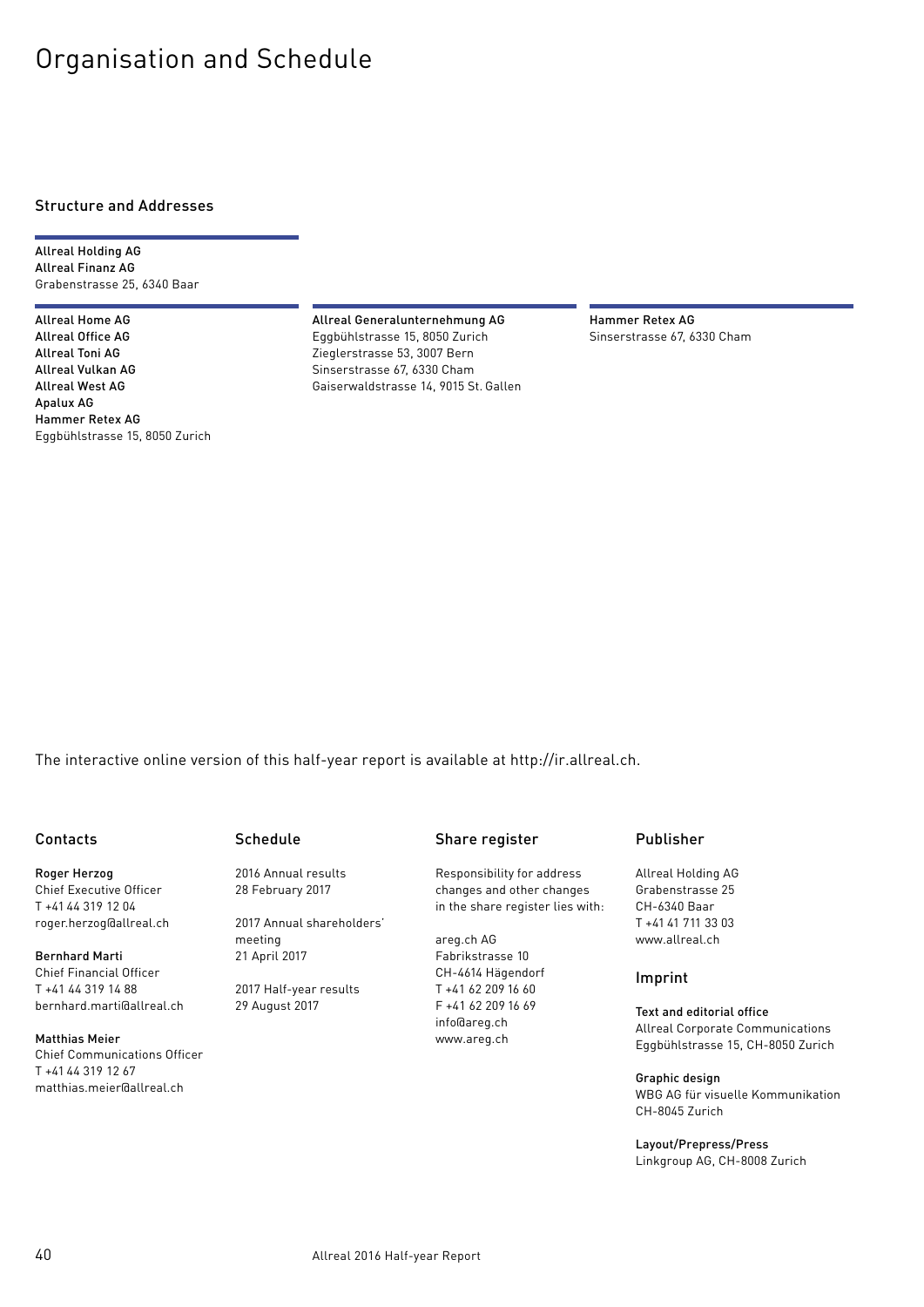# Organisation and Schedule

## Structure and Addresses

**Allreal Holding AG**
**Allreal Finanz AG**
Grabenstrasse 25, 6340 Baar

**Allreal Home AG**
**Allreal Office AG**
**Allreal Toni AG**
**Allreal Vulkan AG**
**Allreal West AG**
**Apalux AG**
**Hammer Retex AG**
Eggbühlstrasse 15, 8050 Zurich

**Allreal Generalunternehmung AG**
Eggbühlstrasse 15, 8050 Zurich
Zieglerstrasse 53, 3007 Bern
Sinserstrasse 67, 6330 Cham
Gaiserwaldstrasse 14, 9015 St. Gallen

**Hammer Retex AG**
Sinserstrasse 67, 6330 Cham

The interactive online version of this half-year report is available at http://ir.allreal.ch.

## Contacts

**Roger Herzog**
Chief Executive Officer
T +41 44 319 12 04
roger.herzog@allreal.ch

**Bernhard Marti**
Chief Financial Officer
T +41 44 319 14 88
bernhard.marti@allreal.ch

**Matthias Meier**
Chief Communications Officer
T +41 44 319 12 67
matthias.meier@allreal.ch

## Schedule

2016 Annual results
28 February 2017

2017 Annual shareholders' meeting
21 April 2017

2017 Half-year results
29 August 2017

## Share register

Responsibility for address changes and other changes in the share register lies with:

areg.ch AG
Fabrikstrasse 10
CH-4614 Hägendorf
T +41 62 209 16 60
F +41 62 209 16 69
info@areg.ch
www.areg.ch

## Publisher

Allreal Holding AG
Grabenstrasse 25
CH-6340 Baar
T +41 41 711 33 03
www.allreal.ch

## Imprint

**Text and editorial office**
Allreal Corporate Communications
Eggbühlstrasse 15, CH-8050 Zurich

**Graphic design**
WBG AG für visuelle Kommunikation
CH-8045 Zurich

**Layout/Prepress/Press**
Linkgroup AG, CH-8008 Zurich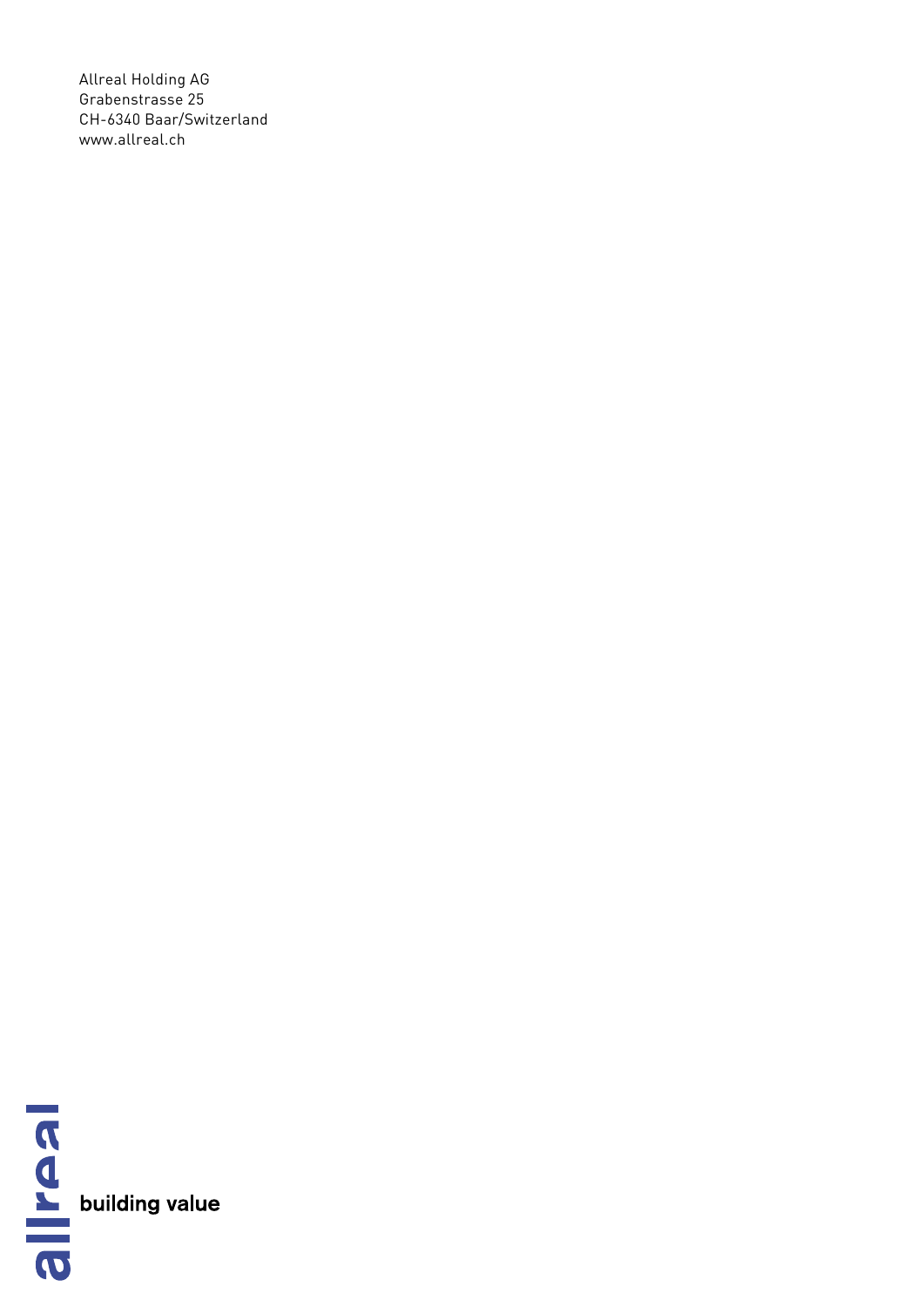Allreal Holding AG
Grabenstrasse 25
CH-6340 Baar/Switzerland
www.allreal.ch

allreal

building value